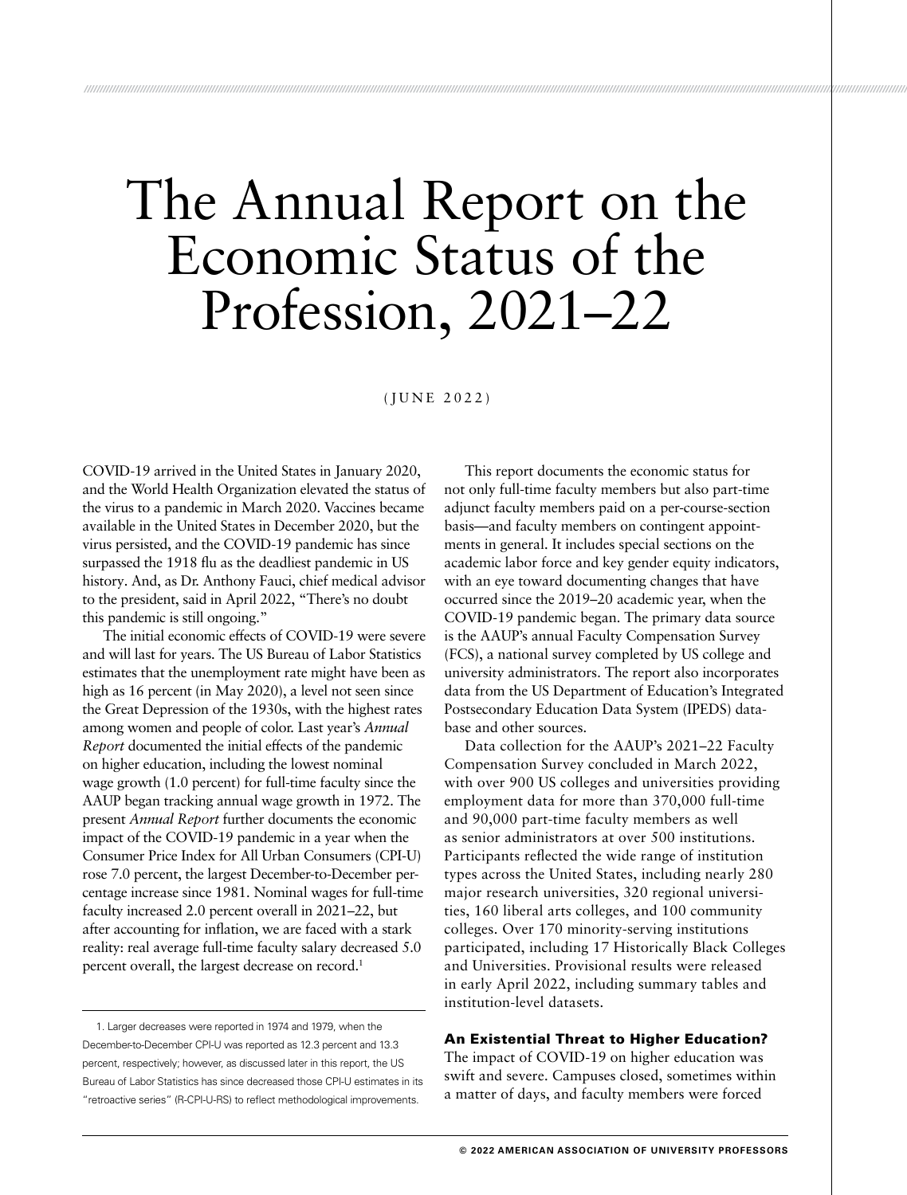# The Annual Report on the Economic Status of the Profession, 2021–22

(JUNE 2022)

COVID-19 arrived in the United States in January 2020, and the World Health Organization elevated the status of the virus to a pandemic in March 2020. Vaccines became available in the United States in December 2020, but the virus persisted, and the COVID-19 pandemic has since surpassed the 1918 flu as the deadliest pandemic in US history. And, as Dr. Anthony Fauci, chief medical advisor to the president, said in April 2022, "There's no doubt this pandemic is still ongoing."

The initial economic effects of COVID-19 were severe and will last for years. The US Bureau of Labor Statistics estimates that the unemployment rate might have been as high as 16 percent (in May 2020), a level not seen since the Great Depression of the 1930s, with the highest rates among women and people of color. Last year's *Annual Report* documented the initial effects of the pandemic on higher education, including the lowest nominal wage growth (1.0 percent) for full-time faculty since the AAUP began tracking annual wage growth in 1972. The present *Annual Report* further documents the economic impact of the COVID-19 pandemic in a year when the Consumer Price Index for All Urban Consumers (CPI-U) rose 7.0 percent, the largest December-to-December percentage increase since 1981. Nominal wages for full-time faculty increased 2.0 percent overall in 2021–22, but after accounting for inflation, we are faced with a stark reality: real average full-time faculty salary decreased 5.0 percent overall, the largest decrease on record.[1]

This report documents the economic status for not only full-time faculty members but also part-time adjunct faculty members paid on a per-course-section basis—and faculty members on contingent appointments in general. It includes special sections on the academic labor force and key gender equity indicators, with an eye toward documenting changes that have occurred since the 2019–20 academic year, when the COVID-19 pandemic began. The primary data source is the AAUP's annual Faculty Compensation Survey (FCS), a national survey completed by US college and university administrators. The report also incorporates data from the US Department of Education's Integrated Postsecondary Education Data System (IPEDS) database and other sources.

Data collection for the AAUP's 2021–22 Faculty Compensation Survey concluded in March 2022, with over 900 US colleges and universities providing employment data for more than 370,000 full-time and 90,000 part-time faculty members as well as senior administrators at over 500 institutions. Participants reflected the wide range of institution types across the United States, including nearly 280 major research universities, 320 regional universities, 160 liberal arts colleges, and 100 community colleges. Over 170 minority-serving institutions participated, including 17 Historically Black Colleges and Universities. Provisional results were released in early April 2022, including summary tables and institution-level datasets.

## An Existential Threat to Higher Education?

The impact of COVID-19 on higher education was swift and severe. Campuses closed, sometimes within a matter of days, and faculty members were forced

1. Larger decreases were reported in 1974 and 1979, when the December-to-December CPI-U was reported as 12.3 percent and 13.3 percent, respectively; however, as discussed later in this report, the US Bureau of Labor Statistics has since decreased those CPI-U estimates in its "retroactive series" (R-CPI-U-RS) to reflect methodological improvements.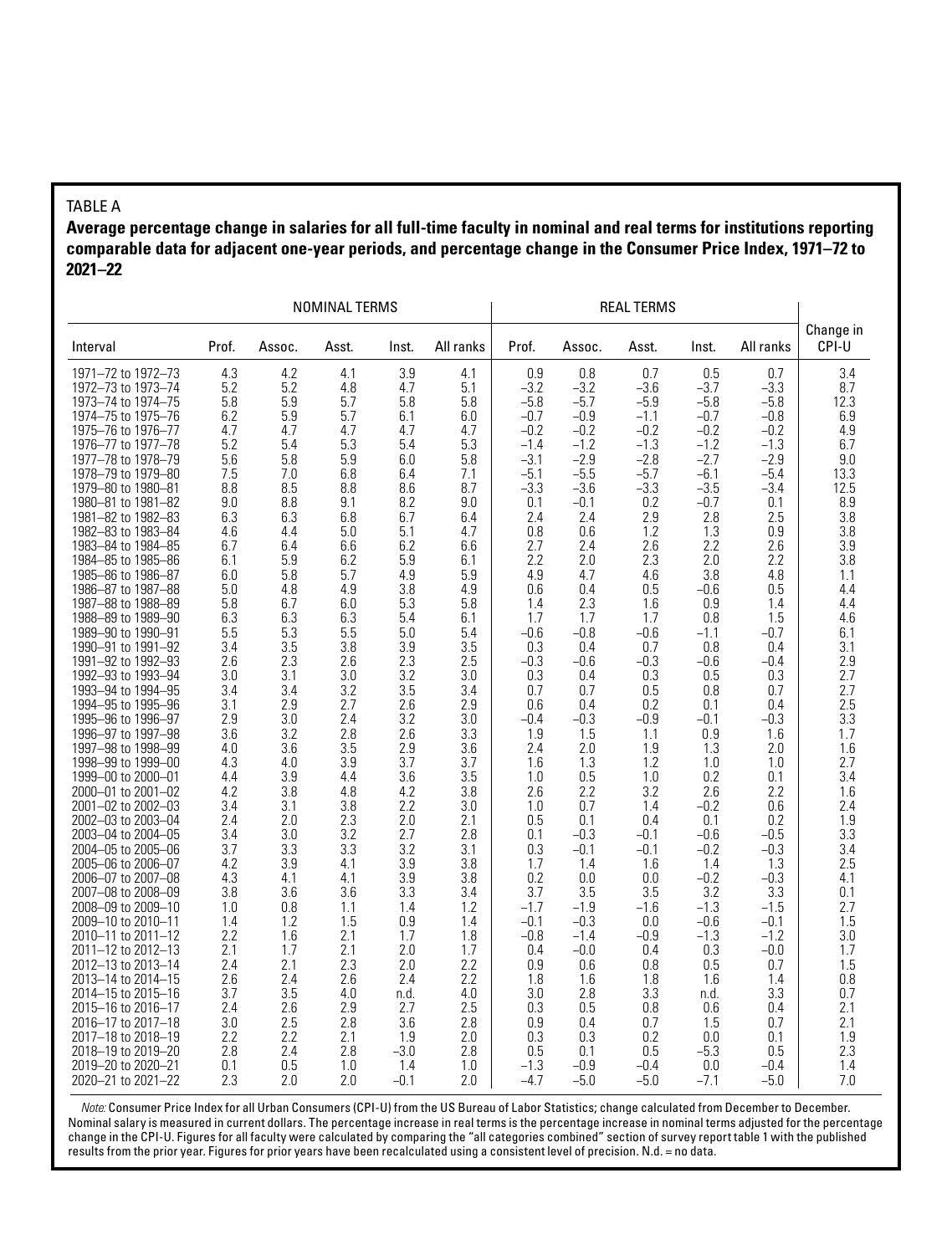TABLE A

**Average percentage change in salaries for all full-time faculty in nominal and real terms for institutions reporting comparable data for adjacent one-year periods, and percentage change in the Consumer Price Index, 1971–72 to 2021–22**

| | NOMINAL TERMS | | | | | REAL TERMS | | | | | |
|---|---|---|---|---|---|---|---|---|---|---|---|
| Interval | Prof. | Assoc. | Asst. | Inst. | All ranks | Prof. | Assoc. | Asst. | Inst. | All ranks | Change in CPI-U |
| 1971–72 to 1972–73 | 4.3 | 4.2 | 4.1 | 3.9 | 4.1 | 0.9 | 0.8 | 0.7 | 0.5 | 0.7 | 3.4 |
| 1972–73 to 1973–74 | 5.2 | 5.2 | 4.8 | 4.7 | 5.1 | −3.2 | −3.2 | −3.6 | −3.7 | −3.3 | 8.7 |
| 1973–74 to 1974–75 | 5.8 | 5.9 | 5.7 | 5.8 | 5.8 | −5.8 | −5.7 | −5.9 | −5.8 | −5.8 | 12.3 |
| 1974–75 to 1975–76 | 6.2 | 5.9 | 5.7 | 6.1 | 6.0 | −0.7 | −0.9 | −1.1 | −0.7 | −0.8 | 6.9 |
| 1975–76 to 1976–77 | 4.7 | 4.7 | 4.7 | 4.7 | 4.7 | −0.2 | −0.2 | −0.2 | −0.2 | −0.2 | 4.9 |
| 1976–77 to 1977–78 | 5.2 | 5.4 | 5.3 | 5.4 | 5.3 | −1.4 | −1.2 | −1.3 | −1.2 | −1.3 | 6.7 |
| 1977–78 to 1978–79 | 5.6 | 5.8 | 5.9 | 6.0 | 5.8 | −3.1 | −2.9 | −2.8 | −2.7 | −2.9 | 9.0 |
| 1978–79 to 1979–80 | 7.5 | 7.0 | 6.8 | 6.4 | 7.1 | −5.1 | −5.5 | −5.7 | −6.1 | −5.4 | 13.3 |
| 1979–80 to 1980–81 | 8.8 | 8.5 | 8.8 | 8.6 | 8.7 | −3.3 | −3.6 | −3.3 | −3.5 | −3.4 | 12.5 |
| 1980–81 to 1981–82 | 9.0 | 8.8 | 9.1 | 8.2 | 9.0 | 0.1 | −0.1 | 0.2 | −0.7 | 0.1 | 8.9 |
| 1981–82 to 1982–83 | 6.3 | 6.3 | 6.8 | 6.7 | 6.4 | 2.4 | 2.4 | 2.9 | 2.8 | 2.5 | 3.8 |
| 1982–83 to 1983–84 | 4.6 | 4.4 | 5.0 | 5.1 | 4.7 | 0.8 | 0.6 | 1.2 | 1.3 | 0.9 | 3.8 |
| 1983–84 to 1984–85 | 6.7 | 6.4 | 6.6 | 6.2 | 6.6 | 2.7 | 2.4 | 2.6 | 2.2 | 2.6 | 3.9 |
| 1984–85 to 1985–86 | 6.1 | 5.9 | 6.2 | 5.9 | 6.1 | 2.2 | 2.0 | 2.3 | 2.0 | 2.2 | 3.8 |
| 1985–86 to 1986–87 | 6.0 | 5.8 | 5.7 | 4.9 | 5.9 | 4.9 | 4.7 | 4.6 | 3.8 | 4.8 | 1.1 |
| 1986–87 to 1987–88 | 5.0 | 4.8 | 4.9 | 3.8 | 4.9 | 0.6 | 0.4 | 0.5 | −0.6 | 0.5 | 4.4 |
| 1987–88 to 1988–89 | 5.8 | 6.7 | 6.0 | 5.3 | 5.8 | 1.4 | 2.3 | 1.6 | 0.9 | 1.4 | 4.4 |
| 1988–89 to 1989–90 | 6.3 | 6.3 | 6.3 | 5.4 | 6.1 | 1.7 | 1.7 | 1.7 | 0.8 | 1.5 | 4.6 |
| 1989–90 to 1990–91 | 5.5 | 5.3 | 5.5 | 5.0 | 5.4 | −0.6 | −0.8 | −0.6 | −1.1 | −0.7 | 6.1 |
| 1990–91 to 1991–92 | 3.4 | 3.5 | 3.8 | 3.9 | 3.5 | 0.3 | 0.4 | 0.7 | 0.8 | 0.4 | 3.1 |
| 1991–92 to 1992–93 | 2.6 | 2.3 | 2.6 | 2.3 | 2.5 | −0.3 | −0.6 | −0.3 | −0.6 | −0.4 | 2.9 |
| 1992–93 to 1993–94 | 3.0 | 3.1 | 3.0 | 3.2 | 3.0 | 0.3 | 0.4 | 0.3 | 0.5 | 0.3 | 2.7 |
| 1993–94 to 1994–95 | 3.4 | 3.4 | 3.2 | 3.5 | 3.4 | 0.7 | 0.7 | 0.5 | 0.8 | 0.7 | 2.7 |
| 1994–95 to 1995–96 | 3.1 | 2.9 | 2.7 | 2.6 | 2.9 | 0.6 | 0.4 | 0.2 | 0.1 | 0.4 | 2.5 |
| 1995–96 to 1996–97 | 2.9 | 3.0 | 2.4 | 3.2 | 3.0 | −0.4 | −0.3 | −0.9 | −0.1 | −0.3 | 3.3 |
| 1996–97 to 1997–98 | 3.6 | 3.2 | 2.8 | 2.6 | 3.3 | 1.9 | 1.5 | 1.1 | 0.9 | 1.6 | 1.7 |
| 1997–98 to 1998–99 | 4.0 | 3.6 | 3.5 | 2.9 | 3.6 | 2.4 | 2.0 | 1.9 | 1.3 | 2.0 | 1.6 |
| 1998–99 to 1999–00 | 4.3 | 4.0 | 3.9 | 3.7 | 3.7 | 1.6 | 1.3 | 1.2 | 1.0 | 1.0 | 2.7 |
| 1999–00 to 2000–01 | 4.4 | 3.9 | 4.4 | 3.6 | 3.5 | 1.0 | 0.5 | 1.0 | 0.2 | 0.1 | 3.4 |
| 2000–01 to 2001–02 | 4.2 | 3.8 | 4.8 | 4.2 | 3.8 | 2.6 | 2.2 | 3.2 | 2.6 | 2.2 | 1.6 |
| 2001–02 to 2002–03 | 3.4 | 3.1 | 3.8 | 2.2 | 3.0 | 1.0 | 0.7 | 1.4 | −0.2 | 0.6 | 2.4 |
| 2002–03 to 2003–04 | 2.4 | 2.0 | 2.3 | 2.0 | 2.1 | 0.5 | 0.1 | 0.4 | 0.1 | 0.2 | 1.9 |
| 2003–04 to 2004–05 | 3.4 | 3.0 | 3.2 | 2.7 | 2.8 | 0.1 | −0.3 | −0.1 | −0.6 | −0.5 | 3.3 |
| 2004–05 to 2005–06 | 3.7 | 3.3 | 3.3 | 3.2 | 3.1 | 0.3 | −0.1 | −0.1 | −0.2 | −0.3 | 3.4 |
| 2005–06 to 2006–07 | 4.2 | 3.9 | 4.1 | 3.9 | 3.8 | 1.7 | 1.4 | 1.6 | 1.4 | 1.3 | 2.5 |
| 2006–07 to 2007–08 | 4.3 | 4.1 | 4.1 | 3.9 | 3.8 | 0.2 | 0.0 | 0.0 | −0.2 | −0.3 | 4.1 |
| 2007–08 to 2008–09 | 3.8 | 3.6 | 3.6 | 3.3 | 3.4 | 3.7 | 3.5 | 3.5 | 3.2 | 3.3 | 0.1 |
| 2008–09 to 2009–10 | 1.0 | 0.8 | 1.1 | 1.4 | 1.2 | −1.7 | −1.9 | −1.6 | −1.3 | −1.5 | 2.7 |
| 2009–10 to 2010–11 | 1.4 | 1.2 | 1.5 | 0.9 | 1.4 | −0.1 | −0.3 | 0.0 | −0.6 | −0.1 | 1.5 |
| 2010–11 to 2011–12 | 2.2 | 1.6 | 2.1 | 1.7 | 1.8 | −0.8 | −1.4 | −0.9 | −1.3 | −1.2 | 3.0 |
| 2011–12 to 2012–13 | 2.1 | 1.7 | 2.1 | 2.0 | 1.7 | 0.4 | −0.0 | 0.4 | 0.3 | −0.0 | 1.7 |
| 2012–13 to 2013–14 | 2.4 | 2.1 | 2.3 | 2.0 | 2.2 | 0.9 | 0.6 | 0.8 | 0.5 | 0.7 | 1.5 |
| 2013–14 to 2014–15 | 2.6 | 2.4 | 2.6 | 2.4 | 2.2 | 1.8 | 1.6 | 1.8 | 1.6 | 1.4 | 0.8 |
| 2014–15 to 2015–16 | 3.7 | 3.5 | 4.0 | n.d. | 4.0 | 3.0 | 2.8 | 3.3 | n.d. | 3.3 | 0.7 |
| 2015–16 to 2016–17 | 2.4 | 2.6 | 2.9 | 2.7 | 2.5 | 0.3 | 0.5 | 0.8 | 0.6 | 0.4 | 2.1 |
| 2016–17 to 2017–18 | 3.0 | 2.5 | 2.8 | 3.6 | 2.8 | 0.9 | 0.4 | 0.7 | 1.5 | 0.7 | 2.1 |
| 2017–18 to 2018–19 | 2.2 | 2.2 | 2.1 | 1.9 | 2.0 | 0.3 | 0.3 | 0.2 | 0.0 | 0.1 | 1.9 |
| 2018–19 to 2019–20 | 2.8 | 2.4 | 2.8 | −3.0 | 2.8 | 0.5 | 0.1 | 0.5 | −5.3 | 0.5 | 2.3 |
| 2019–20 to 2020–21 | 0.1 | 0.5 | 1.0 | 1.4 | 1.0 | −1.3 | −0.9 | −0.4 | 0.0 | −0.4 | 1.4 |
| 2020–21 to 2021–22 | 2.3 | 2.0 | 2.0 | −0.1 | 2.0 | −4.7 | −5.0 | −5.0 | −7.1 | −5.0 | 7.0 |

*Note:* Consumer Price Index for all Urban Consumers (CPI-U) from the US Bureau of Labor Statistics; change calculated from December to December. Nominal salary is measured in current dollars. The percentage increase in real terms is the percentage increase in nominal terms adjusted for the percentage change in the CPI-U. Figures for all faculty were calculated by comparing the "all categories combined" section of survey report table 1 with the published results from the prior year. Figures for prior years have been recalculated using a consistent level of precision. N.d. = no data.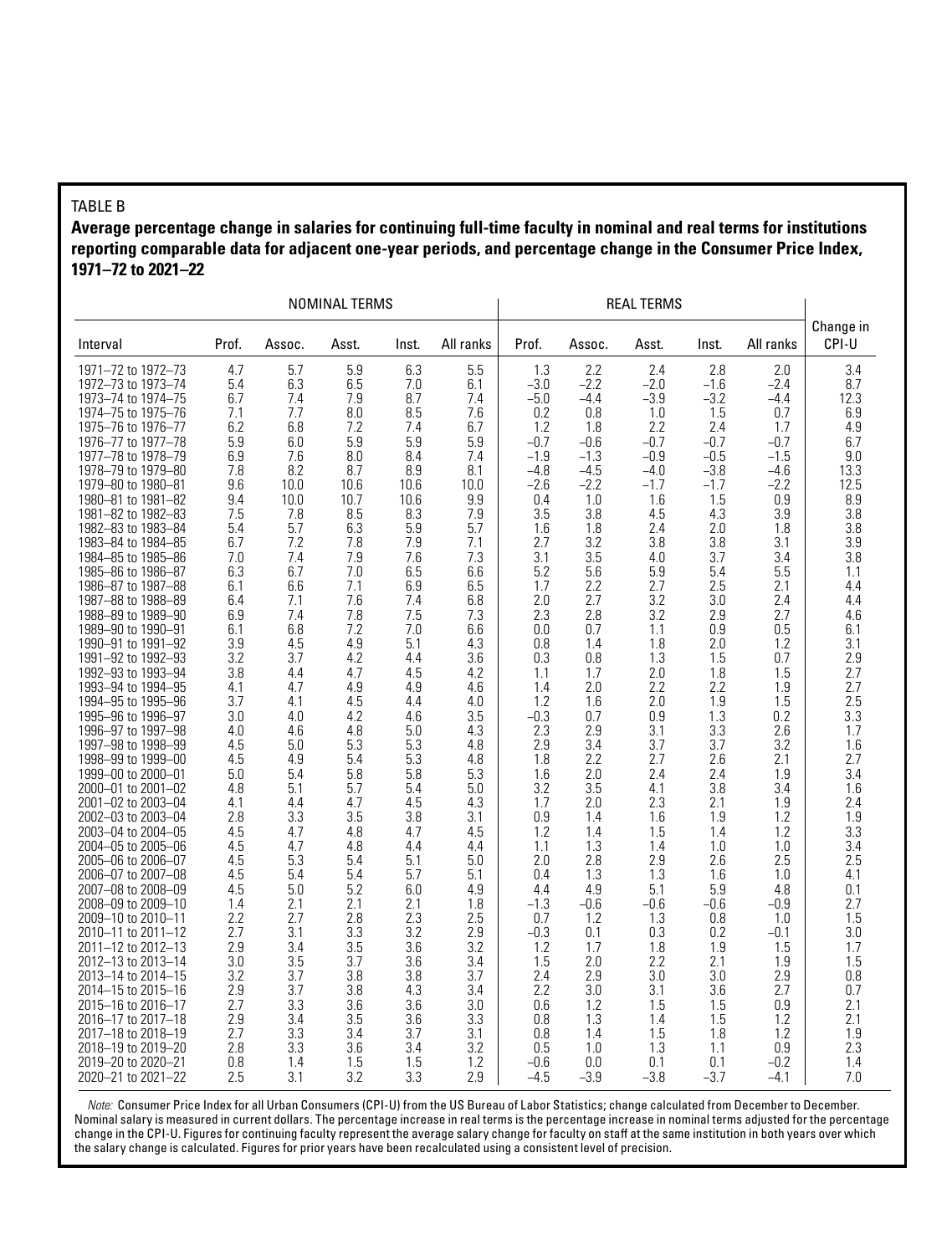TABLE B

**Average percentage change in salaries for continuing full-time faculty in nominal and real terms for institutions reporting comparable data for adjacent one-year periods, and percentage change in the Consumer Price Index, 1971–72 to 2021–22**

| | NOMINAL TERMS | | | | | REAL TERMS | | | | | |
|---|---|---|---|---|---|---|---|---|---|---|---|
| Interval | Prof. | Assoc. | Asst. | Inst. | All ranks | Prof. | Assoc. | Asst. | Inst. | All ranks | Change in CPI-U |
| 1971–72 to 1972–73 | 4.7 | 5.7 | 5.9 | 6.3 | 5.5 | 1.3 | 2.2 | 2.4 | 2.8 | 2.0 | 3.4 |
| 1972–73 to 1973–74 | 5.4 | 6.3 | 6.5 | 7.0 | 6.1 | −3.0 | −2.2 | −2.0 | −1.6 | −2.4 | 8.7 |
| 1973–74 to 1974–75 | 6.7 | 7.4 | 7.9 | 8.7 | 7.4 | −5.0 | −4.4 | −3.9 | −3.2 | −4.4 | 12.3 |
| 1974–75 to 1975–76 | 7.1 | 7.7 | 8.0 | 8.5 | 7.6 | 0.2 | 0.8 | 1.0 | 1.5 | 0.7 | 6.9 |
| 1975–76 to 1976–77 | 6.2 | 6.8 | 7.2 | 7.4 | 6.7 | 1.2 | 1.8 | 2.2 | 2.4 | 1.7 | 4.9 |
| 1976–77 to 1977–78 | 5.9 | 6.0 | 5.9 | 5.9 | 5.9 | −0.7 | −0.6 | −0.7 | −0.7 | −0.7 | 6.7 |
| 1977–78 to 1978–79 | 6.9 | 7.6 | 8.0 | 8.4 | 7.4 | −1.9 | −1.3 | −0.9 | −0.5 | −1.5 | 9.0 |
| 1978–79 to 1979–80 | 7.8 | 8.2 | 8.7 | 8.9 | 8.1 | −4.8 | −4.5 | −4.0 | −3.8 | −4.6 | 13.3 |
| 1979–80 to 1980–81 | 9.6 | 10.0 | 10.6 | 10.6 | 10.0 | −2.6 | −2.2 | −1.7 | −1.7 | −2.2 | 12.5 |
| 1980–81 to 1981–82 | 9.4 | 10.0 | 10.7 | 10.6 | 9.9 | 0.4 | 1.0 | 1.6 | 1.5 | 0.9 | 8.9 |
| 1981–82 to 1982–83 | 7.5 | 7.8 | 8.5 | 8.3 | 7.9 | 3.5 | 3.8 | 4.5 | 4.3 | 3.9 | 3.8 |
| 1982–83 to 1983–84 | 5.4 | 5.7 | 6.3 | 5.9 | 5.7 | 1.6 | 1.8 | 2.4 | 2.0 | 1.8 | 3.8 |
| 1983–84 to 1984–85 | 6.7 | 7.2 | 7.8 | 7.9 | 7.1 | 2.7 | 3.2 | 3.8 | 3.8 | 3.1 | 3.9 |
| 1984–85 to 1985–86 | 7.0 | 7.4 | 7.9 | 7.6 | 7.3 | 3.1 | 3.5 | 4.0 | 3.7 | 3.4 | 3.8 |
| 1985–86 to 1986–87 | 6.3 | 6.7 | 7.0 | 6.5 | 6.6 | 5.2 | 5.6 | 5.9 | 5.4 | 5.5 | 1.1 |
| 1986–87 to 1987–88 | 6.1 | 6.6 | 7.1 | 6.9 | 6.5 | 1.7 | 2.2 | 2.7 | 2.5 | 2.1 | 4.4 |
| 1987–88 to 1988–89 | 6.4 | 7.1 | 7.6 | 7.4 | 6.8 | 2.0 | 2.7 | 3.2 | 3.0 | 2.4 | 4.4 |
| 1988–89 to 1989–90 | 6.9 | 7.4 | 7.8 | 7.5 | 7.3 | 2.3 | 2.8 | 3.2 | 2.9 | 2.7 | 4.6 |
| 1989–90 to 1990–91 | 6.1 | 6.8 | 7.2 | 7.0 | 6.6 | 0.0 | 0.7 | 1.1 | 0.9 | 0.5 | 6.1 |
| 1990–91 to 1991–92 | 3.9 | 4.5 | 4.9 | 5.1 | 4.3 | 0.8 | 1.4 | 1.8 | 2.0 | 1.2 | 3.1 |
| 1991–92 to 1992–93 | 3.2 | 3.7 | 4.2 | 4.4 | 3.6 | 0.3 | 0.8 | 1.3 | 1.5 | 0.7 | 2.9 |
| 1992–93 to 1993–94 | 3.8 | 4.4 | 4.7 | 4.5 | 4.2 | 1.1 | 1.7 | 2.0 | 1.8 | 1.5 | 2.7 |
| 1993–94 to 1994–95 | 4.1 | 4.7 | 4.9 | 4.9 | 4.6 | 1.4 | 2.0 | 2.2 | 2.2 | 1.9 | 2.7 |
| 1994–95 to 1995–96 | 3.7 | 4.1 | 4.5 | 4.4 | 4.0 | 1.2 | 1.6 | 2.0 | 1.9 | 1.5 | 2.5 |
| 1995–96 to 1996–97 | 3.0 | 4.0 | 4.2 | 4.6 | 3.5 | −0.3 | 0.7 | 0.9 | 1.3 | 0.2 | 3.3 |
| 1996–97 to 1997–98 | 4.0 | 4.6 | 4.8 | 5.0 | 4.3 | 2.3 | 2.9 | 3.1 | 3.3 | 2.6 | 1.7 |
| 1997–98 to 1998–99 | 4.5 | 5.0 | 5.3 | 5.3 | 4.8 | 2.9 | 3.4 | 3.7 | 3.7 | 3.2 | 1.6 |
| 1998–99 to 1999–00 | 4.5 | 4.9 | 5.4 | 5.3 | 4.8 | 1.8 | 2.2 | 2.7 | 2.6 | 2.1 | 2.7 |
| 1999–00 to 2000–01 | 5.0 | 5.4 | 5.8 | 5.8 | 5.3 | 1.6 | 2.0 | 2.4 | 2.4 | 1.9 | 3.4 |
| 2000–01 to 2001–02 | 4.8 | 5.1 | 5.7 | 5.4 | 5.0 | 3.2 | 3.5 | 4.1 | 3.8 | 3.4 | 1.6 |
| 2001–02 to 2003–04 | 4.1 | 4.4 | 4.7 | 4.5 | 4.3 | 1.7 | 2.0 | 2.3 | 2.1 | 1.9 | 2.4 |
| 2002–03 to 2003–04 | 2.8 | 3.3 | 3.5 | 3.8 | 3.1 | 0.9 | 1.4 | 1.6 | 1.9 | 1.2 | 1.9 |
| 2003–04 to 2004–05 | 4.5 | 4.7 | 4.8 | 4.7 | 4.5 | 1.2 | 1.4 | 1.5 | 1.4 | 1.2 | 3.3 |
| 2004–05 to 2005–06 | 4.5 | 4.7 | 4.8 | 4.4 | 4.4 | 1.1 | 1.3 | 1.4 | 1.0 | 1.0 | 3.4 |
| 2005–06 to 2006–07 | 4.5 | 5.3 | 5.4 | 5.1 | 5.0 | 2.0 | 2.8 | 2.9 | 2.6 | 2.5 | 2.5 |
| 2006–07 to 2007–08 | 4.5 | 5.4 | 5.4 | 5.7 | 5.1 | 0.4 | 1.3 | 1.3 | 1.6 | 1.0 | 4.1 |
| 2007–08 to 2008–09 | 4.5 | 5.0 | 5.2 | 6.0 | 4.9 | 4.4 | 4.9 | 5.1 | 5.9 | 4.8 | 0.1 |
| 2008–09 to 2009–10 | 1.4 | 2.1 | 2.1 | 2.1 | 1.8 | −1.3 | −0.6 | −0.6 | −0.6 | −0.9 | 2.7 |
| 2009–10 to 2010–11 | 2.2 | 2.7 | 2.8 | 2.3 | 2.5 | 0.7 | 1.2 | 1.3 | 0.8 | 1.0 | 1.5 |
| 2010–11 to 2011–12 | 2.7 | 3.1 | 3.3 | 3.2 | 2.9 | −0.3 | 0.1 | 0.3 | 0.2 | −0.1 | 3.0 |
| 2011–12 to 2012–13 | 2.9 | 3.4 | 3.5 | 3.6 | 3.2 | 1.2 | 1.7 | 1.8 | 1.9 | 1.5 | 1.7 |
| 2012–13 to 2013–14 | 3.0 | 3.5 | 3.7 | 3.6 | 3.4 | 1.5 | 2.0 | 2.2 | 2.1 | 1.9 | 1.5 |
| 2013–14 to 2014–15 | 3.2 | 3.7 | 3.8 | 3.8 | 3.7 | 2.4 | 2.9 | 3.0 | 3.0 | 2.9 | 0.8 |
| 2014–15 to 2015–16 | 2.9 | 3.7 | 3.8 | 4.3 | 3.4 | 2.2 | 3.0 | 3.1 | 3.6 | 2.7 | 0.7 |
| 2015–16 to 2016–17 | 2.7 | 3.3 | 3.6 | 3.6 | 3.0 | 0.6 | 1.2 | 1.5 | 1.5 | 0.9 | 2.1 |
| 2016–17 to 2017–18 | 2.9 | 3.4 | 3.5 | 3.6 | 3.3 | 0.8 | 1.3 | 1.4 | 1.5 | 1.2 | 2.1 |
| 2017–18 to 2018–19 | 2.7 | 3.3 | 3.4 | 3.7 | 3.1 | 0.8 | 1.4 | 1.5 | 1.8 | 1.2 | 1.9 |
| 2018–19 to 2019–20 | 2.8 | 3.3 | 3.6 | 3.4 | 3.2 | 0.5 | 1.0 | 1.3 | 1.1 | 0.9 | 2.3 |
| 2019–20 to 2020–21 | 0.8 | 1.4 | 1.5 | 1.5 | 1.2 | −0.6 | 0.0 | 0.1 | 0.1 | −0.2 | 1.4 |
| 2020–21 to 2021–22 | 2.5 | 3.1 | 3.2 | 3.3 | 2.9 | −4.5 | −3.9 | −3.8 | −3.7 | −4.1 | 7.0 |

*Note:* Consumer Price Index for all Urban Consumers (CPI-U) from the US Bureau of Labor Statistics; change calculated from December to December. Nominal salary is measured in current dollars. The percentage increase in real terms is the percentage increase in nominal terms adjusted for the percentage change in the CPI-U. Figures for continuing faculty represent the average salary change for faculty on staff at the same institution in both years over which the salary change is calculated. Figures for prior years have been recalculated using a consistent level of precision.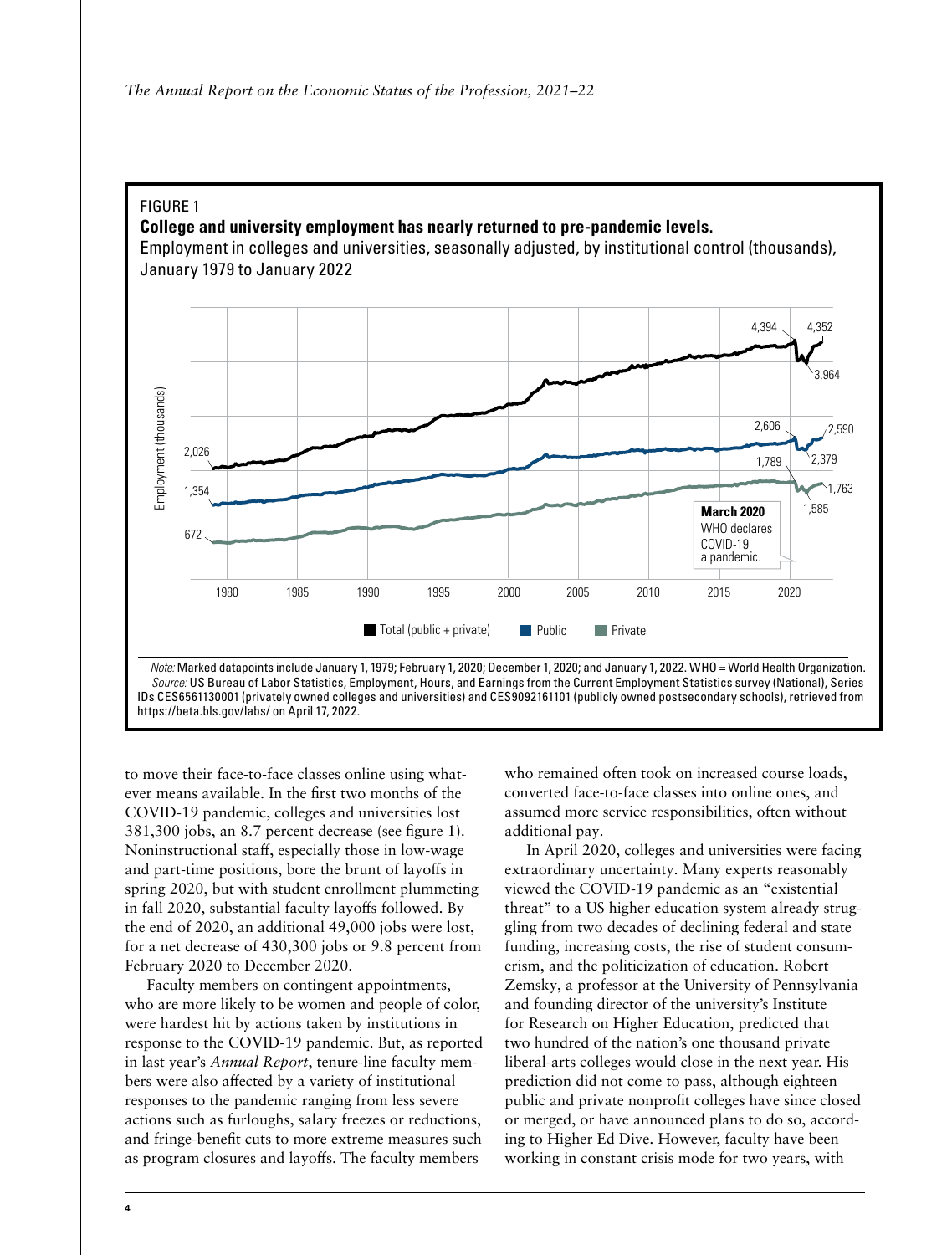FIGURE 1

**College and university employment has nearly returned to pre-pandemic levels.**

Employment in colleges and universities, seasonally adjusted, by institutional control (thousands), January 1979 to January 2022

*Note:* Marked datapoints include January 1, 1979; February 1, 2020; December 1, 2020; and January 1, 2022. WHO = World Health Organization.
*Source:* US Bureau of Labor Statistics, Employment, Hours, and Earnings from the Current Employment Statistics survey (National), Series IDs CES6561130001 (privately owned colleges and universities) and CES9092161101 (publicly owned postsecondary schools), retrieved from https://beta.bls.gov/labs/ on April 17, 2022.

to move their face-to-face classes online using whatever means available. In the first two months of the COVID-19 pandemic, colleges and universities lost 381,300 jobs, an 8.7 percent decrease (see figure 1). Noninstructional staff, especially those in low-wage and part-time positions, bore the brunt of layoffs in spring 2020, but with student enrollment plummeting in fall 2020, substantial faculty layoffs followed. By the end of 2020, an additional 49,000 jobs were lost, for a net decrease of 430,300 jobs or 9.8 percent from February 2020 to December 2020.

Faculty members on contingent appointments, who are more likely to be women and people of color, were hardest hit by actions taken by institutions in response to the COVID-19 pandemic. But, as reported in last year's *Annual Report*, tenure-line faculty members were also affected by a variety of institutional responses to the pandemic ranging from less severe actions such as furloughs, salary freezes or reductions, and fringe-benefit cuts to more extreme measures such as program closures and layoffs. The faculty members who remained often took on increased course loads, converted face-to-face classes into online ones, and assumed more service responsibilities, often without additional pay.

In April 2020, colleges and universities were facing extraordinary uncertainty. Many experts reasonably viewed the COVID-19 pandemic as an "existential threat" to a US higher education system already struggling from two decades of declining federal and state funding, increasing costs, the rise of student consumerism, and the politicization of education. Robert Zemsky, a professor at the University of Pennsylvania and founding director of the university's Institute for Research on Higher Education, predicted that two hundred of the nation's one thousand private liberal-arts colleges would close in the next year. His prediction did not come to pass, although eighteen public and private nonprofit colleges have since closed or merged, or have announced plans to do so, according to Higher Ed Dive. However, faculty have been working in constant crisis mode for two years, with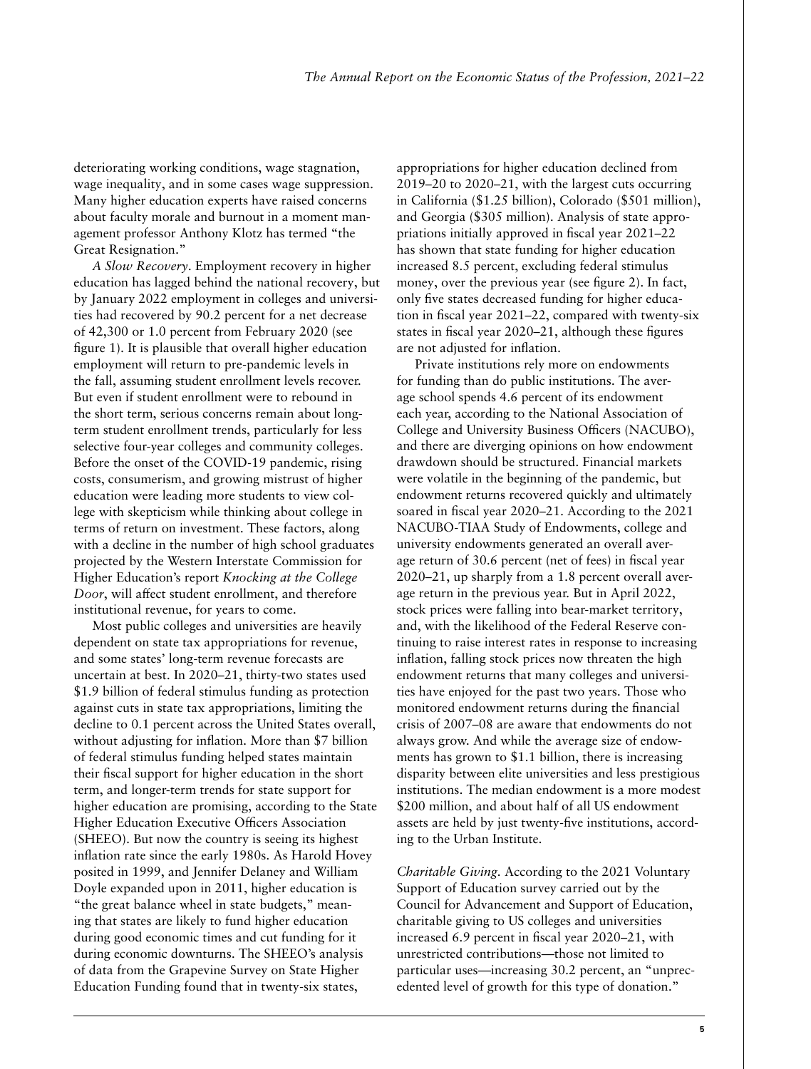deteriorating working conditions, wage stagnation, wage inequality, and in some cases wage suppression. Many higher education experts have raised concerns about faculty morale and burnout in a moment management professor Anthony Klotz has termed "the Great Resignation."

*A Slow Recovery*. Employment recovery in higher education has lagged behind the national recovery, but by January 2022 employment in colleges and universities had recovered by 90.2 percent for a net decrease of 42,300 or 1.0 percent from February 2020 (see figure 1). It is plausible that overall higher education employment will return to pre-pandemic levels in the fall, assuming student enrollment levels recover. But even if student enrollment were to rebound in the short term, serious concerns remain about long-term student enrollment trends, particularly for less selective four-year colleges and community colleges. Before the onset of the COVID-19 pandemic, rising costs, consumerism, and growing mistrust of higher education were leading more students to view college with skepticism while thinking about college in terms of return on investment. These factors, along with a decline in the number of high school graduates projected by the Western Interstate Commission for Higher Education's report *Knocking at the College Door*, will affect student enrollment, and therefore institutional revenue, for years to come.

Most public colleges and universities are heavily dependent on state tax appropriations for revenue, and some states' long-term revenue forecasts are uncertain at best. In 2020–21, thirty-two states used $1.9 billion of federal stimulus funding as protection against cuts in state tax appropriations, limiting the decline to 0.1 percent across the United States overall, without adjusting for inflation. More than $7 billion of federal stimulus funding helped states maintain their fiscal support for higher education in the short term, and longer-term trends for state support for higher education are promising, according to the State Higher Education Executive Officers Association (SHEEO). But now the country is seeing its highest inflation rate since the early 1980s. As Harold Hovey posited in 1999, and Jennifer Delaney and William Doyle expanded upon in 2011, higher education is "the great balance wheel in state budgets," meaning that states are likely to fund higher education during good economic times and cut funding for it during economic downturns. The SHEEO's analysis of data from the Grapevine Survey on State Higher Education Funding found that in twenty-six states, appropriations for higher education declined from 2019–20 to 2020–21, with the largest cuts occurring in California ($1.25 billion), Colorado ($501 million), and Georgia ($305 million). Analysis of state appropriations initially approved in fiscal year 2021–22 has shown that state funding for higher education increased 8.5 percent, excluding federal stimulus money, over the previous year (see figure 2). In fact, only five states decreased funding for higher education in fiscal year 2021–22, compared with twenty-six states in fiscal year 2020–21, although these figures are not adjusted for inflation.

Private institutions rely more on endowments for funding than do public institutions. The average school spends 4.6 percent of its endowment each year, according to the National Association of College and University Business Officers (NACUBO), and there are diverging opinions on how endowment drawdown should be structured. Financial markets were volatile in the beginning of the pandemic, but endowment returns recovered quickly and ultimately soared in fiscal year 2020–21. According to the 2021 NACUBO-TIAA Study of Endowments, college and university endowments generated an overall average return of 30.6 percent (net of fees) in fiscal year 2020–21, up sharply from a 1.8 percent overall average return in the previous year. But in April 2022, stock prices were falling into bear-market territory, and, with the likelihood of the Federal Reserve continuing to raise interest rates in response to increasing inflation, falling stock prices now threaten the high endowment returns that many colleges and universities have enjoyed for the past two years. Those who monitored endowment returns during the financial crisis of 2007–08 are aware that endowments do not always grow. And while the average size of endowments has grown to $1.1 billion, there is increasing disparity between elite universities and less prestigious institutions. The median endowment is a more modest $200 million, and about half of all US endowment assets are held by just twenty-five institutions, according to the Urban Institute.

*Charitable Giving*. According to the 2021 Voluntary Support of Education survey carried out by the Council for Advancement and Support of Education, charitable giving to US colleges and universities increased 6.9 percent in fiscal year 2020–21, with unrestricted contributions—those not limited to particular uses—increasing 30.2 percent, an "unprecedented level of growth for this type of donation."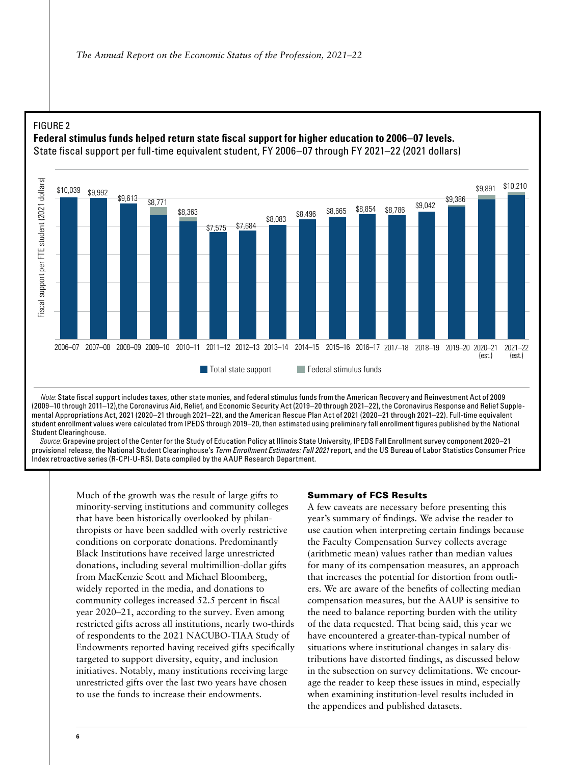FIGURE 2

**Federal stimulus funds helped return state fiscal support for higher education to 2006–07 levels.**

State fiscal support per full-time equivalent student, FY 2006–07 through FY 2021–22 (2021 dollars)

| Fiscal year | Fiscal support per FTE student (2021 dollars) |
|---|---|
| 2006–07 | $10,039 |
| 2007–08 | $9,992 |
| 2008–09 | $9,613 |
| 2009–10 | $8,771 |
| 2010–11 | $8,363 |
| 2011–12 | $7,575 |
| 2012–13 | $7,684 |
| 2013–14 | $8,083 |
| 2014–15 | $8,496 |
| 2015–16 | $8,665 |
| 2016–17 | $8,854 |
| 2017–18 | $8,786 |
| 2018–19 | $9,042 |
| 2019–20 | $9,386 |
| 2020–21 (est.) | $9,891 |
| 2021–22 (est.) | $10,210 |

Total state support / Federal stimulus funds

*Note:* State fiscal support includes taxes, other state monies, and federal stimulus funds from the American Recovery and Reinvestment Act of 2009 (2009–10 through 2011–12),the Coronavirus Aid, Relief, and Economic Security Act (2019–20 through 2021–22), the Coronavirus Response and Relief Supplemental Appropriations Act, 2021 (2020–21 through 2021–22), and the American Rescue Plan Act of 2021 (2020–21 through 2021–22). Full-time equivalent student enrollment values were calculated from IPEDS through 2019–20, then estimated using preliminary fall enrollment figures published by the National Student Clearinghouse.

*Source:* Grapevine project of the Center for the Study of Education Policy at Illinois State University, IPEDS Fall Enrollment survey component 2020–21 provisional release, the National Student Clearinghouse's *Term Enrollment Estimates: Fall 2021* report, and the US Bureau of Labor Statistics Consumer Price Index retroactive series (R-CPI-U-RS). Data compiled by the AAUP Research Department.

Much of the growth was the result of large gifts to minority-serving institutions and community colleges that have been historically overlooked by philanthropists or have been saddled with overly restrictive conditions on corporate donations. Predominantly Black Institutions have received large unrestricted donations, including several multimillion-dollar gifts from MacKenzie Scott and Michael Bloomberg, widely reported in the media, and donations to community colleges increased 52.5 percent in fiscal year 2020–21, according to the survey. Even among restricted gifts across all institutions, nearly two-thirds of respondents to the 2021 NACUBO-TIAA Study of Endowments reported having received gifts specifically targeted to support diversity, equity, and inclusion initiatives. Notably, many institutions receiving large unrestricted gifts over the last two years have chosen to use the funds to increase their endowments.

## Summary of FCS Results

A few caveats are necessary before presenting this year's summary of findings. We advise the reader to use caution when interpreting certain findings because the Faculty Compensation Survey collects average (arithmetic mean) values rather than median values for many of its compensation measures, an approach that increases the potential for distortion from outliers. We are aware of the benefits of collecting median compensation measures, but the AAUP is sensitive to the need to balance reporting burden with the utility of the data requested. That being said, this year we have encountered a greater-than-typical number of situations where institutional changes in salary distributions have distorted findings, as discussed below in the subsection on survey delimitations. We encourage the reader to keep these issues in mind, especially when examining institution-level results included in the appendices and published datasets.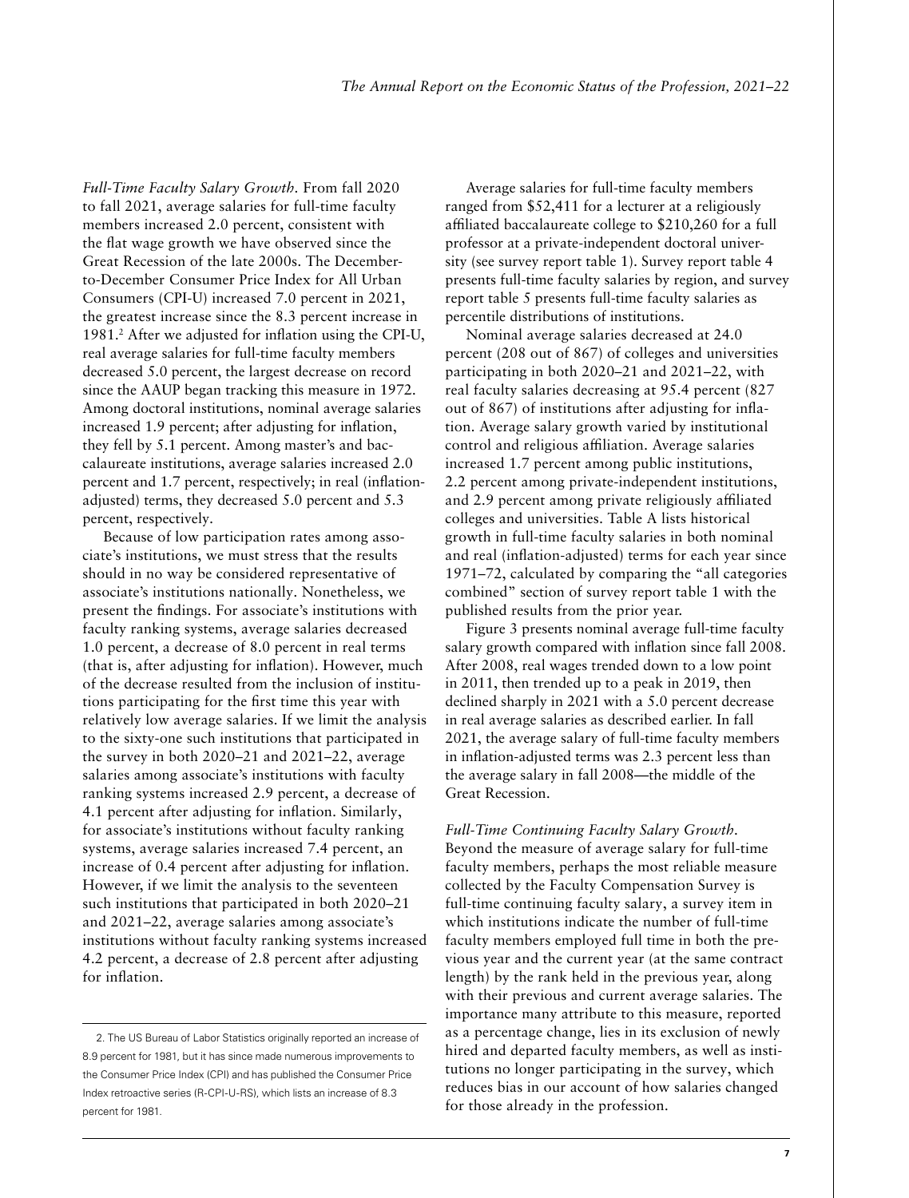*Full-Time Faculty Salary Growth*. From fall 2020 to fall 2021, average salaries for full-time faculty members increased 2.0 percent, consistent with the flat wage growth we have observed since the Great Recession of the late 2000s. The December-to-December Consumer Price Index for All Urban Consumers (CPI-U) increased 7.0 percent in 2021, the greatest increase since the 8.3 percent increase in 1981.[2] After we adjusted for inflation using the CPI-U, real average salaries for full-time faculty members decreased 5.0 percent, the largest decrease on record since the AAUP began tracking this measure in 1972. Among doctoral institutions, nominal average salaries increased 1.9 percent; after adjusting for inflation, they fell by 5.1 percent. Among master's and baccalaureate institutions, average salaries increased 2.0 percent and 1.7 percent, respectively; in real (inflation-adjusted) terms, they decreased 5.0 percent and 5.3 percent, respectively.

Because of low participation rates among associate's institutions, we must stress that the results should in no way be considered representative of associate's institutions nationally. Nonetheless, we present the findings. For associate's institutions with faculty ranking systems, average salaries decreased 1.0 percent, a decrease of 8.0 percent in real terms (that is, after adjusting for inflation). However, much of the decrease resulted from the inclusion of institutions participating for the first time this year with relatively low average salaries. If we limit the analysis to the sixty-one such institutions that participated in the survey in both 2020–21 and 2021–22, average salaries among associate's institutions with faculty ranking systems increased 2.9 percent, a decrease of 4.1 percent after adjusting for inflation. Similarly, for associate's institutions without faculty ranking systems, average salaries increased 7.4 percent, an increase of 0.4 percent after adjusting for inflation. However, if we limit the analysis to the seventeen such institutions that participated in both 2020–21 and 2021–22, average salaries among associate's institutions without faculty ranking systems increased 4.2 percent, a decrease of 2.8 percent after adjusting for inflation.

Average salaries for full-time faculty members ranged from $52,411 for a lecturer at a religiously affiliated baccalaureate college to $210,260 for a full professor at a private-independent doctoral university (see survey report table 1). Survey report table 4 presents full-time faculty salaries by region, and survey report table 5 presents full-time faculty salaries as percentile distributions of institutions.

Nominal average salaries decreased at 24.0 percent (208 out of 867) of colleges and universities participating in both 2020–21 and 2021–22, with real faculty salaries decreasing at 95.4 percent (827 out of 867) of institutions after adjusting for inflation. Average salary growth varied by institutional control and religious affiliation. Average salaries increased 1.7 percent among public institutions, 2.2 percent among private-independent institutions, and 2.9 percent among private religiously affiliated colleges and universities. Table A lists historical growth in full-time faculty salaries in both nominal and real (inflation-adjusted) terms for each year since 1971–72, calculated by comparing the "all categories combined" section of survey report table 1 with the published results from the prior year.

Figure 3 presents nominal average full-time faculty salary growth compared with inflation since fall 2008. After 2008, real wages trended down to a low point in 2011, then trended up to a peak in 2019, then declined sharply in 2021 with a 5.0 percent decrease in real average salaries as described earlier. In fall 2021, the average salary of full-time faculty members in inflation-adjusted terms was 2.3 percent less than the average salary in fall 2008—the middle of the Great Recession.

*Full-Time Continuing Faculty Salary Growth*. Beyond the measure of average salary for full-time faculty members, perhaps the most reliable measure collected by the Faculty Compensation Survey is full-time continuing faculty salary, a survey item in which institutions indicate the number of full-time faculty members employed full time in both the previous year and the current year (at the same contract length) by the rank held in the previous year, along with their previous and current average salaries. The importance many attribute to this measure, reported as a percentage change, lies in its exclusion of newly hired and departed faculty members, as well as institutions no longer participating in the survey, which reduces bias in our account of how salaries changed for those already in the profession.

---

2. The US Bureau of Labor Statistics originally reported an increase of 8.9 percent for 1981, but it has since made numerous improvements to the Consumer Price Index (CPI) and has published the Consumer Price Index retroactive series (R-CPI-U-RS), which lists an increase of 8.3 percent for 1981.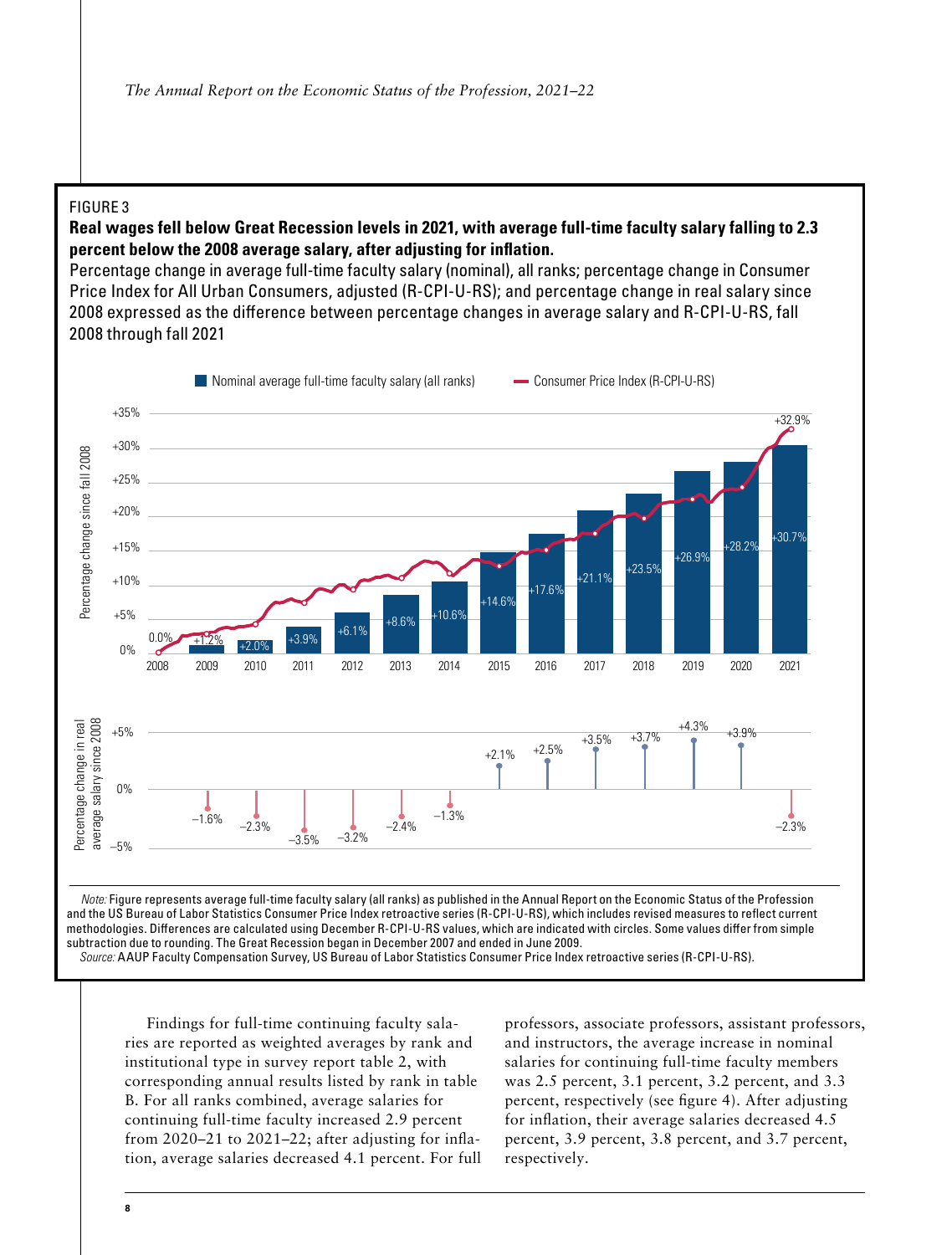FIGURE 3

**Real wages fell below Great Recession levels in 2021, with average full-time faculty salary falling to 2.3 percent below the 2008 average salary, after adjusting for inflation.**

Percentage change in average full-time faculty salary (nominal), all ranks; percentage change in Consumer Price Index for All Urban Consumers, adjusted (R-CPI-U-RS); and percentage change in real salary since 2008 expressed as the difference between percentage changes in average salary and R-CPI-U-RS, fall 2008 through fall 2021

| Year | Nominal average full-time faculty salary (all ranks), percentage change since fall 2008 | Percentage change in real average salary since 2008 |
| --- | --- | --- |
| 2008 | 0.0% | |
| 2009 | +1.2% | –1.6% |
| 2010 | +2.0% | –2.3% |
| 2011 | +3.9% | –3.5% |
| 2012 | +6.1% | –3.2% |
| 2013 | +8.6% | –2.4% |
| 2014 | +10.6% | –1.3% |
| 2015 | +14.6% | +2.1% |
| 2016 | +17.6% | +2.5% |
| 2017 | +21.1% | +3.5% |
| 2018 | +23.5% | +3.7% |
| 2019 | +26.9% | +4.3% |
| 2020 | +28.2% | +3.9% |
| 2021 | +30.7% | –2.3% |

Consumer Price Index (R-CPI-U-RS), 2021: +32.9%

*Note:* Figure represents average full-time faculty salary (all ranks) as published in the Annual Report on the Economic Status of the Profession and the US Bureau of Labor Statistics Consumer Price Index retroactive series (R-CPI-U-RS), which includes revised measures to reflect current methodologies. Differences are calculated using December R-CPI-U-RS values, which are indicated with circles. Some values differ from simple subtraction due to rounding. The Great Recession began in December 2007 and ended in June 2009.

*Source:* AAUP Faculty Compensation Survey, US Bureau of Labor Statistics Consumer Price Index retroactive series (R-CPI-U-RS).

Findings for full-time continuing faculty salaries are reported as weighted averages by rank and institutional type in survey report table 2, with corresponding annual results listed by rank in table B. For all ranks combined, average salaries for continuing full-time faculty increased 2.9 percent from 2020–21 to 2021–22; after adjusting for inflation, average salaries decreased 4.1 percent. For full professors, associate professors, assistant professors, and instructors, the average increase in nominal salaries for continuing full-time faculty members was 2.5 percent, 3.1 percent, 3.2 percent, and 3.3 percent, respectively (see figure 4). After adjusting for inflation, their average salaries decreased 4.5 percent, 3.9 percent, 3.8 percent, and 3.7 percent, respectively.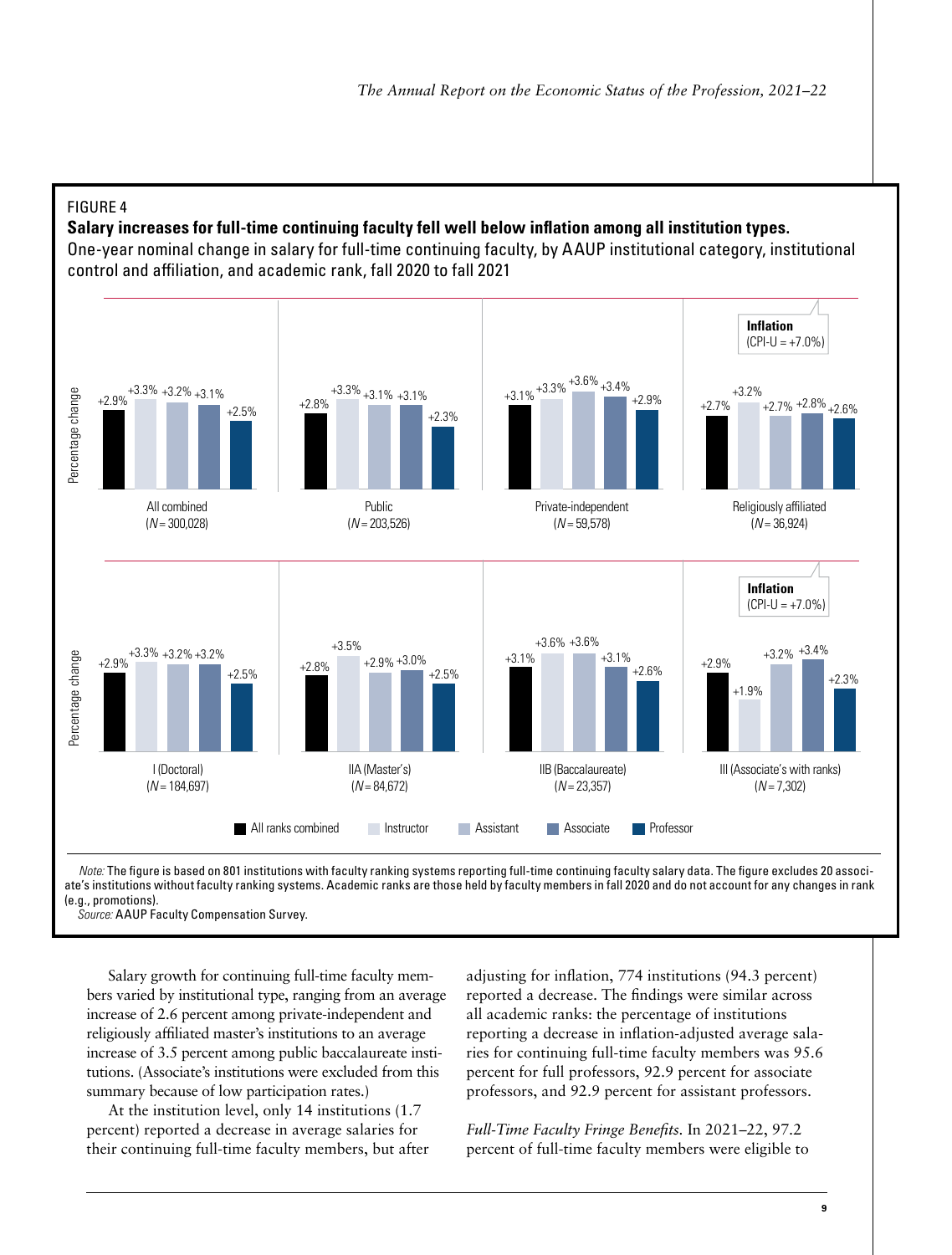FIGURE 4

**Salary increases for full-time continuing faculty fell well below inflation among all institution types.**

One-year nominal change in salary for full-time continuing faculty, by AAUP institutional category, institutional control and affiliation, and academic rank, fall 2020 to fall 2021

| Category | All ranks combined | Instructor | Assistant | Associate | Professor |
|---|---|---|---|---|---|
| All combined (N = 300,028) | +2.9% | +3.3% | +3.2% | +3.1% | +2.5% |
| Public (N = 203,526) | +2.8% | +3.3% | +3.1% | +3.1% | +2.3% |
| Private-independent (N = 59,578) | +3.1% | +3.3% | +3.6% | +3.4% | +2.9% |
| Religiously affiliated (N = 36,924) | +2.7% | +3.2% | +2.7% | +2.8% | +2.6% |
| I (Doctoral) (N = 184,697) | +2.9% | +3.3% | +3.2% | +3.2% | +2.5% |
| IIA (Master's) (N = 84,672) | +2.8% | +3.5% | +2.9% | +3.0% | +2.5% |
| IIB (Baccalaureate) (N = 23,357) | +3.1% | +3.6% | +3.6% | +3.1% | +2.6% |
| III (Associate's with ranks) (N = 7,302) | +2.9% | +1.9% | +3.2% | +3.4% | +2.3% |

Inflation (CPI-U = +7.0%)

*Note:* The figure is based on 801 institutions with faculty ranking systems reporting full-time continuing faculty salary data. The figure excludes 20 associate's institutions without faculty ranking systems. Academic ranks are those held by faculty members in fall 2020 and do not account for any changes in rank (e.g., promotions).
*Source:* AAUP Faculty Compensation Survey.

Salary growth for continuing full-time faculty members varied by institutional type, ranging from an average increase of 2.6 percent among private-independent and religiously affiliated master's institutions to an average increase of 3.5 percent among public baccalaureate institutions. (Associate's institutions were excluded from this summary because of low participation rates.)

At the institution level, only 14 institutions (1.7 percent) reported a decrease in average salaries for their continuing full-time faculty members, but after adjusting for inflation, 774 institutions (94.3 percent) reported a decrease. The findings were similar across all academic ranks: the percentage of institutions reporting a decrease in inflation-adjusted average salaries for continuing full-time faculty members was 95.6 percent for full professors, 92.9 percent for associate professors, and 92.9 percent for assistant professors.

*Full-Time Faculty Fringe Benefits.* In 2021–22, 97.2 percent of full-time faculty members were eligible to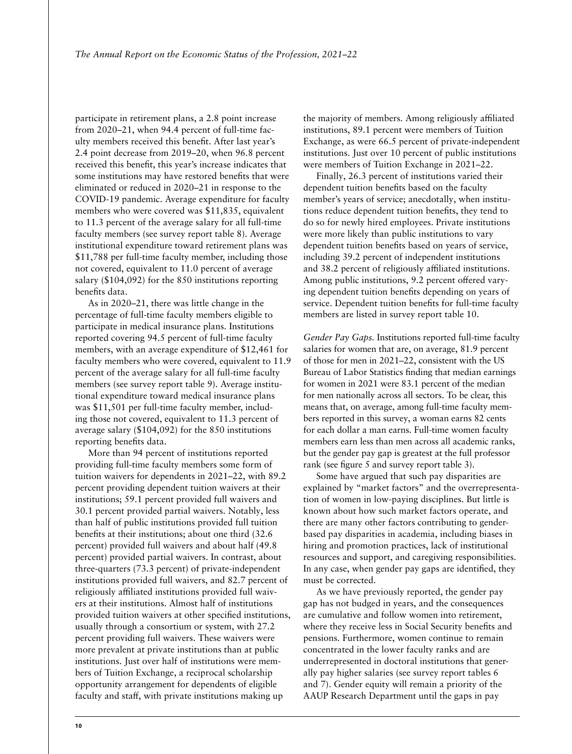participate in retirement plans, a 2.8 point increase from 2020–21, when 94.4 percent of full-time faculty members received this benefit. After last year's 2.4 point decrease from 2019–20, when 96.8 percent received this benefit, this year's increase indicates that some institutions may have restored benefits that were eliminated or reduced in 2020–21 in response to the COVID-19 pandemic. Average expenditure for faculty members who were covered was $11,835, equivalent to 11.3 percent of the average salary for all full-time faculty members (see survey report table 8). Average institutional expenditure toward retirement plans was $11,788 per full-time faculty member, including those not covered, equivalent to 11.0 percent of average salary ($104,092) for the 850 institutions reporting benefits data.

As in 2020–21, there was little change in the percentage of full-time faculty members eligible to participate in medical insurance plans. Institutions reported covering 94.5 percent of full-time faculty members, with an average expenditure of $12,461 for faculty members who were covered, equivalent to 11.9 percent of the average salary for all full-time faculty members (see survey report table 9). Average institutional expenditure toward medical insurance plans was $11,501 per full-time faculty member, including those not covered, equivalent to 11.3 percent of average salary ($104,092) for the 850 institutions reporting benefits data.

More than 94 percent of institutions reported providing full-time faculty members some form of tuition waivers for dependents in 2021–22, with 89.2 percent providing dependent tuition waivers at their institutions; 59.1 percent provided full waivers and 30.1 percent provided partial waivers. Notably, less than half of public institutions provided full tuition benefits at their institutions; about one third (32.6 percent) provided full waivers and about half (49.8 percent) provided partial waivers. In contrast, about three-quarters (73.3 percent) of private-independent institutions provided full waivers, and 82.7 percent of religiously affiliated institutions provided full waivers at their institutions. Almost half of institutions provided tuition waivers at other specified institutions, usually through a consortium or system, with 27.2 percent providing full waivers. These waivers were more prevalent at private institutions than at public institutions. Just over half of institutions were members of Tuition Exchange, a reciprocal scholarship opportunity arrangement for dependents of eligible faculty and staff, with private institutions making up the majority of members. Among religiously affiliated institutions, 89.1 percent were members of Tuition Exchange, as were 66.5 percent of private-independent institutions. Just over 10 percent of public institutions were members of Tuition Exchange in 2021–22.

Finally, 26.3 percent of institutions varied their dependent tuition benefits based on the faculty member's years of service; anecdotally, when institutions reduce dependent tuition benefits, they tend to do so for newly hired employees. Private institutions were more likely than public institutions to vary dependent tuition benefits based on years of service, including 39.2 percent of independent institutions and 38.2 percent of religiously affiliated institutions. Among public institutions, 9.2 percent offered varying dependent tuition benefits depending on years of service. Dependent tuition benefits for full-time faculty members are listed in survey report table 10.

*Gender Pay Gaps.* Institutions reported full-time faculty salaries for women that are, on average, 81.9 percent of those for men in 2021–22, consistent with the US Bureau of Labor Statistics finding that median earnings for women in 2021 were 83.1 percent of the median for men nationally across all sectors. To be clear, this means that, on average, among full-time faculty members reported in this survey, a woman earns 82 cents for each dollar a man earns. Full-time women faculty members earn less than men across all academic ranks, but the gender pay gap is greatest at the full professor rank (see figure 5 and survey report table 3).

Some have argued that such pay disparities are explained by "market factors" and the overrepresentation of women in low-paying disciplines. But little is known about how such market factors operate, and there are many other factors contributing to gender-based pay disparities in academia, including biases in hiring and promotion practices, lack of institutional resources and support, and caregiving responsibilities. In any case, when gender pay gaps are identified, they must be corrected.

As we have previously reported, the gender pay gap has not budged in years, and the consequences are cumulative and follow women into retirement, where they receive less in Social Security benefits and pensions. Furthermore, women continue to remain concentrated in the lower faculty ranks and are underrepresented in doctoral institutions that generally pay higher salaries (see survey report tables 6 and 7). Gender equity will remain a priority of the AAUP Research Department until the gaps in pay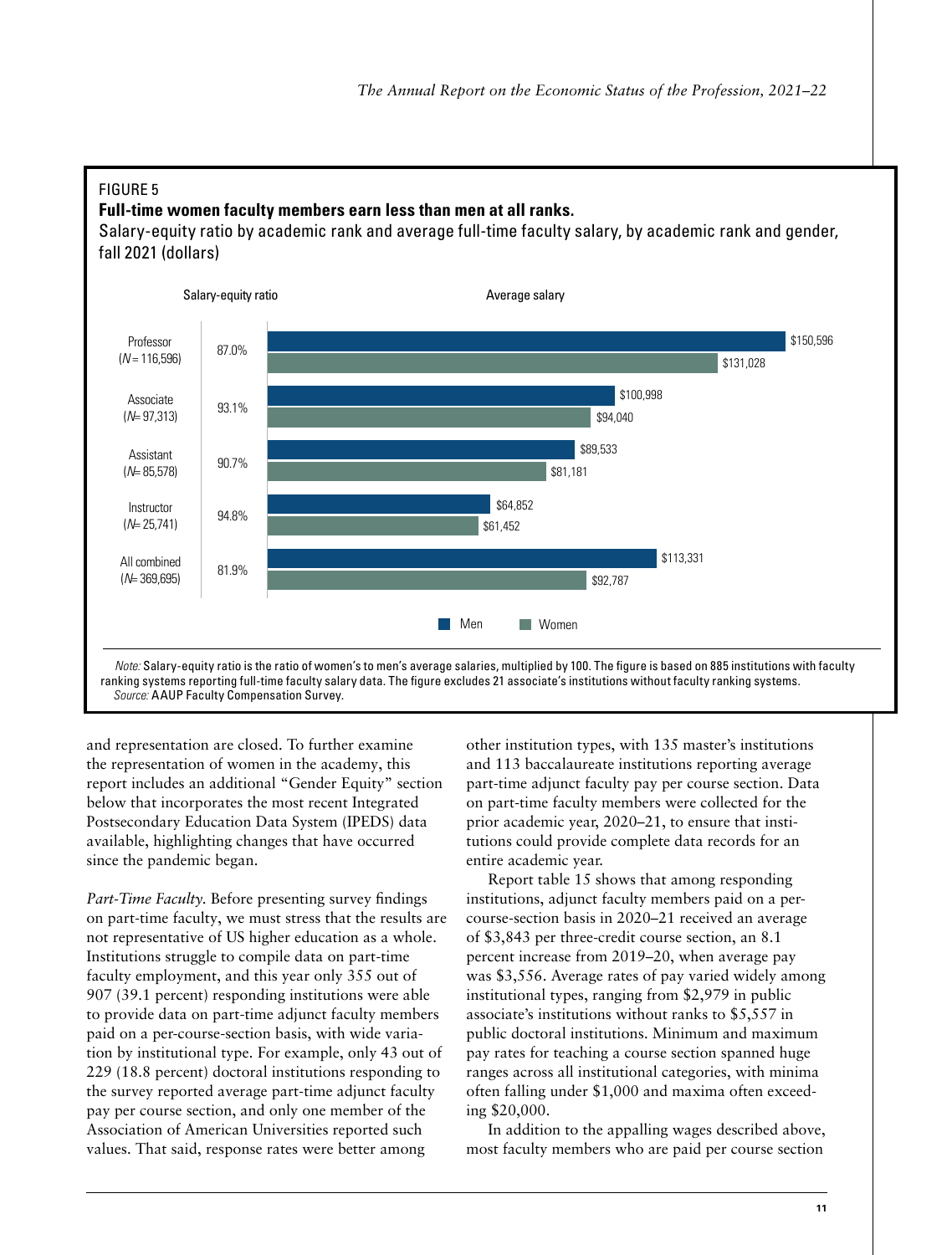FIGURE 5

**Full-time women faculty members earn less than men at all ranks.**

Salary-equity ratio by academic rank and average full-time faculty salary, by academic rank and gender, fall 2021 (dollars)

| Rank | Salary-equity ratio | Average salary: Men | Average salary: Women |
|---|---|---|---|
| Professor (*N* = 116,596) | 87.0% | $150,596 | $131,028 |
| Associate (*N* = 97,313) | 93.1% | $100,998 | $94,040 |
| Assistant (*N* = 85,578) | 90.7% | $89,533 | $81,181 |
| Instructor (*N* = 25,741) | 94.8% | $64,852 | $61,452 |
| All combined (*N* = 369,695) | 81.9% | $113,331 | $92,787 |

*Note:* Salary-equity ratio is the ratio of women's to men's average salaries, multiplied by 100. The figure is based on 885 institutions with faculty ranking systems reporting full-time faculty salary data. The figure excludes 21 associate's institutions without faculty ranking systems.
*Source:* AAUP Faculty Compensation Survey.

and representation are closed. To further examine the representation of women in the academy, this report includes an additional "Gender Equity" section below that incorporates the most recent Integrated Postsecondary Education Data System (IPEDS) data available, highlighting changes that have occurred since the pandemic began.

*Part-Time Faculty.* Before presenting survey findings on part-time faculty, we must stress that the results are not representative of US higher education as a whole. Institutions struggle to compile data on part-time faculty employment, and this year only 355 out of 907 (39.1 percent) responding institutions were able to provide data on part-time adjunct faculty members paid on a per-course-section basis, with wide variation by institutional type. For example, only 43 out of 229 (18.8 percent) doctoral institutions responding to the survey reported average part-time adjunct faculty pay per course section, and only one member of the Association of American Universities reported such values. That said, response rates were better among other institution types, with 135 master's institutions and 113 baccalaureate institutions reporting average part-time adjunct faculty pay per course section. Data on part-time faculty members were collected for the prior academic year, 2020–21, to ensure that institutions could provide complete data records for an entire academic year.

Report table 15 shows that among responding institutions, adjunct faculty members paid on a per-course-section basis in 2020–21 received an average of $3,843 per three-credit course section, an 8.1 percent increase from 2019–20, when average pay was $3,556. Average rates of pay varied widely among institutional types, ranging from $2,979 in public associate's institutions without ranks to $5,557 in public doctoral institutions. Minimum and maximum pay rates for teaching a course section spanned huge ranges across all institutional categories, with minima often falling under $1,000 and maxima often exceeding $20,000.

In addition to the appalling wages described above, most faculty members who are paid per course section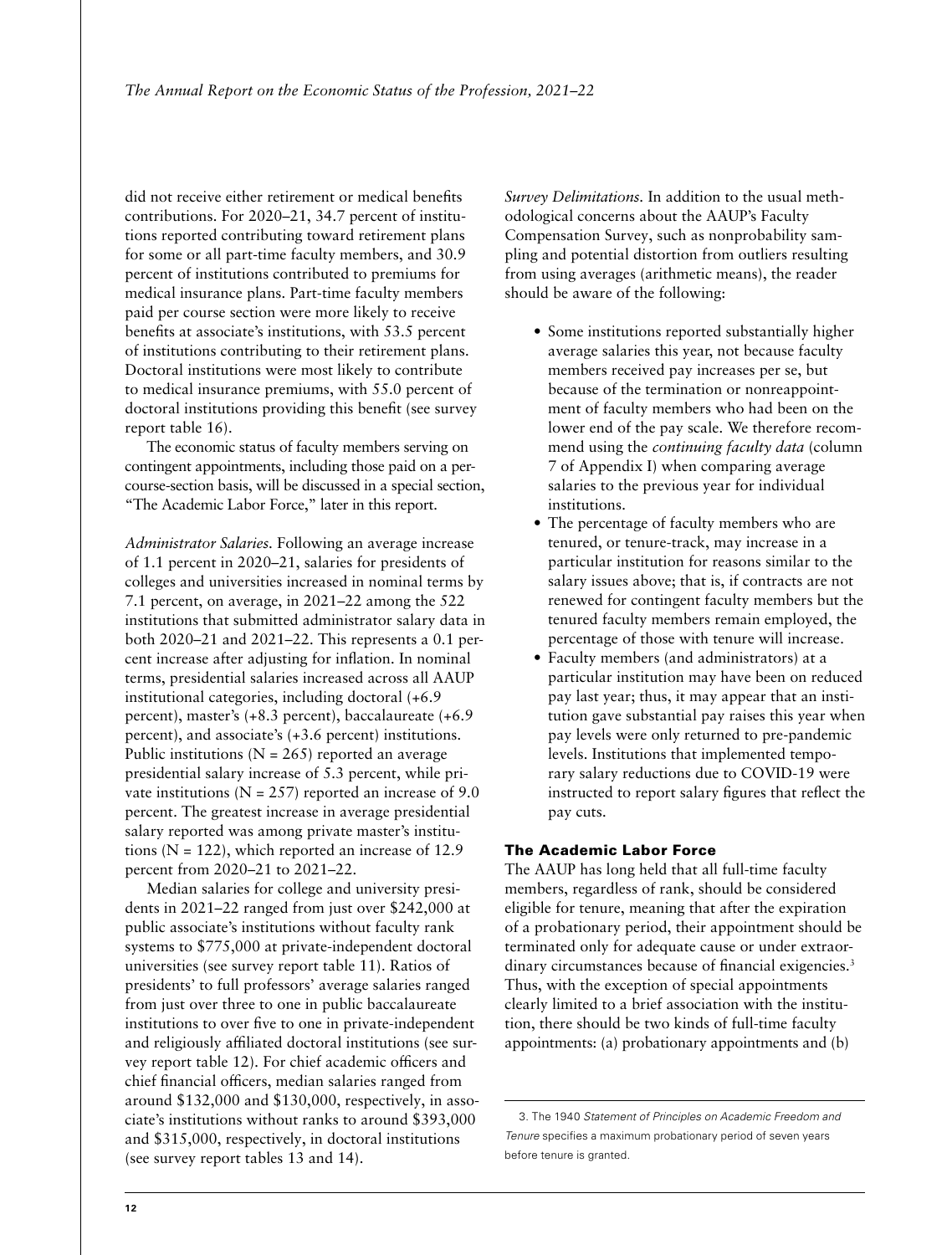did not receive either retirement or medical benefits contributions. For 2020–21, 34.7 percent of institutions reported contributing toward retirement plans for some or all part-time faculty members, and 30.9 percent of institutions contributed to premiums for medical insurance plans. Part-time faculty members paid per course section were more likely to receive benefits at associate's institutions, with 53.5 percent of institutions contributing to their retirement plans. Doctoral institutions were most likely to contribute to medical insurance premiums, with 55.0 percent of doctoral institutions providing this benefit (see survey report table 16).

The economic status of faculty members serving on contingent appointments, including those paid on a per-course-section basis, will be discussed in a special section, "The Academic Labor Force," later in this report.

*Administrator Salaries.* Following an average increase of 1.1 percent in 2020–21, salaries for presidents of colleges and universities increased in nominal terms by 7.1 percent, on average, in 2021–22 among the 522 institutions that submitted administrator salary data in both 2020–21 and 2021–22. This represents a 0.1 percent increase after adjusting for inflation. In nominal terms, presidential salaries increased across all AAUP institutional categories, including doctoral (+6.9 percent), master's (+8.3 percent), baccalaureate (+6.9 percent), and associate's (+3.6 percent) institutions. Public institutions (N = 265) reported an average presidential salary increase of 5.3 percent, while private institutions (N = 257) reported an increase of 9.0 percent. The greatest increase in average presidential salary reported was among private master's institutions (N = 122), which reported an increase of 12.9 percent from 2020–21 to 2021–22.

Median salaries for college and university presidents in 2021–22 ranged from just over $242,000 at public associate's institutions without faculty rank systems to $775,000 at private-independent doctoral universities (see survey report table 11). Ratios of presidents' to full professors' average salaries ranged from just over three to one in public baccalaureate institutions to over five to one in private-independent and religiously affiliated doctoral institutions (see survey report table 12). For chief academic officers and chief financial officers, median salaries ranged from around $132,000 and $130,000, respectively, in associate's institutions without ranks to around $393,000 and $315,000, respectively, in doctoral institutions (see survey report tables 13 and 14).

*Survey Delimitations.* In addition to the usual methodological concerns about the AAUP's Faculty Compensation Survey, such as nonprobability sampling and potential distortion from outliers resulting from using averages (arithmetic means), the reader should be aware of the following:

- Some institutions reported substantially higher average salaries this year, not because faculty members received pay increases per se, but because of the termination or nonreappointment of faculty members who had been on the lower end of the pay scale. We therefore recommend using the *continuing faculty data* (column 7 of Appendix I) when comparing average salaries to the previous year for individual institutions.
- The percentage of faculty members who are tenured, or tenure-track, may increase in a particular institution for reasons similar to the salary issues above; that is, if contracts are not renewed for contingent faculty members but the tenured faculty members remain employed, the percentage of those with tenure will increase.
- Faculty members (and administrators) at a particular institution may have been on reduced pay last year; thus, it may appear that an institution gave substantial pay raises this year when pay levels were only returned to pre-pandemic levels. Institutions that implemented temporary salary reductions due to COVID-19 were instructed to report salary figures that reflect the pay cuts.

## The Academic Labor Force

The AAUP has long held that all full-time faculty members, regardless of rank, should be considered eligible for tenure, meaning that after the expiration of a probationary period, their appointment should be terminated only for adequate cause or under extraordinary circumstances because of financial exigencies.[3] Thus, with the exception of special appointments clearly limited to a brief association with the institution, there should be two kinds of full-time faculty appointments: (a) probationary appointments and (b)

---

3. The 1940 *Statement of Principles on Academic Freedom and Tenure* specifies a maximum probationary period of seven years before tenure is granted.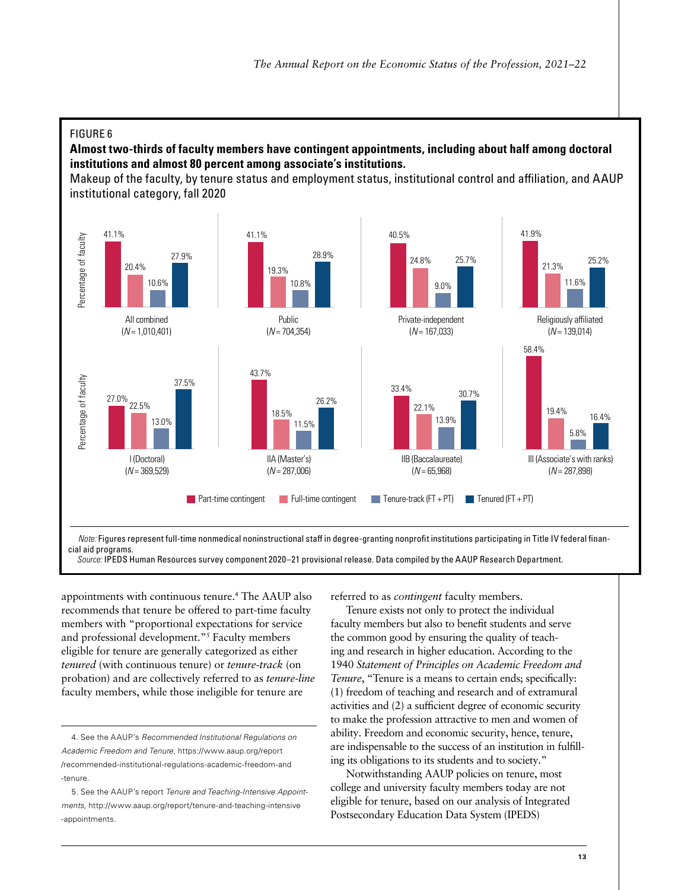FIGURE 6

**Almost two-thirds of faculty members have contingent appointments, including about half among doctoral institutions and almost 80 percent among associate's institutions.**

Makeup of the faculty, by tenure status and employment status, institutional control and affiliation, and AAUP institutional category, fall 2020

| Category | Part-time contingent | Full-time contingent | Tenure-track (FT + PT) | Tenured (FT + PT) |
| --- | --- | --- | --- | --- |
| All combined (*N* = 1,010,401) | 41.1% | 20.4% | 10.6% | 27.9% |
| Public (*N* = 704,354) | 41.1% | 19.3% | 10.8% | 28.9% |
| Private-independent (*N* = 167,033) | 40.5% | 24.8% | 9.0% | 25.7% |
| Religiously affiliated (*N* = 139,014) | 41.9% | 21.3% | 11.6% | 25.2% |
| I (Doctoral) (*N* = 369,529) | 27.0% | 22.5% | 13.0% | 37.5% |
| IIA (Master's) (*N* = 287,006) | 43.7% | 18.5% | 11.5% | 26.2% |
| IIB (Baccalaureate) (*N* = 65,968) | 33.4% | 22.1% | 13.9% | 30.7% |
| III (Associate's with ranks) (*N* = 287,898) | 58.4% | 19.4% | 5.8% | 16.4% |

*Note:* Figures represent full-time nonmedical noninstructional staff in degree-granting nonprofit institutions participating in Title IV federal financial aid programs.

*Source:* IPEDS Human Resources survey component 2020–21 provisional release. Data compiled by the AAUP Research Department.

appointments with continuous tenure.[4] The AAUP also recommends that tenure be offered to part-time faculty members with "proportional expectations for service and professional development."[5] Faculty members eligible for tenure are generally categorized as either *tenured* (with continuous tenure) or *tenure-track* (on probation) and are collectively referred to as *tenure-line* faculty members, while those ineligible for tenure are referred to as *contingent* faculty members.

Tenure exists not only to protect the individual faculty members but also to benefit students and serve the common good by ensuring the quality of teaching and research in higher education. According to the 1940 *Statement of Principles on Academic Freedom and Tenure*, "Tenure is a means to certain ends; specifically: (1) freedom of teaching and research and of extramural activities and (2) a sufficient degree of economic security to make the profession attractive to men and women of ability. Freedom and economic security, hence, tenure, are indispensable to the success of an institution in fulfilling its obligations to its students and to society."

Notwithstanding AAUP policies on tenure, most college and university faculty members today are not eligible for tenure, based on our analysis of Integrated Postsecondary Education Data System (IPEDS)

4. See the AAUP's *Recommended Institutional Regulations on Academic Freedom and Tenure*, https://www.aaup.org/report/recommended-institutional-regulations-academic-freedom-and-tenure.

5. See the AAUP's report *Tenure and Teaching-Intensive Appointments*, http://www.aaup.org/report/tenure-and-teaching-intensive-appointments.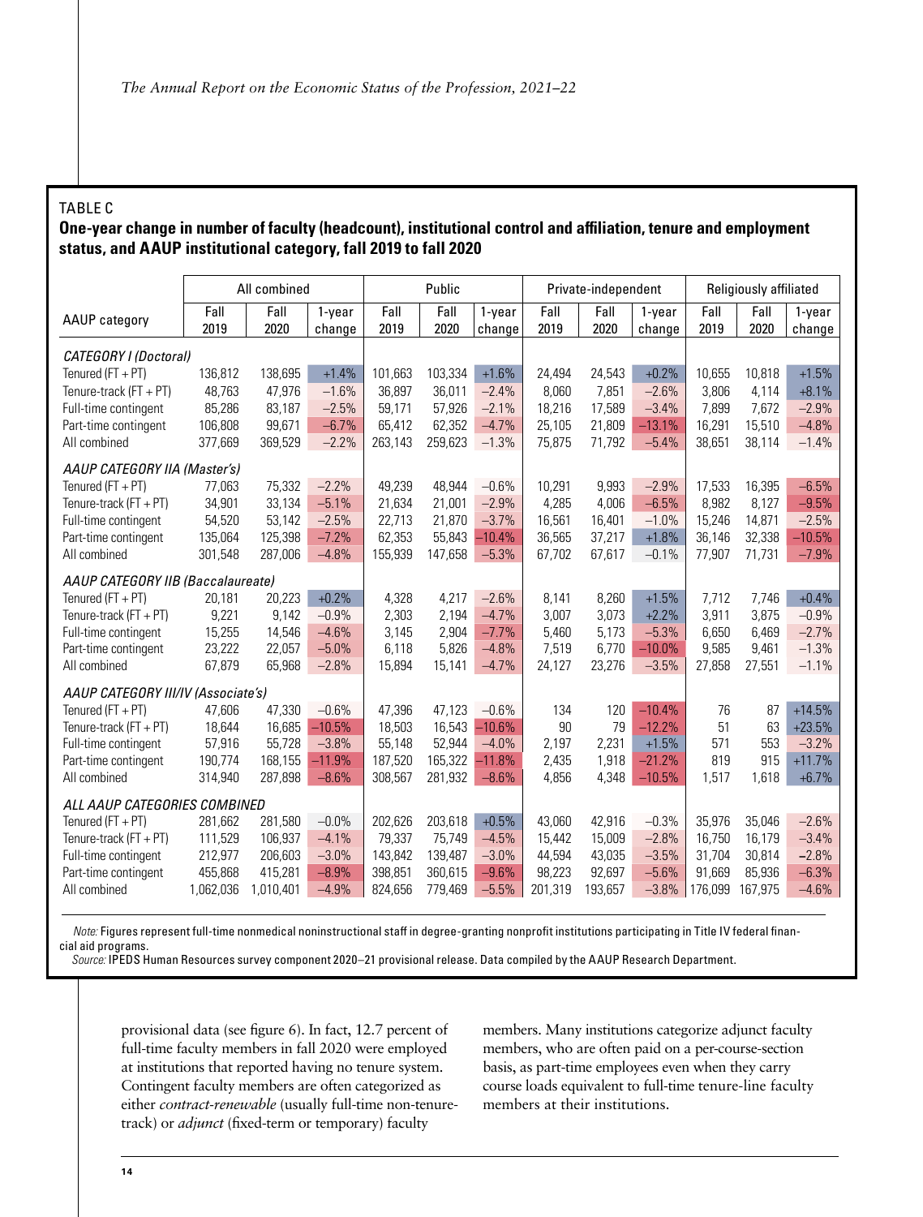TABLE C

**One-year change in number of faculty (headcount), institutional control and affiliation, tenure and employment status, and AAUP institutional category, fall 2019 to fall 2020**

| AAUP category | All combined | | | Public | | | Private-independent | | | Religiously affiliated | | |
|---|---|---|---|---|---|---|---|---|---|---|---|---|
| | Fall 2019 | Fall 2020 | 1-year change | Fall 2019 | Fall 2020 | 1-year change | Fall 2019 | Fall 2020 | 1-year change | Fall 2019 | Fall 2020 | 1-year change |
| *CATEGORY I (Doctoral)* | | | | | | | | | | | | |
| Tenured (FT + PT) | 136,812 | 138,695 | +1.4% | 101,663 | 103,334 | +1.6% | 24,494 | 24,543 | +0.2% | 10,655 | 10,818 | +1.5% |
| Tenure-track (FT + PT) | 48,763 | 47,976 | −1.6% | 36,897 | 36,011 | −2.4% | 8,060 | 7,851 | −2.6% | 3,806 | 4,114 | +8.1% |
| Full-time contingent | 85,286 | 83,187 | −2.5% | 59,171 | 57,926 | −2.1% | 18,216 | 17,589 | −3.4% | 7,899 | 7,672 | −2.9% |
| Part-time contingent | 106,808 | 99,671 | −6.7% | 65,412 | 62,352 | −4.7% | 25,105 | 21,809 | −13.1% | 16,291 | 15,510 | −4.8% |
| All combined | 377,669 | 369,529 | −2.2% | 263,143 | 259,623 | −1.3% | 75,875 | 71,792 | −5.4% | 38,651 | 38,114 | −1.4% |
| *AAUP CATEGORY IIA (Master's)* | | | | | | | | | | | | |
| Tenured (FT + PT) | 77,063 | 75,332 | −2.2% | 49,239 | 48,944 | −0.6% | 10,291 | 9,993 | −2.9% | 17,533 | 16,395 | −6.5% |
| Tenure-track (FT + PT) | 34,901 | 33,134 | −5.1% | 21,634 | 21,001 | −2.9% | 4,285 | 4,006 | −6.5% | 8,982 | 8,127 | −9.5% |
| Full-time contingent | 54,520 | 53,142 | −2.5% | 22,713 | 21,870 | −3.7% | 16,561 | 16,401 | −1.0% | 15,246 | 14,871 | −2.5% |
| Part-time contingent | 135,064 | 125,398 | −7.2% | 62,353 | 55,843 | −10.4% | 36,565 | 37,217 | +1.8% | 36,146 | 32,338 | −10.5% |
| All combined | 301,548 | 287,006 | −4.8% | 155,939 | 147,658 | −5.3% | 67,702 | 67,617 | −0.1% | 77,907 | 71,731 | −7.9% |
| *AAUP CATEGORY IIB (Baccalaureate)* | | | | | | | | | | | | |
| Tenured (FT + PT) | 20,181 | 20,223 | +0.2% | 4,328 | 4,217 | −2.6% | 8,141 | 8,260 | +1.5% | 7,712 | 7,746 | +0.4% |
| Tenure-track (FT + PT) | 9,221 | 9,142 | −0.9% | 2,303 | 2,194 | −4.7% | 3,007 | 3,073 | +2.2% | 3,911 | 3,875 | −0.9% |
| Full-time contingent | 15,255 | 14,546 | −4.6% | 3,145 | 2,904 | −7.7% | 5,460 | 5,173 | −5.3% | 6,650 | 6,469 | −2.7% |
| Part-time contingent | 23,222 | 22,057 | −5.0% | 6,118 | 5,826 | −4.8% | 7,519 | 6,770 | −10.0% | 9,585 | 9,461 | −1.3% |
| All combined | 67,879 | 65,968 | −2.8% | 15,894 | 15,141 | −4.7% | 24,127 | 23,276 | −3.5% | 27,858 | 27,551 | −1.1% |
| *AAUP CATEGORY III/IV (Associate's)* | | | | | | | | | | | | |
| Tenured (FT + PT) | 47,606 | 47,330 | −0.6% | 47,396 | 47,123 | −0.6% | 134 | 120 | −10.4% | 76 | 87 | +14.5% |
| Tenure-track (FT + PT) | 18,644 | 16,685 | −10.5% | 18,503 | 16,543 | −10.6% | 90 | 79 | −12.2% | 51 | 63 | +23.5% |
| Full-time contingent | 57,916 | 55,728 | −3.8% | 55,148 | 52,944 | −4.0% | 2,197 | 2,231 | +1.5% | 571 | 553 | −3.2% |
| Part-time contingent | 190,774 | 168,155 | −11.9% | 187,520 | 165,322 | −11.8% | 2,435 | 1,918 | −21.2% | 819 | 915 | +11.7% |
| All combined | 314,940 | 287,898 | −8.6% | 308,567 | 281,932 | −8.6% | 4,856 | 4,348 | −10.5% | 1,517 | 1,618 | +6.7% |
| *ALL AAUP CATEGORIES COMBINED* | | | | | | | | | | | | |
| Tenured (FT + PT) | 281,662 | 281,580 | −0.0% | 202,626 | 203,618 | +0.5% | 43,060 | 42,916 | −0.3% | 35,976 | 35,046 | −2.6% |
| Tenure-track (FT + PT) | 111,529 | 106,937 | −4.1% | 79,337 | 75,749 | −4.5% | 15,442 | 15,009 | −2.8% | 16,750 | 16,179 | −3.4% |
| Full-time contingent | 212,977 | 206,603 | −3.0% | 143,842 | 139,487 | −3.0% | 44,594 | 43,035 | −3.5% | 31,704 | 30,814 | −2.8% |
| Part-time contingent | 455,868 | 415,281 | −8.9% | 398,851 | 360,615 | −9.6% | 98,223 | 92,697 | −5.6% | 91,669 | 85,936 | −6.3% |
| All combined | 1,062,036 | 1,010,401 | −4.9% | 824,656 | 779,469 | −5.5% | 201,319 | 193,657 | −3.8% | 176,099 | 167,975 | −4.6% |

*Note:* Figures represent full-time nonmedical noninstructional staff in degree-granting nonprofit institutions participating in Title IV federal financial aid programs.
*Source:* IPEDS Human Resources survey component 2020–21 provisional release. Data compiled by the AAUP Research Department.

provisional data (see figure 6). In fact, 12.7 percent of full-time faculty members in fall 2020 were employed at institutions that reported having no tenure system. Contingent faculty members are often categorized as either *contract-renewable* (usually full-time non-tenure-track) or *adjunct* (fixed-term or temporary) faculty members. Many institutions categorize adjunct faculty members, who are often paid on a per-course-section basis, as part-time employees even when they carry course loads equivalent to full-time tenure-line faculty members at their institutions.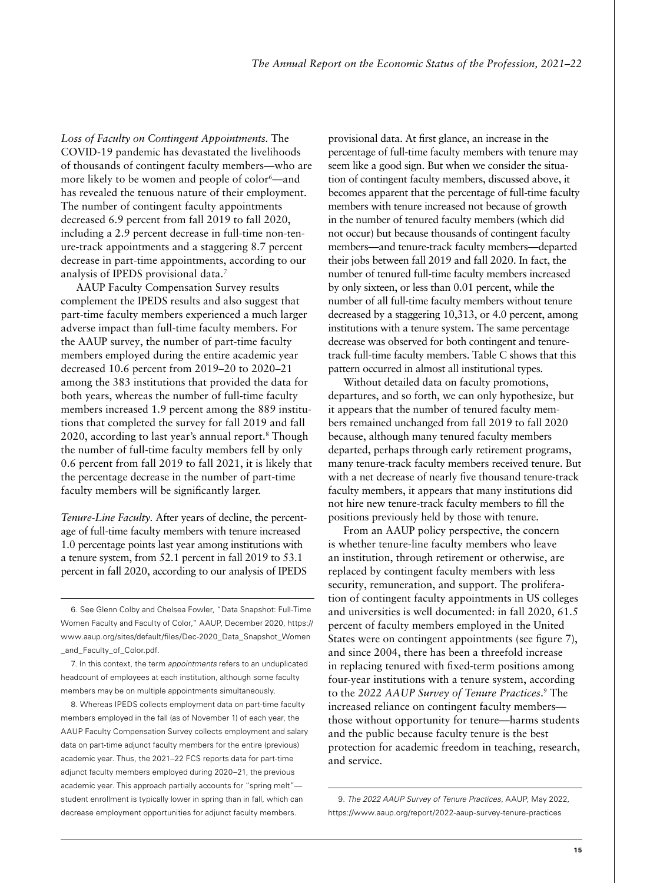*Loss of Faculty on Contingent Appointments*. The COVID-19 pandemic has devastated the livelihoods of thousands of contingent faculty members—who are more likely to be women and people of color[6]—and has revealed the tenuous nature of their employment. The number of contingent faculty appointments decreased 6.9 percent from fall 2019 to fall 2020, including a 2.9 percent decrease in full-time non-tenure-track appointments and a staggering 8.7 percent decrease in part-time appointments, according to our analysis of IPEDS provisional data.[7]

AAUP Faculty Compensation Survey results complement the IPEDS results and also suggest that part-time faculty members experienced a much larger adverse impact than full-time faculty members. For the AAUP survey, the number of part-time faculty members employed during the entire academic year decreased 10.6 percent from 2019–20 to 2020–21 among the 383 institutions that provided the data for both years, whereas the number of full-time faculty members increased 1.9 percent among the 889 institutions that completed the survey for fall 2019 and fall 2020, according to last year's annual report.[8] Though the number of full-time faculty members fell by only 0.6 percent from fall 2019 to fall 2021, it is likely that the percentage decrease in the number of part-time faculty members will be significantly larger.

*Tenure-Line Faculty*. After years of decline, the percentage of full-time faculty members with tenure increased 1.0 percentage points last year among institutions with a tenure system, from 52.1 percent in fall 2019 to 53.1 percent in fall 2020, according to our analysis of IPEDS provisional data. At first glance, an increase in the percentage of full-time faculty members with tenure may seem like a good sign. But when we consider the situation of contingent faculty members, discussed above, it becomes apparent that the percentage of full-time faculty members with tenure increased not because of growth in the number of tenured faculty members (which did not occur) but because thousands of contingent faculty members—and tenure-track faculty members—departed their jobs between fall 2019 and fall 2020. In fact, the number of tenured full-time faculty members increased by only sixteen, or less than 0.01 percent, while the number of all full-time faculty members without tenure decreased by a staggering 10,313, or 4.0 percent, among institutions with a tenure system. The same percentage decrease was observed for both contingent and tenure-track full-time faculty members. Table C shows that this pattern occurred in almost all institutional types.

Without detailed data on faculty promotions, departures, and so forth, we can only hypothesize, but it appears that the number of tenured faculty members remained unchanged from fall 2019 to fall 2020 because, although many tenured faculty members departed, perhaps through early retirement programs, many tenure-track faculty members received tenure. But with a net decrease of nearly five thousand tenure-track faculty members, it appears that many institutions did not hire new tenure-track faculty members to fill the positions previously held by those with tenure.

From an AAUP policy perspective, the concern is whether tenure-line faculty members who leave an institution, through retirement or otherwise, are replaced by contingent faculty members with less security, remuneration, and support. The proliferation of contingent faculty appointments in US colleges and universities is well documented: in fall 2020, 61.5 percent of faculty members employed in the United States were on contingent appointments (see figure 7), and since 2004, there has been a threefold increase in replacing tenured with fixed-term positions among four-year institutions with a tenure system, according to the *2022 AAUP Survey of Tenure Practices*.[9] The increased reliance on contingent faculty members—those without opportunity for tenure—harms students and the public because faculty tenure is the best protection for academic freedom in teaching, research, and service.

---

6. See Glenn Colby and Chelsea Fowler, "Data Snapshot: Full-Time Women Faculty and Faculty of Color," AAUP, December 2020, https://www.aaup.org/sites/default/files/Dec-2020_Data_Snapshot_Women_and_Faculty_of_Color.pdf.

7. In this context, the term *appointments* refers to an unduplicated headcount of employees at each institution, although some faculty members may be on multiple appointments simultaneously.

8. Whereas IPEDS collects employment data on part-time faculty members employed in the fall (as of November 1) of each year, the AAUP Faculty Compensation Survey collects employment and salary data on part-time adjunct faculty members for the entire (previous) academic year. Thus, the 2021–22 FCS reports data for part-time adjunct faculty members employed during 2020–21, the previous academic year. This approach partially accounts for "spring melt"—student enrollment is typically lower in spring than in fall, which can decrease employment opportunities for adjunct faculty members.

9. *The 2022 AAUP Survey of Tenure Practices*, AAUP, May 2022, https://www.aaup.org/report/2022-aaup-survey-tenure-practices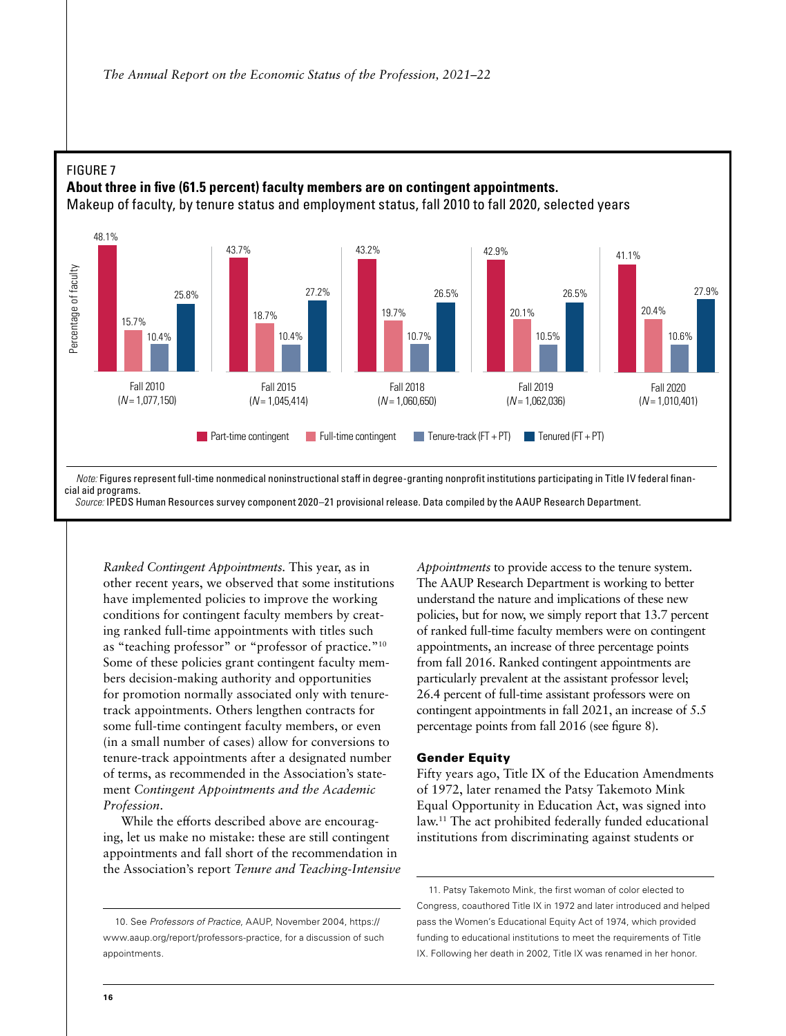FIGURE 7

**About three in five (61.5 percent) faculty members are on contingent appointments.**

Makeup of faculty, by tenure status and employment status, fall 2010 to fall 2020, selected years

| | Fall 2010 ($N$ = 1,077,150) | Fall 2015 ($N$ = 1,045,414) | Fall 2018 ($N$ = 1,060,650) | Fall 2019 ($N$ = 1,062,036) | Fall 2020 ($N$ = 1,010,401) |
|---|---|---|---|---|---|
| Part-time contingent | 48.1% | 43.7% | 43.2% | 42.9% | 41.1% |
| Full-time contingent | 15.7% | 18.7% | 19.7% | 20.1% | 20.4% |
| Tenure-track (FT + PT) | 10.4% | 10.4% | 10.7% | 10.5% | 10.6% |
| Tenured (FT + PT) | 25.8% | 27.2% | 26.5% | 26.5% | 27.9% |

*Note:* Figures represent full-time nonmedical noninstructional staff in degree-granting nonprofit institutions participating in Title IV federal financial aid programs.

*Source:* IPEDS Human Resources survey component 2020–21 provisional release. Data compiled by the AAUP Research Department.

*Ranked Contingent Appointments.* This year, as in other recent years, we observed that some institutions have implemented policies to improve the working conditions for contingent faculty members by creating ranked full-time appointments with titles such as "teaching professor" or "professor of practice."[10] Some of these policies grant contingent faculty members decision-making authority and opportunities for promotion normally associated only with tenure-track appointments. Others lengthen contracts for some full-time contingent faculty members, or even (in a small number of cases) allow for conversions to tenure-track appointments after a designated number of terms, as recommended in the Association's statement *Contingent Appointments and the Academic Profession*.

While the efforts described above are encouraging, let us make no mistake: these are still contingent appointments and fall short of the recommendation in the Association's report *Tenure and Teaching-Intensive Appointments* to provide access to the tenure system. The AAUP Research Department is working to better understand the nature and implications of these new policies, but for now, we simply report that 13.7 percent of ranked full-time faculty members were on contingent appointments, an increase of three percentage points from fall 2016. Ranked contingent appointments are particularly prevalent at the assistant professor level; 26.4 percent of full-time assistant professors were on contingent appointments in fall 2021, an increase of 5.5 percentage points from fall 2016 (see figure 8).

## Gender Equity

Fifty years ago, Title IX of the Education Amendments of 1972, later renamed the Patsy Takemoto Mink Equal Opportunity in Education Act, was signed into law.[11] The act prohibited federally funded educational institutions from discriminating against students or

10. See *Professors of Practice*, AAUP, November 2004, https://www.aaup.org/report/professors-practice, for a discussion of such appointments.

11. Patsy Takemoto Mink, the first woman of color elected to Congress, coauthored Title IX in 1972 and later introduced and helped pass the Women's Educational Equity Act of 1974, which provided funding to educational institutions to meet the requirements of Title IX. Following her death in 2002, Title IX was renamed in her honor.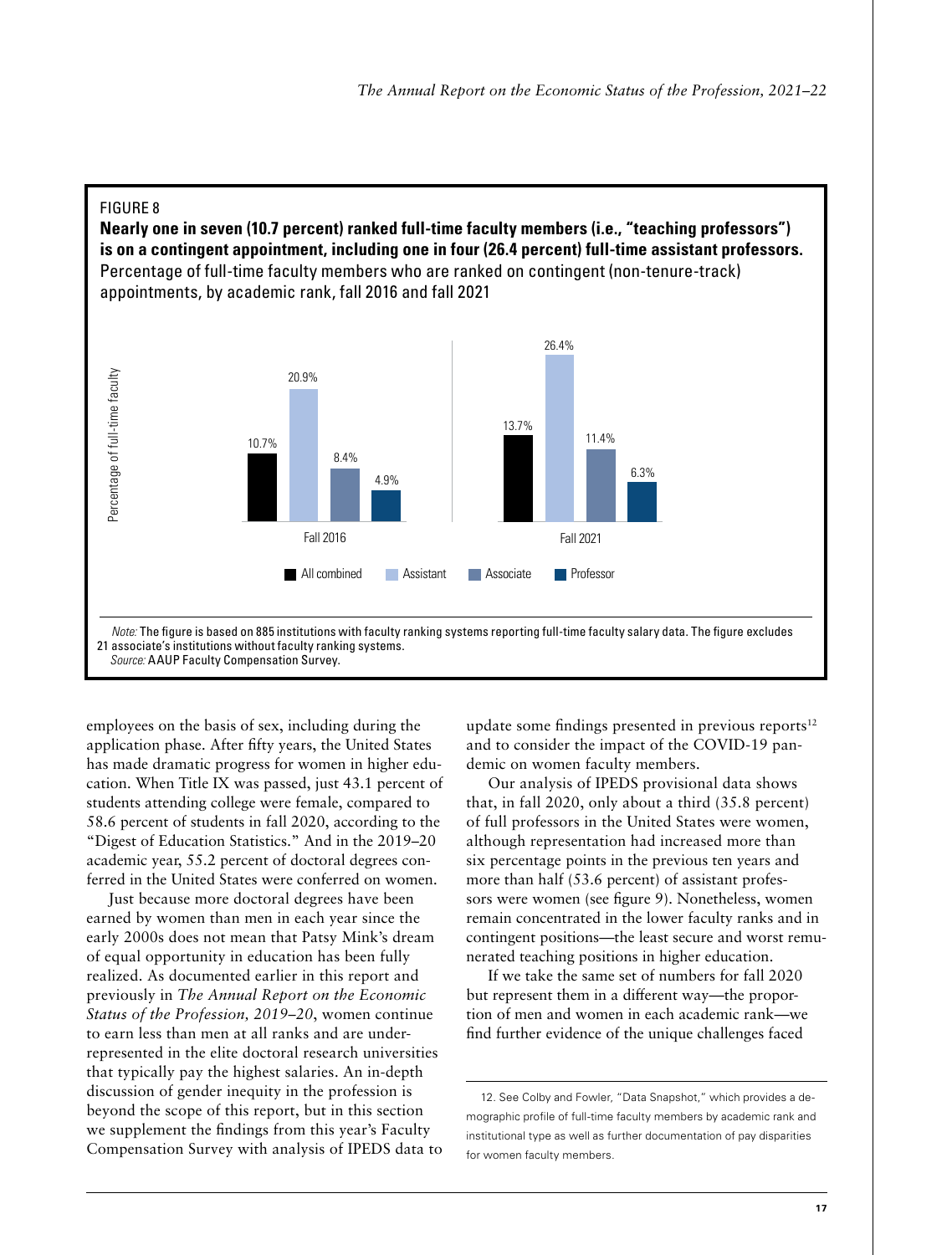FIGURE 8

**Nearly one in seven (10.7 percent) ranked full-time faculty members (i.e., "teaching professors") is on a contingent appointment, including one in four (26.4 percent) full-time assistant professors.**

Percentage of full-time faculty members who are ranked on contingent (non-tenure-track) appointments, by academic rank, fall 2016 and fall 2021

| | All combined | Assistant | Associate | Professor |
|---|---|---|---|---|
| Fall 2016 | 10.7% | 20.9% | 8.4% | 4.9% |
| Fall 2021 | 13.7% | 26.4% | 11.4% | 6.3% |

*Note:* The figure is based on 885 institutions with faculty ranking systems reporting full-time faculty salary data. The figure excludes 21 associate's institutions without faculty ranking systems.

*Source:* AAUP Faculty Compensation Survey.

employees on the basis of sex, including during the application phase. After fifty years, the United States has made dramatic progress for women in higher education. When Title IX was passed, just 43.1 percent of students attending college were female, compared to 58.6 percent of students in fall 2020, according to the "Digest of Education Statistics." And in the 2019–20 academic year, 55.2 percent of doctoral degrees conferred in the United States were conferred on women.

Just because more doctoral degrees have been earned by women than men in each year since the early 2000s does not mean that Patsy Mink's dream of equal opportunity in education has been fully realized. As documented earlier in this report and previously in *The Annual Report on the Economic Status of the Profession, 2019–20*, women continue to earn less than men at all ranks and are underrepresented in the elite doctoral research universities that typically pay the highest salaries. An in-depth discussion of gender inequity in the profession is beyond the scope of this report, but in this section we supplement the findings from this year's Faculty Compensation Survey with analysis of IPEDS data to update some findings presented in previous reports[12] and to consider the impact of the COVID-19 pandemic on women faculty members.

Our analysis of IPEDS provisional data shows that, in fall 2020, only about a third (35.8 percent) of full professors in the United States were women, although representation had increased more than six percentage points in the previous ten years and more than half (53.6 percent) of assistant professors were women (see figure 9). Nonetheless, women remain concentrated in the lower faculty ranks and in contingent positions—the least secure and worst remunerated teaching positions in higher education.

If we take the same set of numbers for fall 2020 but represent them in a different way—the proportion of men and women in each academic rank—we find further evidence of the unique challenges faced

12. See Colby and Fowler, "Data Snapshot," which provides a demographic profile of full-time faculty members by academic rank and institutional type as well as further documentation of pay disparities for women faculty members.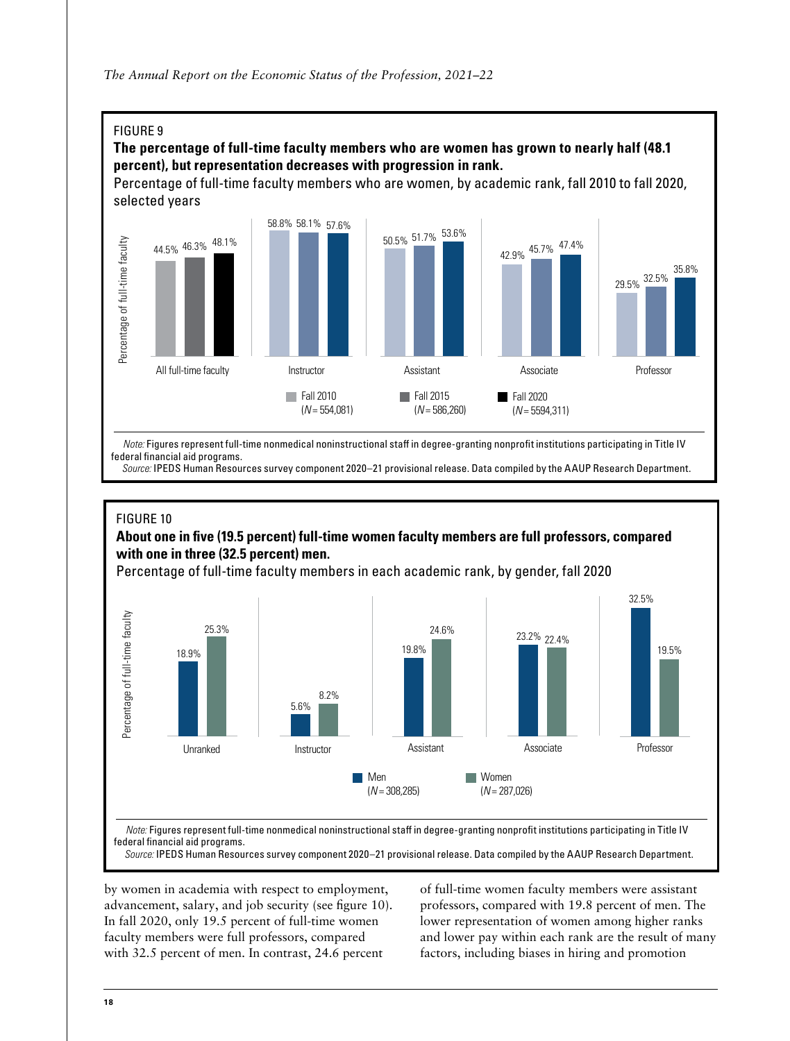FIGURE 9

**The percentage of full-time faculty members who are women has grown to nearly half (48.1 percent), but representation decreases with progression in rank.**

Percentage of full-time faculty members who are women, by academic rank, fall 2010 to fall 2020, selected years

| | Fall 2010 ($N$ = 554,081) | Fall 2015 ($N$ = 586,260) | Fall 2020 ($N$ = 5594,311) |
|---|---|---|---|
| All full-time faculty | 44.5% | 46.3% | 48.1% |
| Instructor | 58.8% | 58.1% | 57.6% |
| Assistant | 50.5% | 51.7% | 53.6% |
| Associate | 42.9% | 45.7% | 47.4% |
| Professor | 29.5% | 32.5% | 35.8% |

*Note:* Figures represent full-time nonmedical noninstructional staff in degree-granting nonprofit institutions participating in Title IV federal financial aid programs.

*Source:* IPEDS Human Resources survey component 2020–21 provisional release. Data compiled by the AAUP Research Department.

FIGURE 10

**About one in five (19.5 percent) full-time women faculty members are full professors, compared with one in three (32.5 percent) men.**

Percentage of full-time faculty members in each academic rank, by gender, fall 2020

| | Men ($N$ = 308,285) | Women ($N$ = 287,026) |
|---|---|---|
| Unranked | 18.9% | 25.3% |
| Instructor | 5.6% | 8.2% |
| Assistant | 19.8% | 24.6% |
| Associate | 23.2% | 22.4% |
| Professor | 32.5% | 19.5% |

*Note:* Figures represent full-time nonmedical noninstructional staff in degree-granting nonprofit institutions participating in Title IV federal financial aid programs.

*Source:* IPEDS Human Resources survey component 2020–21 provisional release. Data compiled by the AAUP Research Department.

by women in academia with respect to employment, advancement, salary, and job security (see figure 10). In fall 2020, only 19.5 percent of full-time women faculty members were full professors, compared with 32.5 percent of men. In contrast, 24.6 percent of full-time women faculty members were assistant professors, compared with 19.8 percent of men. The lower representation of women among higher ranks and lower pay within each rank are the result of many factors, including biases in hiring and promotion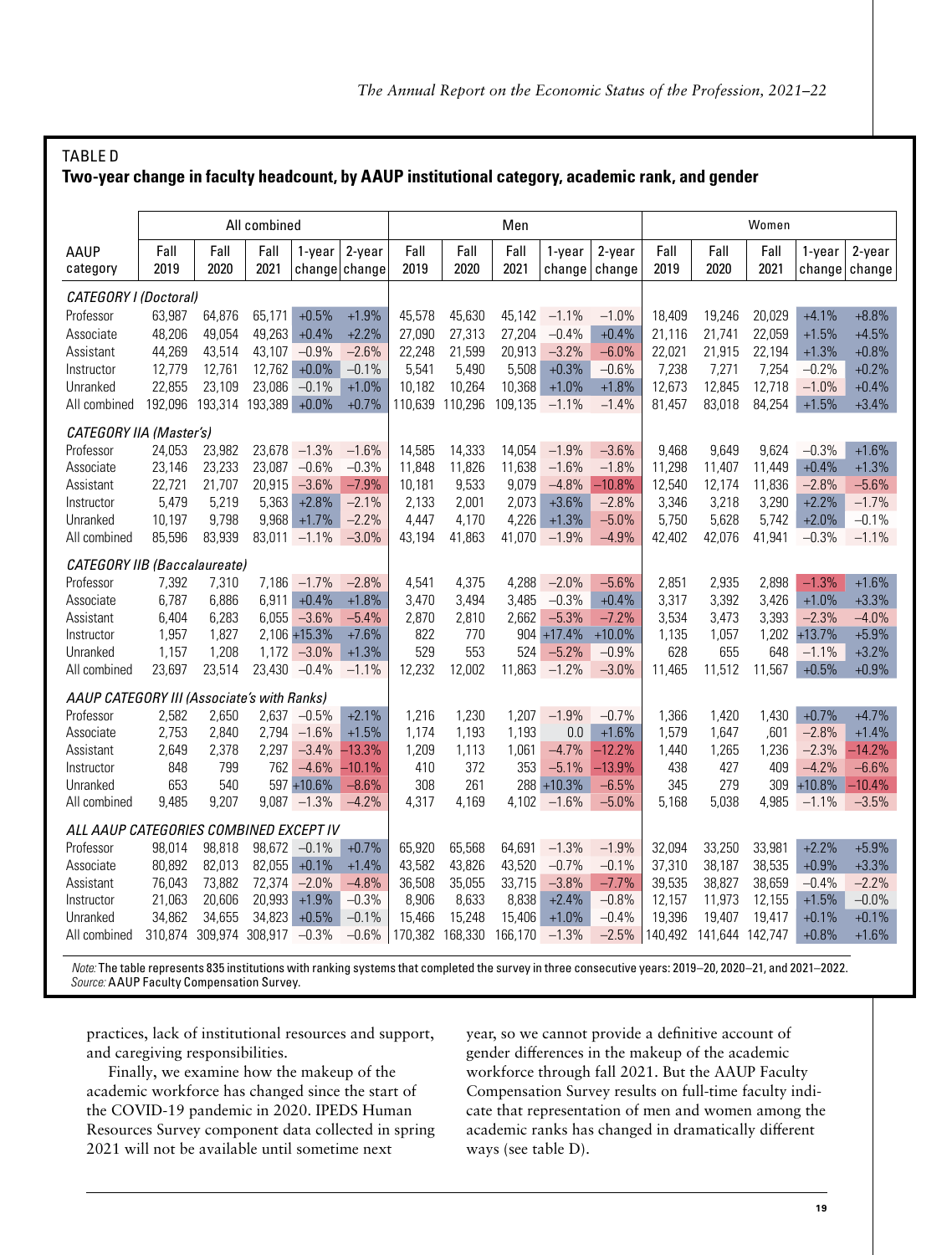TABLE D

**Two-year change in faculty headcount, by AAUP institutional category, academic rank, and gender**

| AAUP category | All combined | | | | | Men | | | | | Women | | | | |
|---|---|---|---|---|---|---|---|---|---|---|---|---|---|---|---|
| | Fall 2019 | Fall 2020 | Fall 2021 | 1-year change | 2-year change | Fall 2019 | Fall 2020 | Fall 2021 | 1-year change | 2-year change | Fall 2019 | Fall 2020 | Fall 2021 | 1-year change | 2-year change |
| *CATEGORY I (Doctoral)* | | | | | | | | | | | | | | | |
| Professor | 63,987 | 64,876 | 65,171 | +0.5% | +1.9% | 45,578 | 45,630 | 45,142 | −1.1% | −1.0% | 18,409 | 19,246 | 20,029 | +4.1% | +8.8% |
| Associate | 48,206 | 49,054 | 49,263 | +0.4% | +2.2% | 27,090 | 27,313 | 27,204 | −0.4% | +0.4% | 21,116 | 21,741 | 22,059 | +1.5% | +4.5% |
| Assistant | 44,269 | 43,514 | 43,107 | −0.9% | −2.6% | 22,248 | 21,599 | 20,913 | −3.2% | −6.0% | 22,021 | 21,915 | 22,194 | +1.3% | +0.8% |
| Instructor | 12,779 | 12,761 | 12,762 | +0.0% | −0.1% | 5,541 | 5,490 | 5,508 | +0.3% | −0.6% | 7,238 | 7,271 | 7,254 | −0.2% | +0.2% |
| Unranked | 22,855 | 23,109 | 23,086 | −0.1% | +1.0% | 10,182 | 10,264 | 10,368 | +1.0% | +1.8% | 12,673 | 12,845 | 12,718 | −1.0% | +0.4% |
| All combined | 192,096 | 193,314 | 193,389 | +0.0% | +0.7% | 110,639 | 110,296 | 109,135 | −1.1% | −1.4% | 81,457 | 83,018 | 84,254 | +1.5% | +3.4% |
| *CATEGORY IIA (Master's)* | | | | | | | | | | | | | | | |
| Professor | 24,053 | 23,982 | 23,678 | −1.3% | −1.6% | 14,585 | 14,333 | 14,054 | −1.9% | −3.6% | 9,468 | 9,649 | 9,624 | −0.3% | +1.6% |
| Associate | 23,146 | 23,233 | 23,087 | −0.6% | −0.3% | 11,848 | 11,826 | 11,638 | −1.6% | −1.8% | 11,298 | 11,407 | 11,449 | +0.4% | +1.3% |
| Assistant | 22,721 | 21,707 | 20,915 | −3.6% | −7.9% | 10,181 | 9,533 | 9,079 | −4.8% | −10.8% | 12,540 | 12,174 | 11,836 | −2.8% | −5.6% |
| Instructor | 5,479 | 5,219 | 5,363 | +2.8% | −2.1% | 2,133 | 2,001 | 2,073 | +3.6% | −2.8% | 3,346 | 3,218 | 3,290 | +2.2% | −1.7% |
| Unranked | 10,197 | 9,798 | 9,968 | +1.7% | −2.2% | 4,447 | 4,170 | 4,226 | +1.3% | −5.0% | 5,750 | 5,628 | 5,742 | +2.0% | −0.1% |
| All combined | 85,596 | 83,939 | 83,011 | −1.1% | −3.0% | 43,194 | 41,863 | 41,070 | −1.9% | −4.9% | 42,402 | 42,076 | 41,941 | −0.3% | −1.1% |
| *CATEGORY IIB (Baccalaureate)* | | | | | | | | | | | | | | | |
| Professor | 7,392 | 7,310 | 7,186 | −1.7% | −2.8% | 4,541 | 4,375 | 4,288 | −2.0% | −5.6% | 2,851 | 2,935 | 2,898 | −1.3% | +1.6% |
| Associate | 6,787 | 6,886 | 6,911 | +0.4% | +1.8% | 3,470 | 3,494 | 3,485 | −0.3% | +0.4% | 3,317 | 3,392 | 3,426 | +1.0% | +3.3% |
| Assistant | 6,404 | 6,283 | 6,055 | −3.6% | −5.4% | 2,870 | 2,810 | 2,662 | −5.3% | −7.2% | 3,534 | 3,473 | 3,393 | −2.3% | −4.0% |
| Instructor | 1,957 | 1,827 | 2,106 | +15.3% | +7.6% | 822 | 770 | 904 | +17.4% | +10.0% | 1,135 | 1,057 | 1,202 | +13.7% | +5.9% |
| Unranked | 1,157 | 1,208 | 1,172 | −3.0% | +1.3% | 529 | 553 | 524 | −5.2% | −0.9% | 628 | 655 | 648 | −1.1% | +3.2% |
| All combined | 23,697 | 23,514 | 23,430 | −0.4% | −1.1% | 12,232 | 12,002 | 11,863 | −1.2% | −3.0% | 11,465 | 11,512 | 11,567 | +0.5% | +0.9% |
| *AAUP CATEGORY III (Associate's with Ranks)* | | | | | | | | | | | | | | | |
| Professor | 2,582 | 2,650 | 2,637 | −0.5% | +2.1% | 1,216 | 1,230 | 1,207 | −1.9% | −0.7% | 1,366 | 1,420 | 1,430 | +0.7% | +4.7% |
| Associate | 2,753 | 2,840 | 2,794 | −1.6% | +1.5% | 1,174 | 1,193 | 1,193 | 0.0 | +1.6% | 1,579 | 1,647 | ,601 | −2.8% | +1.4% |
| Assistant | 2,649 | 2,378 | 2,297 | −3.4% | −13.3% | 1,209 | 1,113 | 1,061 | −4.7% | −12.2% | 1,440 | 1,265 | 1,236 | −2.3% | −14.2% |
| Instructor | 848 | 799 | 762 | −4.6% | −10.1% | 410 | 372 | 353 | −5.1% | −13.9% | 438 | 427 | 409 | −4.2% | −6.6% |
| Unranked | 653 | 540 | 597 | +10.6% | −8.6% | 308 | 261 | 288 | +10.3% | −6.5% | 345 | 279 | 309 | +10.8% | −10.4% |
| All combined | 9,485 | 9,207 | 9,087 | −1.3% | −4.2% | 4,317 | 4,169 | 4,102 | −1.6% | −5.0% | 5,168 | 5,038 | 4,985 | −1.1% | −3.5% |
| *ALL AAUP CATEGORIES COMBINED EXCEPT IV* | | | | | | | | | | | | | | | |
| Professor | 98,014 | 98,818 | 98,672 | −0.1% | +0.7% | 65,920 | 65,568 | 64,691 | −1.3% | −1.9% | 32,094 | 33,250 | 33,981 | +2.2% | +5.9% |
| Associate | 80,892 | 82,013 | 82,055 | +0.1% | +1.4% | 43,582 | 43,826 | 43,520 | −0.7% | −0.1% | 37,310 | 38,187 | 38,535 | +0.9% | +3.3% |
| Assistant | 76,043 | 73,882 | 72,374 | −2.0% | −4.8% | 36,508 | 35,055 | 33,715 | −3.8% | −7.7% | 39,535 | 38,827 | 38,659 | −0.4% | −2.2% |
| Instructor | 21,063 | 20,606 | 20,993 | +1.9% | −0.3% | 8,906 | 8,633 | 8,838 | +2.4% | −0.8% | 12,157 | 11,973 | 12,155 | +1.5% | −0.0% |
| Unranked | 34,862 | 34,655 | 34,823 | +0.5% | −0.1% | 15,466 | 15,248 | 15,406 | +1.0% | −0.4% | 19,396 | 19,407 | 19,417 | +0.1% | +0.1% |
| All combined | 310,874 | 309,974 | 308,917 | −0.3% | −0.6% | 170,382 | 168,330 | 166,170 | −1.3% | −2.5% | 140,492 | 141,644 | 142,747 | +0.8% | +1.6% |

*Note:* The table represents 835 institutions with ranking systems that completed the survey in three consecutive years: 2019–20, 2020–21, and 2021–2022.
*Source:* AAUP Faculty Compensation Survey.

practices, lack of institutional resources and support, and caregiving responsibilities.

Finally, we examine how the makeup of the academic workforce has changed since the start of the COVID-19 pandemic in 2020. IPEDS Human Resources Survey component data collected in spring 2021 will not be available until sometime next year, so we cannot provide a definitive account of gender differences in the makeup of the academic workforce through fall 2021. But the AAUP Faculty Compensation Survey results on full-time faculty indicate that representation of men and women among the academic ranks has changed in dramatically different ways (see table D).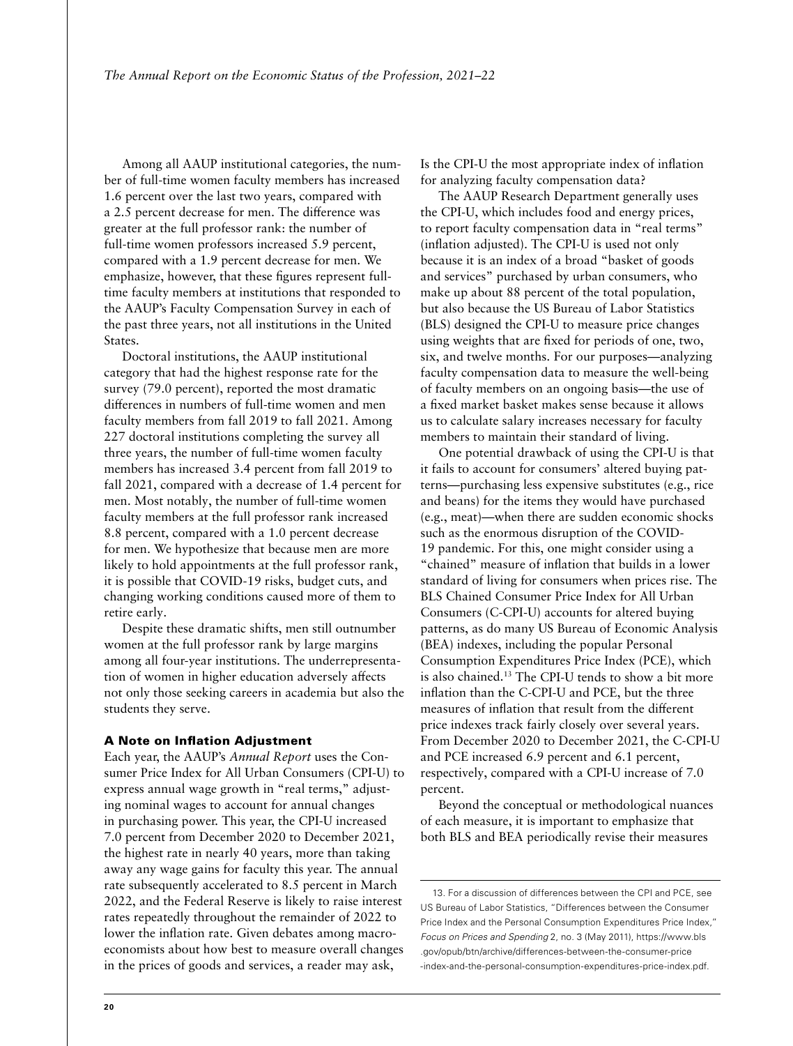Among all AAUP institutional categories, the number of full-time women faculty members has increased 1.6 percent over the last two years, compared with a 2.5 percent decrease for men. The difference was greater at the full professor rank: the number of full-time women professors increased 5.9 percent, compared with a 1.9 percent decrease for men. We emphasize, however, that these figures represent full-time faculty members at institutions that responded to the AAUP's Faculty Compensation Survey in each of the past three years, not all institutions in the United States.

Doctoral institutions, the AAUP institutional category that had the highest response rate for the survey (79.0 percent), reported the most dramatic differences in numbers of full-time women and men faculty members from fall 2019 to fall 2021. Among 227 doctoral institutions completing the survey all three years, the number of full-time women faculty members has increased 3.4 percent from fall 2019 to fall 2021, compared with a decrease of 1.4 percent for men. Most notably, the number of full-time women faculty members at the full professor rank increased 8.8 percent, compared with a 1.0 percent decrease for men. We hypothesize that because men are more likely to hold appointments at the full professor rank, it is possible that COVID-19 risks, budget cuts, and changing working conditions caused more of them to retire early.

Despite these dramatic shifts, men still outnumber women at the full professor rank by large margins among all four-year institutions. The underrepresentation of women in higher education adversely affects not only those seeking careers in academia but also the students they serve.

### A Note on Inflation Adjustment

Each year, the AAUP's *Annual Report* uses the Consumer Price Index for All Urban Consumers (CPI-U) to express annual wage growth in "real terms," adjusting nominal wages to account for annual changes in purchasing power. This year, the CPI-U increased 7.0 percent from December 2020 to December 2021, the highest rate in nearly 40 years, more than taking away any wage gains for faculty this year. The annual rate subsequently accelerated to 8.5 percent in March 2022, and the Federal Reserve is likely to raise interest rates repeatedly throughout the remainder of 2022 to lower the inflation rate. Given debates among macroeconomists about how best to measure overall changes in the prices of goods and services, a reader may ask, Is the CPI-U the most appropriate index of inflation for analyzing faculty compensation data?

The AAUP Research Department generally uses the CPI-U, which includes food and energy prices, to report faculty compensation data in "real terms" (inflation adjusted). The CPI-U is used not only because it is an index of a broad "basket of goods and services" purchased by urban consumers, who make up about 88 percent of the total population, but also because the US Bureau of Labor Statistics (BLS) designed the CPI-U to measure price changes using weights that are fixed for periods of one, two, six, and twelve months. For our purposes—analyzing faculty compensation data to measure the well-being of faculty members on an ongoing basis—the use of a fixed market basket makes sense because it allows us to calculate salary increases necessary for faculty members to maintain their standard of living.

One potential drawback of using the CPI-U is that it fails to account for consumers' altered buying patterns—purchasing less expensive substitutes (e.g., rice and beans) for the items they would have purchased (e.g., meat)—when there are sudden economic shocks such as the enormous disruption of the COVID-19 pandemic. For this, one might consider using a "chained" measure of inflation that builds in a lower standard of living for consumers when prices rise. The BLS Chained Consumer Price Index for All Urban Consumers (C-CPI-U) accounts for altered buying patterns, as do many US Bureau of Economic Analysis (BEA) indexes, including the popular Personal Consumption Expenditures Price Index (PCE), which is also chained.[13] The CPI-U tends to show a bit more inflation than the C-CPI-U and PCE, but the three measures of inflation that result from the different price indexes track fairly closely over several years. From December 2020 to December 2021, the C-CPI-U and PCE increased 6.9 percent and 6.1 percent, respectively, compared with a CPI-U increase of 7.0 percent.

Beyond the conceptual or methodological nuances of each measure, it is important to emphasize that both BLS and BEA periodically revise their measures

13. For a discussion of differences between the CPI and PCE, see US Bureau of Labor Statistics, "Differences between the Consumer Price Index and the Personal Consumption Expenditures Price Index," *Focus on Prices and Spending* 2, no. 3 (May 2011), https://www.bls.gov/opub/btn/archive/differences-between-the-consumer-price-index-and-the-personal-consumption-expenditures-price-index.pdf.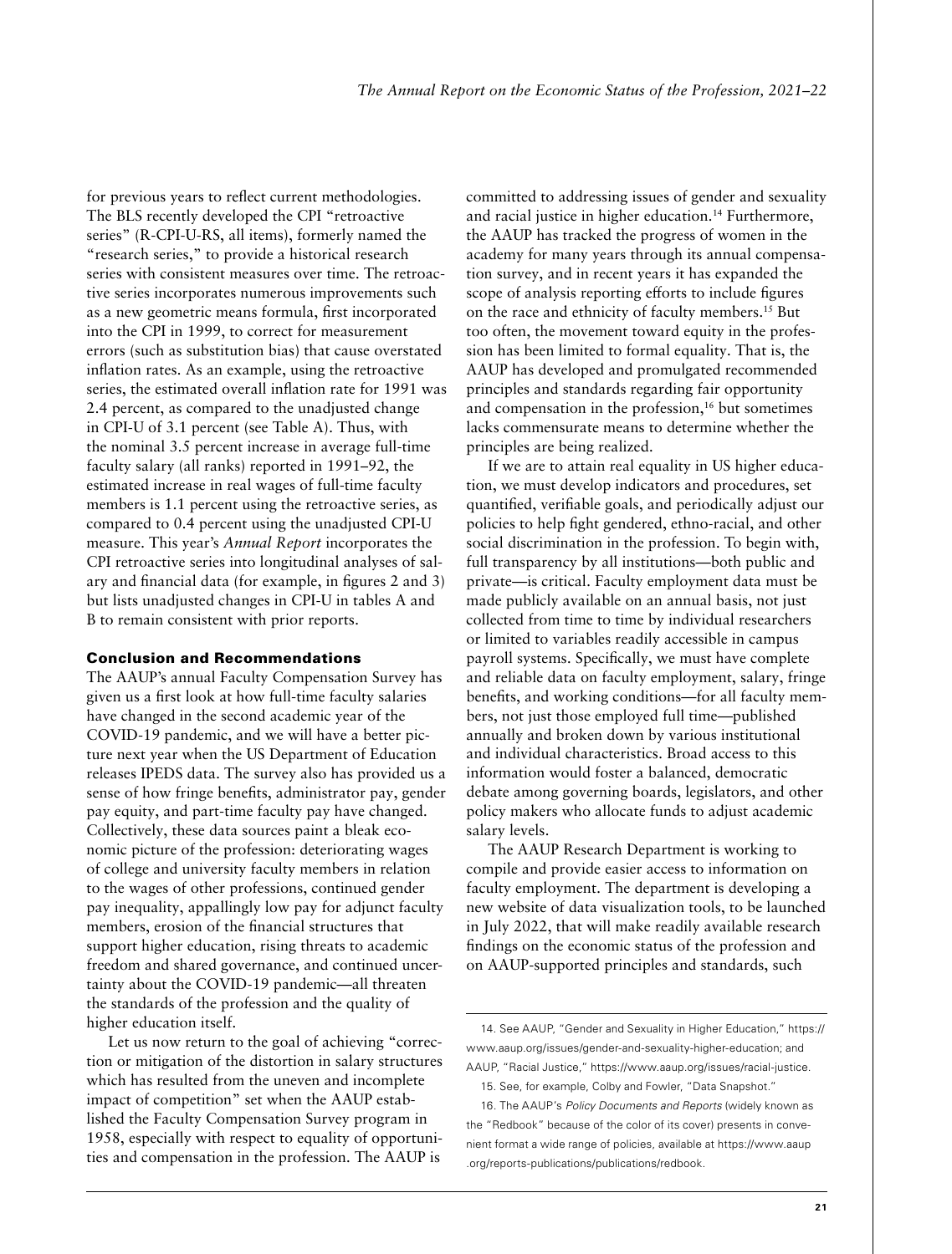for previous years to reflect current methodologies. The BLS recently developed the CPI "retroactive series" (R-CPI-U-RS, all items), formerly named the "research series," to provide a historical research series with consistent measures over time. The retroactive series incorporates numerous improvements such as a new geometric means formula, first incorporated into the CPI in 1999, to correct for measurement errors (such as substitution bias) that cause overstated inflation rates. As an example, using the retroactive series, the estimated overall inflation rate for 1991 was 2.4 percent, as compared to the unadjusted change in CPI-U of 3.1 percent (see Table A). Thus, with the nominal 3.5 percent increase in average full-time faculty salary (all ranks) reported in 1991–92, the estimated increase in real wages of full-time faculty members is 1.1 percent using the retroactive series, as compared to 0.4 percent using the unadjusted CPI-U measure. This year's *Annual Report* incorporates the CPI retroactive series into longitudinal analyses of salary and financial data (for example, in figures 2 and 3) but lists unadjusted changes in CPI-U in tables A and B to remain consistent with prior reports.

## Conclusion and Recommendations

The AAUP's annual Faculty Compensation Survey has given us a first look at how full-time faculty salaries have changed in the second academic year of the COVID-19 pandemic, and we will have a better picture next year when the US Department of Education releases IPEDS data. The survey also has provided us a sense of how fringe benefits, administrator pay, gender pay equity, and part-time faculty pay have changed. Collectively, these data sources paint a bleak economic picture of the profession: deteriorating wages of college and university faculty members in relation to the wages of other professions, continued gender pay inequality, appallingly low pay for adjunct faculty members, erosion of the financial structures that support higher education, rising threats to academic freedom and shared governance, and continued uncertainty about the COVID-19 pandemic—all threaten the standards of the profession and the quality of higher education itself.

Let us now return to the goal of achieving "correction or mitigation of the distortion in salary structures which has resulted from the uneven and incomplete impact of competition" set when the AAUP established the Faculty Compensation Survey program in 1958, especially with respect to equality of opportunities and compensation in the profession. The AAUP is committed to addressing issues of gender and sexuality and racial justice in higher education.[14] Furthermore, the AAUP has tracked the progress of women in the academy for many years through its annual compensation survey, and in recent years it has expanded the scope of analysis reporting efforts to include figures on the race and ethnicity of faculty members.[15] But too often, the movement toward equity in the profession has been limited to formal equality. That is, the AAUP has developed and promulgated recommended principles and standards regarding fair opportunity and compensation in the profession,[16] but sometimes lacks commensurate means to determine whether the principles are being realized.

If we are to attain real equality in US higher education, we must develop indicators and procedures, set quantified, verifiable goals, and periodically adjust our policies to help fight gendered, ethno-racial, and other social discrimination in the profession. To begin with, full transparency by all institutions—both public and private—is critical. Faculty employment data must be made publicly available on an annual basis, not just collected from time to time by individual researchers or limited to variables readily accessible in campus payroll systems. Specifically, we must have complete and reliable data on faculty employment, salary, fringe benefits, and working conditions—for all faculty members, not just those employed full time—published annually and broken down by various institutional and individual characteristics. Broad access to this information would foster a balanced, democratic debate among governing boards, legislators, and other policy makers who allocate funds to adjust academic salary levels.

The AAUP Research Department is working to compile and provide easier access to information on faculty employment. The department is developing a new website of data visualization tools, to be launched in July 2022, that will make readily available research findings on the economic status of the profession and on AAUP-supported principles and standards, such

---

14. See AAUP, "Gender and Sexuality in Higher Education," https://www.aaup.org/issues/gender-and-sexuality-higher-education; and AAUP, "Racial Justice," https://www.aaup.org/issues/racial-justice.

15. See, for example, Colby and Fowler, "Data Snapshot."

16. The AAUP's *Policy Documents and Reports* (widely known as the "Redbook" because of the color of its cover) presents in convenient format a wide range of policies, available at https://www.aaup.org/reports-publications/publications/redbook.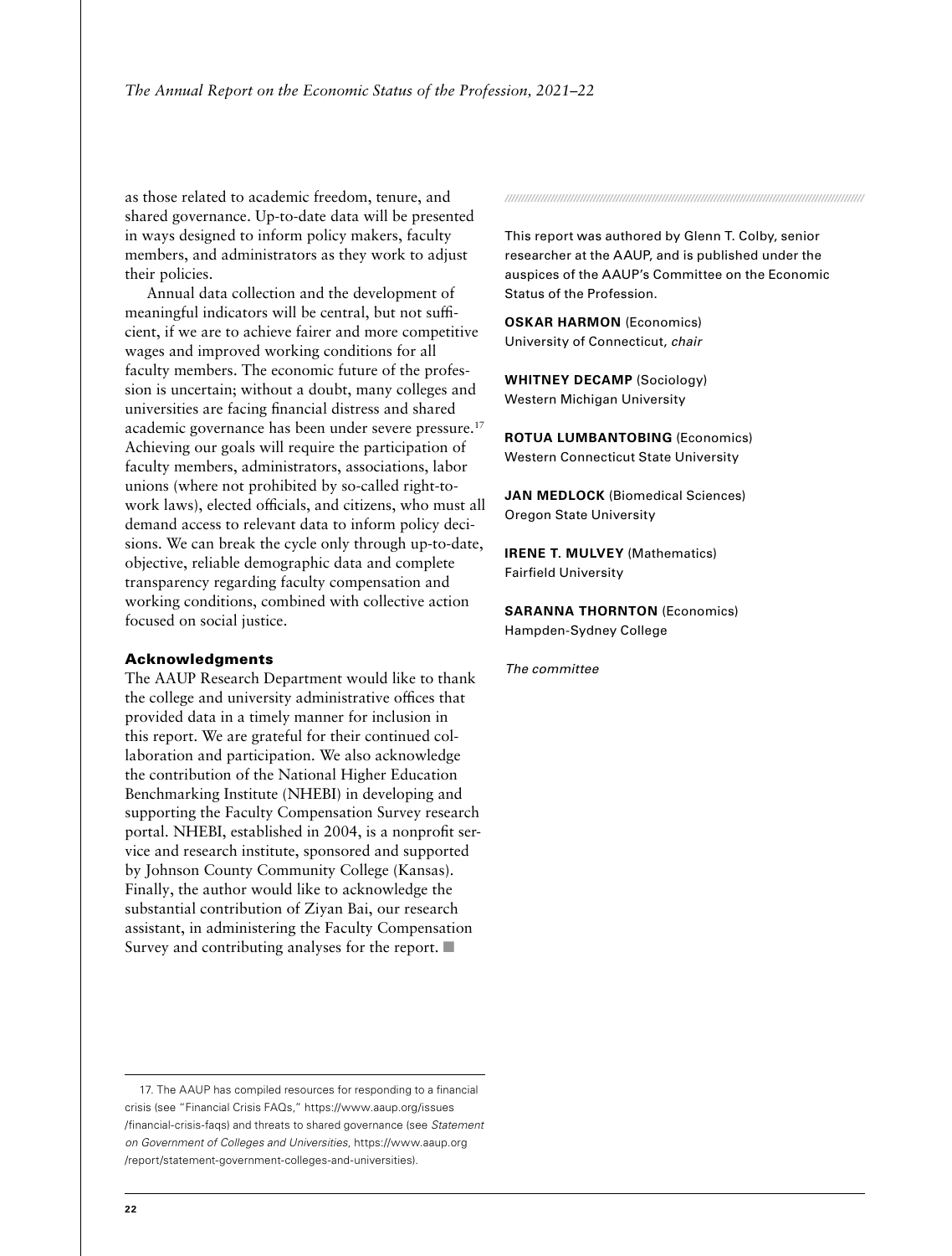as those related to academic freedom, tenure, and shared governance. Up-to-date data will be presented in ways designed to inform policy makers, faculty members, and administrators as they work to adjust their policies.

Annual data collection and the development of meaningful indicators will be central, but not sufficient, if we are to achieve fairer and more competitive wages and improved working conditions for all faculty members. The economic future of the profession is uncertain; without a doubt, many colleges and universities are facing financial distress and shared academic governance has been under severe pressure.[17] Achieving our goals will require the participation of faculty members, administrators, associations, labor unions (where not prohibited by so-called right-to-work laws), elected officials, and citizens, who must all demand access to relevant data to inform policy decisions. We can break the cycle only through up-to-date, objective, reliable demographic data and complete transparency regarding faculty compensation and working conditions, combined with collective action focused on social justice.

### Acknowledgments

The AAUP Research Department would like to thank the college and university administrative offices that provided data in a timely manner for inclusion in this report. We are grateful for their continued collaboration and participation. We also acknowledge the contribution of the National Higher Education Benchmarking Institute (NHEBI) in developing and supporting the Faculty Compensation Survey research portal. NHEBI, established in 2004, is a nonprofit service and research institute, sponsored and supported by Johnson County Community College (Kansas). Finally, the author would like to acknowledge the substantial contribution of Ziyan Bai, our research assistant, in administering the Faculty Compensation Survey and contributing analyses for the report. ■

This report was authored by Glenn T. Colby, senior researcher at the AAUP, and is published under the auspices of the AAUP's Committee on the Economic Status of the Profession.

**OSKAR HARMON** (Economics)
University of Connecticut, *chair*

**WHITNEY DECAMP** (Sociology)
Western Michigan University

**ROTUA LUMBANTOBING** (Economics)
Western Connecticut State University

**JAN MEDLOCK** (Biomedical Sciences)
Oregon State University

**IRENE T. MULVEY** (Mathematics)
Fairfield University

**SARANNA THORNTON** (Economics)
Hampden-Sydney College

*The committee*

17. The AAUP has compiled resources for responding to a financial crisis (see "Financial Crisis FAQs," https://www.aaup.org/issues/financial-crisis-faqs) and threats to shared governance (see *Statement on Government of Colleges and Universities*, https://www.aaup.org/report/statement-government-colleges-and-universities).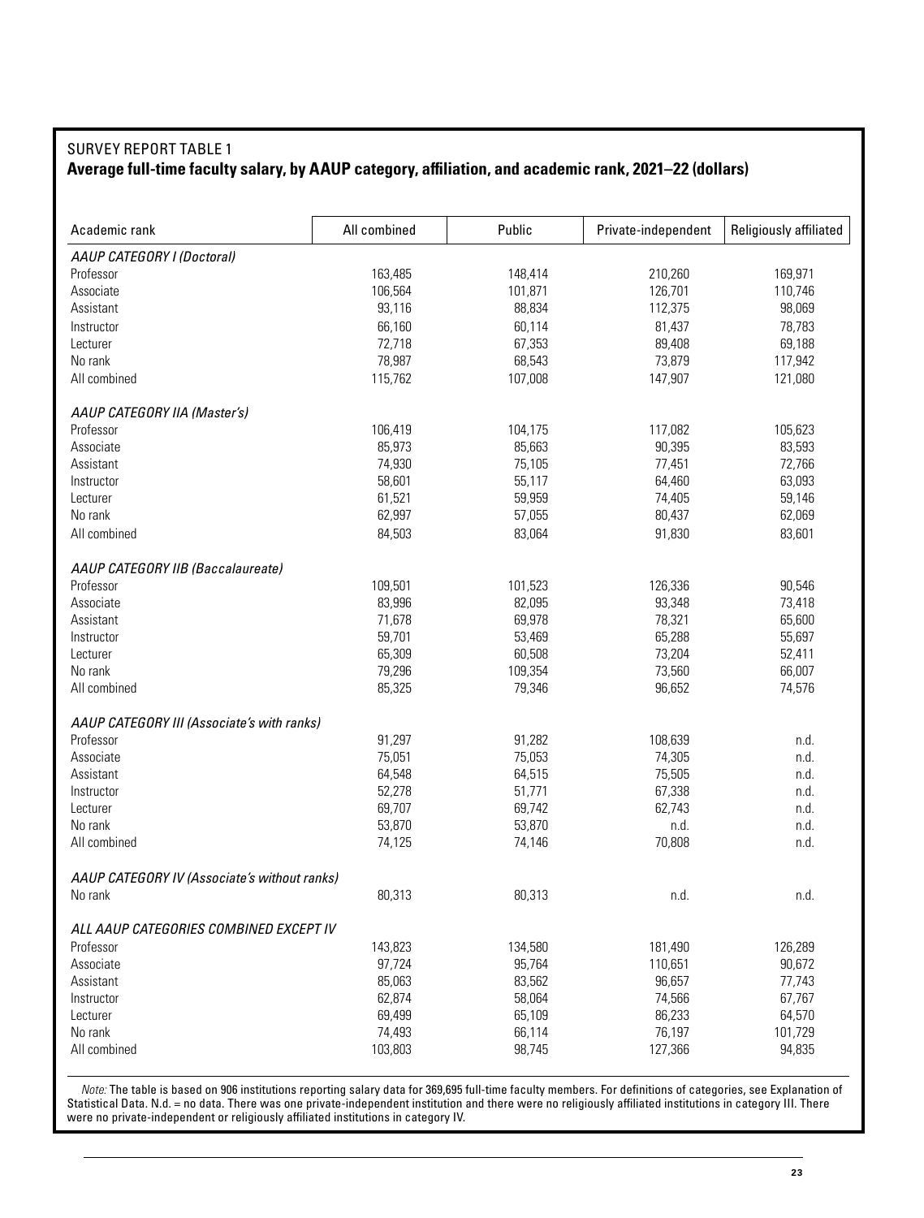SURVEY REPORT TABLE 1

**Average full-time faculty salary, by AAUP category, affiliation, and academic rank, 2021–22 (dollars)**

| Academic rank | All combined | Public | Private-independent | Religiously affiliated |
|---|---|---|---|---|
| *AAUP CATEGORY I (Doctoral)* | | | | |
| Professor | 163,485 | 148,414 | 210,260 | 169,971 |
| Associate | 106,564 | 101,871 | 126,701 | 110,746 |
| Assistant | 93,116 | 88,834 | 112,375 | 98,069 |
| Instructor | 66,160 | 60,114 | 81,437 | 78,783 |
| Lecturer | 72,718 | 67,353 | 89,408 | 69,188 |
| No rank | 78,987 | 68,543 | 73,879 | 117,942 |
| All combined | 115,762 | 107,008 | 147,907 | 121,080 |
| *AAUP CATEGORY IIA (Master's)* | | | | |
| Professor | 106,419 | 104,175 | 117,082 | 105,623 |
| Associate | 85,973 | 85,663 | 90,395 | 83,593 |
| Assistant | 74,930 | 75,105 | 77,451 | 72,766 |
| Instructor | 58,601 | 55,117 | 64,460 | 63,093 |
| Lecturer | 61,521 | 59,959 | 74,405 | 59,146 |
| No rank | 62,997 | 57,055 | 80,437 | 62,069 |
| All combined | 84,503 | 83,064 | 91,830 | 83,601 |
| *AAUP CATEGORY IIB (Baccalaureate)* | | | | |
| Professor | 109,501 | 101,523 | 126,336 | 90,546 |
| Associate | 83,996 | 82,095 | 93,348 | 73,418 |
| Assistant | 71,678 | 69,978 | 78,321 | 65,600 |
| Instructor | 59,701 | 53,469 | 65,288 | 55,697 |
| Lecturer | 65,309 | 60,508 | 73,204 | 52,411 |
| No rank | 79,296 | 109,354 | 73,560 | 66,007 |
| All combined | 85,325 | 79,346 | 96,652 | 74,576 |
| *AAUP CATEGORY III (Associate's with ranks)* | | | | |
| Professor | 91,297 | 91,282 | 108,639 | n.d. |
| Associate | 75,051 | 75,053 | 74,305 | n.d. |
| Assistant | 64,548 | 64,515 | 75,505 | n.d. |
| Instructor | 52,278 | 51,771 | 67,338 | n.d. |
| Lecturer | 69,707 | 69,742 | 62,743 | n.d. |
| No rank | 53,870 | 53,870 | n.d. | n.d. |
| All combined | 74,125 | 74,146 | 70,808 | n.d. |
| *AAUP CATEGORY IV (Associate's without ranks)* | | | | |
| No rank | 80,313 | 80,313 | n.d. | n.d. |
| *ALL AAUP CATEGORIES COMBINED EXCEPT IV* | | | | |
| Professor | 143,823 | 134,580 | 181,490 | 126,289 |
| Associate | 97,724 | 95,764 | 110,651 | 90,672 |
| Assistant | 85,063 | 83,562 | 96,657 | 77,743 |
| Instructor | 62,874 | 58,064 | 74,566 | 67,767 |
| Lecturer | 69,499 | 65,109 | 86,233 | 64,570 |
| No rank | 74,493 | 66,114 | 76,197 | 101,729 |
| All combined | 103,803 | 98,745 | 127,366 | 94,835 |

*Note:* The table is based on 906 institutions reporting salary data for 369,695 full-time faculty members. For definitions of categories, see Explanation of Statistical Data. N.d. = no data. There was one private-independent institution and there were no religiously affiliated institutions in category III. There were no private-independent or religiously affiliated institutions in category IV.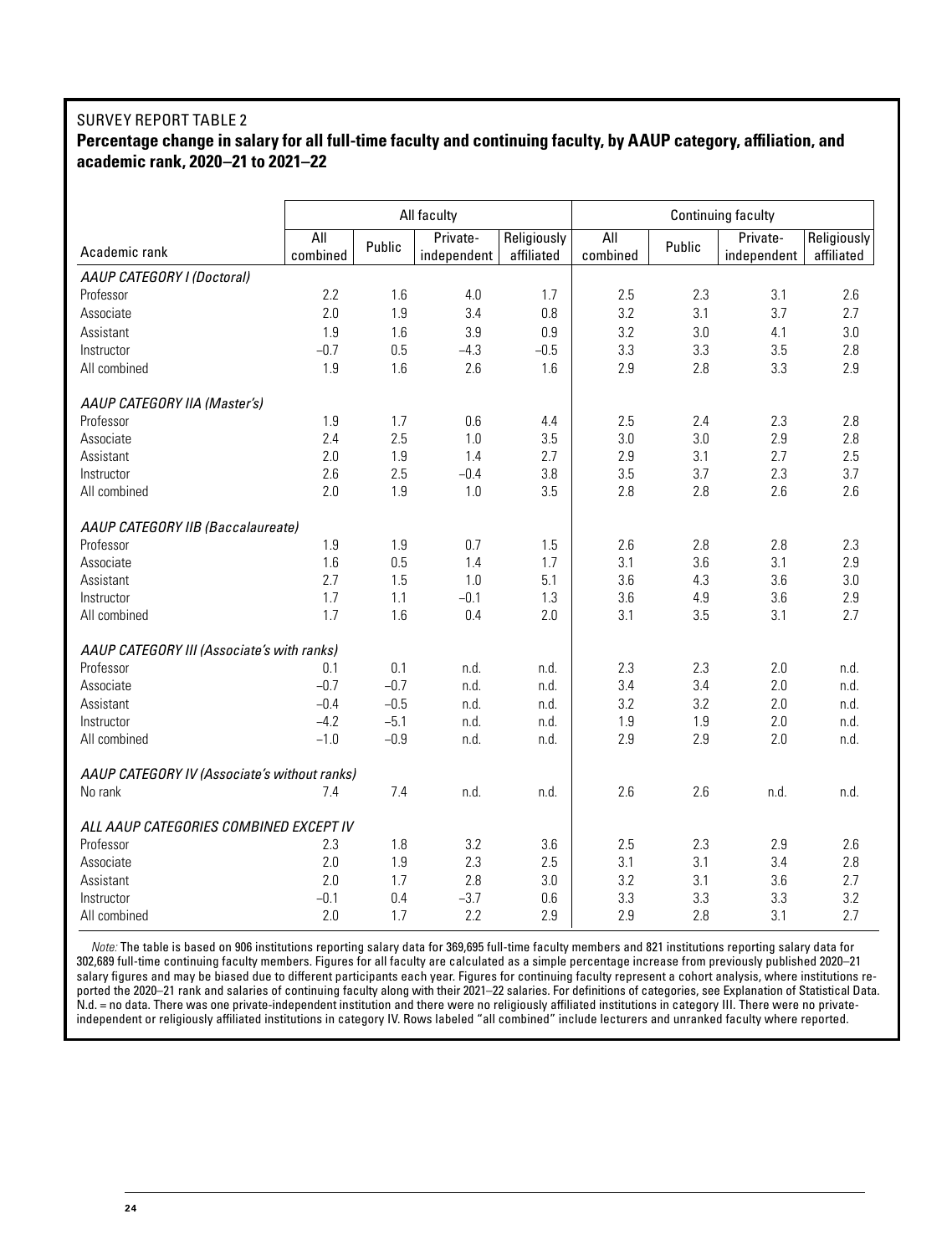SURVEY REPORT TABLE 2

**Percentage change in salary for all full-time faculty and continuing faculty, by AAUP category, affiliation, and academic rank, 2020–21 to 2021–22**

| | All faculty | | | | Continuing faculty | | | |
|---|---|---|---|---|---|---|---|---|
| Academic rank | All combined | Public | Private-independent | Religiously affiliated | All combined | Public | Private-independent | Religiously affiliated |
| *AAUP CATEGORY I (Doctoral)* | | | | | | | | |
| Professor | 2.2 | 1.6 | 4.0 | 1.7 | 2.5 | 2.3 | 3.1 | 2.6 |
| Associate | 2.0 | 1.9 | 3.4 | 0.8 | 3.2 | 3.1 | 3.7 | 2.7 |
| Assistant | 1.9 | 1.6 | 3.9 | 0.9 | 3.2 | 3.0 | 4.1 | 3.0 |
| Instructor | −0.7 | 0.5 | −4.3 | −0.5 | 3.3 | 3.3 | 3.5 | 2.8 |
| All combined | 1.9 | 1.6 | 2.6 | 1.6 | 2.9 | 2.8 | 3.3 | 2.9 |
| *AAUP CATEGORY IIA (Master's)* | | | | | | | | |
| Professor | 1.9 | 1.7 | 0.6 | 4.4 | 2.5 | 2.4 | 2.3 | 2.8 |
| Associate | 2.4 | 2.5 | 1.0 | 3.5 | 3.0 | 3.0 | 2.9 | 2.8 |
| Assistant | 2.0 | 1.9 | 1.4 | 2.7 | 2.9 | 3.1 | 2.7 | 2.5 |
| Instructor | 2.6 | 2.5 | −0.4 | 3.8 | 3.5 | 3.7 | 2.3 | 3.7 |
| All combined | 2.0 | 1.9 | 1.0 | 3.5 | 2.8 | 2.8 | 2.6 | 2.6 |
| *AAUP CATEGORY IIB (Baccalaureate)* | | | | | | | | |
| Professor | 1.9 | 1.9 | 0.7 | 1.5 | 2.6 | 2.8 | 2.8 | 2.3 |
| Associate | 1.6 | 0.5 | 1.4 | 1.7 | 3.1 | 3.6 | 3.1 | 2.9 |
| Assistant | 2.7 | 1.5 | 1.0 | 5.1 | 3.6 | 4.3 | 3.6 | 3.0 |
| Instructor | 1.7 | 1.1 | −0.1 | 1.3 | 3.6 | 4.9 | 3.6 | 2.9 |
| All combined | 1.7 | 1.6 | 0.4 | 2.0 | 3.1 | 3.5 | 3.1 | 2.7 |
| *AAUP CATEGORY III (Associate's with ranks)* | | | | | | | | |
| Professor | 0.1 | 0.1 | n.d. | n.d. | 2.3 | 2.3 | 2.0 | n.d. |
| Associate | −0.7 | −0.7 | n.d. | n.d. | 3.4 | 3.4 | 2.0 | n.d. |
| Assistant | −0.4 | −0.5 | n.d. | n.d. | 3.2 | 3.2 | 2.0 | n.d. |
| Instructor | −4.2 | −5.1 | n.d. | n.d. | 1.9 | 1.9 | 2.0 | n.d. |
| All combined | −1.0 | −0.9 | n.d. | n.d. | 2.9 | 2.9 | 2.0 | n.d. |
| *AAUP CATEGORY IV (Associate's without ranks)* | | | | | | | | |
| No rank | 7.4 | 7.4 | n.d. | n.d. | 2.6 | 2.6 | n.d. | n.d. |
| *ALL AAUP CATEGORIES COMBINED EXCEPT IV* | | | | | | | | |
| Professor | 2.3 | 1.8 | 3.2 | 3.6 | 2.5 | 2.3 | 2.9 | 2.6 |
| Associate | 2.0 | 1.9 | 2.3 | 2.5 | 3.1 | 3.1 | 3.4 | 2.8 |
| Assistant | 2.0 | 1.7 | 2.8 | 3.0 | 3.2 | 3.1 | 3.6 | 2.7 |
| Instructor | −0.1 | 0.4 | −3.7 | 0.6 | 3.3 | 3.3 | 3.3 | 3.2 |
| All combined | 2.0 | 1.7 | 2.2 | 2.9 | 2.9 | 2.8 | 3.1 | 2.7 |

*Note:* The table is based on 906 institutions reporting salary data for 369,695 full-time faculty members and 821 institutions reporting salary data for 302,689 full-time continuing faculty members. Figures for all faculty are calculated as a simple percentage increase from previously published 2020–21 salary figures and may be biased due to different participants each year. Figures for continuing faculty represent a cohort analysis, where institutions reported the 2020–21 rank and salaries of continuing faculty along with their 2021–22 salaries. For definitions of categories, see Explanation of Statistical Data. N.d. = no data. There was one private-independent institution and there were no religiously affiliated institutions in category III. There were no private-independent or religiously affiliated institutions in category IV. Rows labeled "all combined" include lecturers and unranked faculty where reported.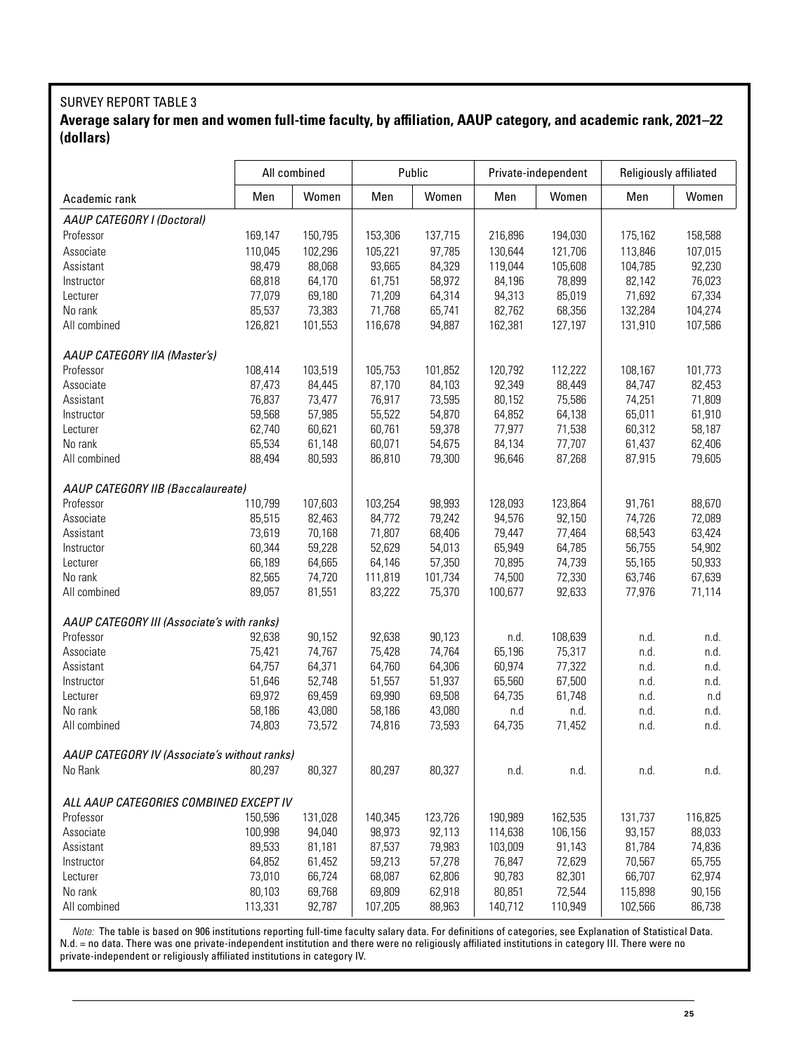SURVEY REPORT TABLE 3

**Average salary for men and women full-time faculty, by affiliation, AAUP category, and academic rank, 2021–22 (dollars)**

| | All combined | | Public | | Private-independent | | Religiously affiliated | |
|---|---|---|---|---|---|---|---|---|
| Academic rank | Men | Women | Men | Women | Men | Women | Men | Women |
| *AAUP CATEGORY I (Doctoral)* | | | | | | | | |
| Professor | 169,147 | 150,795 | 153,306 | 137,715 | 216,896 | 194,030 | 175,162 | 158,588 |
| Associate | 110,045 | 102,296 | 105,221 | 97,785 | 130,644 | 121,706 | 113,846 | 107,015 |
| Assistant | 98,479 | 88,068 | 93,665 | 84,329 | 119,044 | 105,608 | 104,785 | 92,230 |
| Instructor | 68,818 | 64,170 | 61,751 | 58,972 | 84,196 | 78,899 | 82,142 | 76,023 |
| Lecturer | 77,079 | 69,180 | 71,209 | 64,314 | 94,313 | 85,019 | 71,692 | 67,334 |
| No rank | 85,537 | 73,383 | 71,768 | 65,741 | 82,762 | 68,356 | 132,284 | 104,274 |
| All combined | 126,821 | 101,553 | 116,678 | 94,887 | 162,381 | 127,197 | 131,910 | 107,586 |
| *AAUP CATEGORY IIA (Master's)* | | | | | | | | |
| Professor | 108,414 | 103,519 | 105,753 | 101,852 | 120,792 | 112,222 | 108,167 | 101,773 |
| Associate | 87,473 | 84,445 | 87,170 | 84,103 | 92,349 | 88,449 | 84,747 | 82,453 |
| Assistant | 76,837 | 73,477 | 76,917 | 73,595 | 80,152 | 75,586 | 74,251 | 71,809 |
| Instructor | 59,568 | 57,985 | 55,522 | 54,870 | 64,852 | 64,138 | 65,011 | 61,910 |
| Lecturer | 62,740 | 60,621 | 60,761 | 59,378 | 77,977 | 71,538 | 60,312 | 58,187 |
| No rank | 65,534 | 61,148 | 60,071 | 54,675 | 84,134 | 77,707 | 61,437 | 62,406 |
| All combined | 88,494 | 80,593 | 86,810 | 79,300 | 96,646 | 87,268 | 87,915 | 79,605 |
| *AAUP CATEGORY IIB (Baccalaureate)* | | | | | | | | |
| Professor | 110,799 | 107,603 | 103,254 | 98,993 | 128,093 | 123,864 | 91,761 | 88,670 |
| Associate | 85,515 | 82,463 | 84,772 | 79,242 | 94,576 | 92,150 | 74,726 | 72,089 |
| Assistant | 73,619 | 70,168 | 71,807 | 68,406 | 79,447 | 77,464 | 68,543 | 63,424 |
| Instructor | 60,344 | 59,228 | 52,629 | 54,013 | 65,949 | 64,785 | 56,755 | 54,902 |
| Lecturer | 66,189 | 64,665 | 64,146 | 57,350 | 70,895 | 74,739 | 55,165 | 50,933 |
| No rank | 82,565 | 74,720 | 111,819 | 101,734 | 74,500 | 72,330 | 63,746 | 67,639 |
| All combined | 89,057 | 81,551 | 83,222 | 75,370 | 100,677 | 92,633 | 77,976 | 71,114 |
| *AAUP CATEGORY III (Associate's with ranks)* | | | | | | | | |
| Professor | 92,638 | 90,152 | 92,638 | 90,123 | n.d. | 108,639 | n.d. | n.d. |
| Associate | 75,421 | 74,767 | 75,428 | 74,764 | 65,196 | 75,317 | n.d. | n.d. |
| Assistant | 64,757 | 64,371 | 64,760 | 64,306 | 60,974 | 77,322 | n.d. | n.d. |
| Instructor | 51,646 | 52,748 | 51,557 | 51,937 | 65,560 | 67,500 | n.d. | n.d. |
| Lecturer | 69,972 | 69,459 | 69,990 | 69,508 | 64,735 | 61,748 | n.d. | n.d |
| No rank | 58,186 | 43,080 | 58,186 | 43,080 | n.d | n.d. | n.d. | n.d. |
| All combined | 74,803 | 73,572 | 74,816 | 73,593 | 64,735 | 71,452 | n.d. | n.d. |
| *AAUP CATEGORY IV (Associate's without ranks)* | | | | | | | | |
| No Rank | 80,297 | 80,327 | 80,297 | 80,327 | n.d. | n.d. | n.d. | n.d. |
| *ALL AAUP CATEGORIES COMBINED EXCEPT IV* | | | | | | | | |
| Professor | 150,596 | 131,028 | 140,345 | 123,726 | 190,989 | 162,535 | 131,737 | 116,825 |
| Associate | 100,998 | 94,040 | 98,973 | 92,113 | 114,638 | 106,156 | 93,157 | 88,033 |
| Assistant | 89,533 | 81,181 | 87,537 | 79,983 | 103,009 | 91,143 | 81,784 | 74,836 |
| Instructor | 64,852 | 61,452 | 59,213 | 57,278 | 76,847 | 72,629 | 70,567 | 65,755 |
| Lecturer | 73,010 | 66,724 | 68,087 | 62,806 | 90,783 | 82,301 | 66,707 | 62,974 |
| No rank | 80,103 | 69,768 | 69,809 | 62,918 | 80,851 | 72,544 | 115,898 | 90,156 |
| All combined | 113,331 | 92,787 | 107,205 | 88,963 | 140,712 | 110,949 | 102,566 | 86,738 |

*Note:* The table is based on 906 institutions reporting full-time faculty salary data. For definitions of categories, see Explanation of Statistical Data. N.d. = no data. There was one private-independent institution and there were no religiously affiliated institutions in category III. There were no private-independent or religiously affiliated institutions in category IV.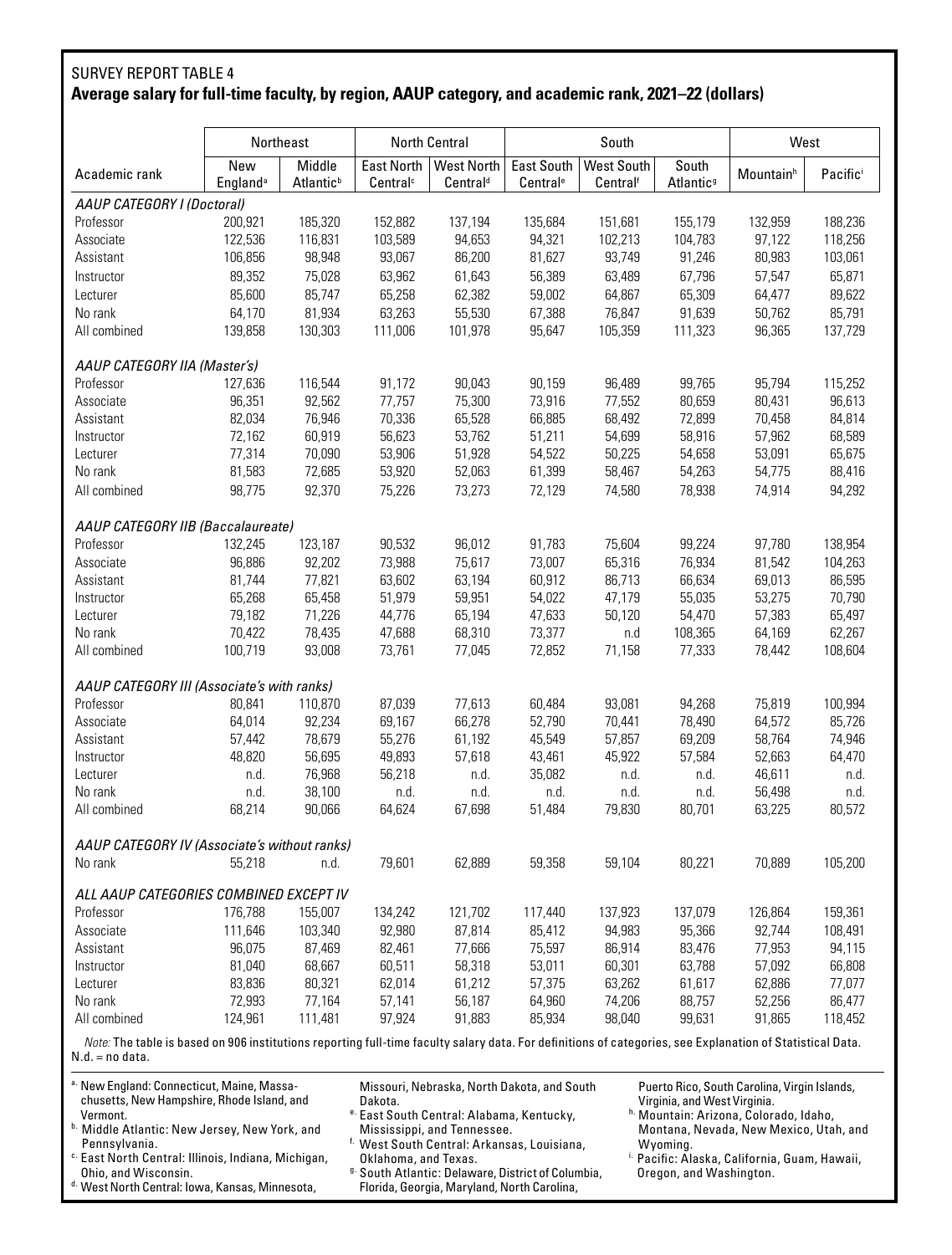SURVEY REPORT TABLE 4

**Average salary for full-time faculty, by region, AAUP category, and academic rank, 2021–22 (dollars)**

| Academic rank | Northeast | | North Central | | South | | | West | |
|---|---|---|---|---|---|---|---|---|---|
| | New England[a] | Middle Atlantic[b] | East North Central[c] | West North Central[d] | East South Central[e] | West South Central[f] | South Atlantic[g] | Mountain[h] | Pacific[i] |
| *AAUP CATEGORY I (Doctoral)* | | | | | | | | | |
| Professor | 200,921 | 185,320 | 152,882 | 137,194 | 135,684 | 151,681 | 155,179 | 132,959 | 188,236 |
| Associate | 122,536 | 116,831 | 103,589 | 94,653 | 94,321 | 102,213 | 104,783 | 97,122 | 118,256 |
| Assistant | 106,856 | 98,948 | 93,067 | 86,200 | 81,627 | 93,749 | 91,246 | 80,983 | 103,061 |
| Instructor | 89,352 | 75,028 | 63,962 | 61,643 | 56,389 | 63,489 | 67,796 | 57,547 | 65,871 |
| Lecturer | 85,600 | 85,747 | 65,258 | 62,382 | 59,002 | 64,867 | 65,309 | 64,477 | 89,622 |
| No rank | 64,170 | 81,934 | 63,263 | 55,530 | 67,388 | 76,847 | 91,639 | 50,762 | 85,791 |
| All combined | 139,858 | 130,303 | 111,006 | 101,978 | 95,647 | 105,359 | 111,323 | 96,365 | 137,729 |
| *AAUP CATEGORY IIA (Master's)* | | | | | | | | | |
| Professor | 127,636 | 116,544 | 91,172 | 90,043 | 90,159 | 96,489 | 99,765 | 95,794 | 115,252 |
| Associate | 96,351 | 92,562 | 77,757 | 75,300 | 73,916 | 77,552 | 80,659 | 80,431 | 96,613 |
| Assistant | 82,034 | 76,946 | 70,336 | 65,528 | 66,885 | 68,492 | 72,899 | 70,458 | 84,814 |
| Instructor | 72,162 | 60,919 | 56,623 | 53,762 | 51,211 | 54,699 | 58,916 | 57,962 | 68,589 |
| Lecturer | 77,314 | 70,090 | 53,906 | 51,928 | 54,522 | 50,225 | 54,658 | 53,091 | 65,675 |
| No rank | 81,583 | 72,685 | 53,920 | 52,063 | 61,399 | 58,467 | 54,263 | 54,775 | 88,416 |
| All combined | 98,775 | 92,370 | 75,226 | 73,273 | 72,129 | 74,580 | 78,938 | 74,914 | 94,292 |
| *AAUP CATEGORY IIB (Baccalaureate)* | | | | | | | | | |
| Professor | 132,245 | 123,187 | 90,532 | 96,012 | 91,783 | 75,604 | 99,224 | 97,780 | 138,954 |
| Associate | 96,886 | 92,202 | 73,988 | 75,617 | 73,007 | 65,316 | 76,934 | 81,542 | 104,263 |
| Assistant | 81,744 | 77,821 | 63,602 | 63,194 | 60,912 | 86,713 | 66,634 | 69,013 | 86,595 |
| Instructor | 65,268 | 65,458 | 51,979 | 59,951 | 54,022 | 47,179 | 55,035 | 53,275 | 70,790 |
| Lecturer | 79,182 | 71,226 | 44,776 | 65,194 | 47,633 | 50,120 | 54,470 | 57,383 | 65,497 |
| No rank | 70,422 | 78,435 | 47,688 | 68,310 | 73,377 | n.d | 108,365 | 64,169 | 62,267 |
| All combined | 100,719 | 93,008 | 73,761 | 77,045 | 72,852 | 71,158 | 77,333 | 78,442 | 108,604 |
| *AAUP CATEGORY III (Associate's with ranks)* | | | | | | | | | |
| Professor | 80,841 | 110,870 | 87,039 | 77,613 | 60,484 | 93,081 | 94,268 | 75,819 | 100,994 |
| Associate | 64,014 | 92,234 | 69,167 | 66,278 | 52,790 | 70,441 | 78,490 | 64,572 | 85,726 |
| Assistant | 57,442 | 78,679 | 55,276 | 61,192 | 45,549 | 57,857 | 69,209 | 58,764 | 74,946 |
| Instructor | 48,820 | 56,695 | 49,893 | 57,618 | 43,461 | 45,922 | 57,584 | 52,663 | 64,470 |
| Lecturer | n.d. | 76,968 | 56,218 | n.d. | 35,082 | n.d. | n.d. | 46,611 | n.d. |
| No rank | n.d. | 38,100 | n.d. | n.d. | n.d. | n.d. | n.d. | 56,498 | n.d. |
| All combined | 68,214 | 90,066 | 64,624 | 67,698 | 51,484 | 79,830 | 80,701 | 63,225 | 80,572 |
| *AAUP CATEGORY IV (Associate's without ranks)* | | | | | | | | | |
| No rank | 55,218 | n.d. | 79,601 | 62,889 | 59,358 | 59,104 | 80,221 | 70,889 | 105,200 |
| *ALL AAUP CATEGORIES COMBINED EXCEPT IV* | | | | | | | | | |
| Professor | 176,788 | 155,007 | 134,242 | 121,702 | 117,440 | 137,923 | 137,079 | 126,864 | 159,361 |
| Associate | 111,646 | 103,340 | 92,980 | 87,814 | 85,412 | 94,983 | 95,366 | 92,744 | 108,491 |
| Assistant | 96,075 | 87,469 | 82,461 | 77,666 | 75,597 | 86,914 | 83,476 | 77,953 | 94,115 |
| Instructor | 81,040 | 68,667 | 60,511 | 58,318 | 53,011 | 60,301 | 63,788 | 57,092 | 66,808 |
| Lecturer | 83,836 | 80,321 | 62,014 | 61,212 | 57,375 | 63,262 | 61,617 | 62,886 | 77,077 |
| No rank | 72,993 | 77,164 | 57,141 | 56,187 | 64,960 | 74,206 | 88,757 | 52,256 | 86,477 |
| All combined | 124,961 | 111,481 | 97,924 | 91,883 | 85,934 | 98,040 | 99,631 | 91,865 | 118,452 |

*Note:* The table is based on 906 institutions reporting full-time faculty salary data. For definitions of categories, see Explanation of Statistical Data. N.d. = no data.

a. New England: Connecticut, Maine, Massachusetts, New Hampshire, Rhode Island, and Vermont.
b. Middle Atlantic: New Jersey, New York, and Pennsylvania.
c. East North Central: Illinois, Indiana, Michigan, Ohio, and Wisconsin.
d. West North Central: Iowa, Kansas, Minnesota, Missouri, Nebraska, North Dakota, and South Dakota.
e. East South Central: Alabama, Kentucky, Mississippi, and Tennessee.
f. West South Central: Arkansas, Louisiana, Oklahoma, and Texas.
g. South Atlantic: Delaware, District of Columbia, Florida, Georgia, Maryland, North Carolina, Puerto Rico, South Carolina, Virgin Islands, Virginia, and West Virginia.
h. Mountain: Arizona, Colorado, Idaho, Montana, Nevada, New Mexico, Utah, and Wyoming.
i. Pacific: Alaska, California, Guam, Hawaii, Oregon, and Washington.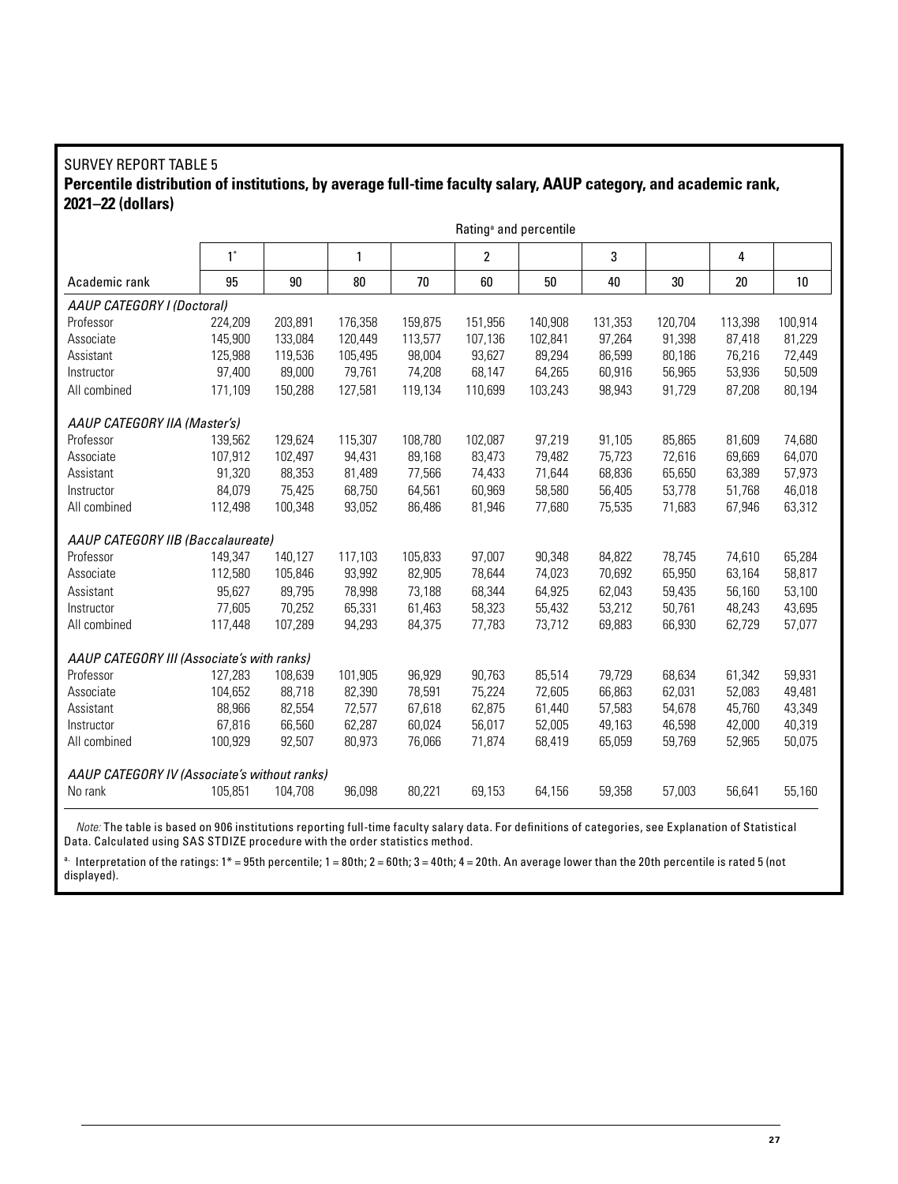SURVEY REPORT TABLE 5

**Percentile distribution of institutions, by average full-time faculty salary, AAUP category, and academic rank, 2021–22 (dollars)**

| | Rating[a] and percentile | | | | | | | | | |
|---|---|---|---|---|---|---|---|---|---|---|
| | 1* | | 1 | | 2 | | 3 | | 4 | |
| Academic rank | 95 | 90 | 80 | 70 | 60 | 50 | 40 | 30 | 20 | 10 |
| *AAUP CATEGORY I (Doctoral)* | | | | | | | | | | |
| Professor | 224,209 | 203,891 | 176,358 | 159,875 | 151,956 | 140,908 | 131,353 | 120,704 | 113,398 | 100,914 |
| Associate | 145,900 | 133,084 | 120,449 | 113,577 | 107,136 | 102,841 | 97,264 | 91,398 | 87,418 | 81,229 |
| Assistant | 125,988 | 119,536 | 105,495 | 98,004 | 93,627 | 89,294 | 86,599 | 80,186 | 76,216 | 72,449 |
| Instructor | 97,400 | 89,000 | 79,761 | 74,208 | 68,147 | 64,265 | 60,916 | 56,965 | 53,936 | 50,509 |
| All combined | 171,109 | 150,288 | 127,581 | 119,134 | 110,699 | 103,243 | 98,943 | 91,729 | 87,208 | 80,194 |
| *AAUP CATEGORY IIA (Master's)* | | | | | | | | | | |
| Professor | 139,562 | 129,624 | 115,307 | 108,780 | 102,087 | 97,219 | 91,105 | 85,865 | 81,609 | 74,680 |
| Associate | 107,912 | 102,497 | 94,431 | 89,168 | 83,473 | 79,482 | 75,723 | 72,616 | 69,669 | 64,070 |
| Assistant | 91,320 | 88,353 | 81,489 | 77,566 | 74,433 | 71,644 | 68,836 | 65,650 | 63,389 | 57,973 |
| Instructor | 84,079 | 75,425 | 68,750 | 64,561 | 60,969 | 58,580 | 56,405 | 53,778 | 51,768 | 46,018 |
| All combined | 112,498 | 100,348 | 93,052 | 86,486 | 81,946 | 77,680 | 75,535 | 71,683 | 67,946 | 63,312 |
| *AAUP CATEGORY IIB (Baccalaureate)* | | | | | | | | | | |
| Professor | 149,347 | 140,127 | 117,103 | 105,833 | 97,007 | 90,348 | 84,822 | 78,745 | 74,610 | 65,284 |
| Associate | 112,580 | 105,846 | 93,992 | 82,905 | 78,644 | 74,023 | 70,692 | 65,950 | 63,164 | 58,817 |
| Assistant | 95,627 | 89,795 | 78,998 | 73,188 | 68,344 | 64,925 | 62,043 | 59,435 | 56,160 | 53,100 |
| Instructor | 77,605 | 70,252 | 65,331 | 61,463 | 58,323 | 55,432 | 53,212 | 50,761 | 48,243 | 43,695 |
| All combined | 117,448 | 107,289 | 94,293 | 84,375 | 77,783 | 73,712 | 69,883 | 66,930 | 62,729 | 57,077 |
| *AAUP CATEGORY III (Associate's with ranks)* | | | | | | | | | | |
| Professor | 127,283 | 108,639 | 101,905 | 96,929 | 90,763 | 85,514 | 79,729 | 68,634 | 61,342 | 59,931 |
| Associate | 104,652 | 88,718 | 82,390 | 78,591 | 75,224 | 72,605 | 66,863 | 62,031 | 52,083 | 49,481 |
| Assistant | 88,966 | 82,554 | 72,577 | 67,618 | 62,875 | 61,440 | 57,583 | 54,678 | 45,760 | 43,349 |
| Instructor | 67,816 | 66,560 | 62,287 | 60,024 | 56,017 | 52,005 | 49,163 | 46,598 | 42,000 | 40,319 |
| All combined | 100,929 | 92,507 | 80,973 | 76,066 | 71,874 | 68,419 | 65,059 | 59,769 | 52,965 | 50,075 |
| *AAUP CATEGORY IV (Associate's without ranks)* | | | | | | | | | | |
| No rank | 105,851 | 104,708 | 96,098 | 80,221 | 69,153 | 64,156 | 59,358 | 57,003 | 56,641 | 55,160 |

*Note:* The table is based on 906 institutions reporting full-time faculty salary data. For definitions of categories, see Explanation of Statistical Data. Calculated using SAS STDIZE procedure with the order statistics method.

[a] Interpretation of the ratings: 1* = 95th percentile; 1 = 80th; 2 = 60th; 3 = 40th; 4 = 20th. An average lower than the 20th percentile is rated 5 (not displayed).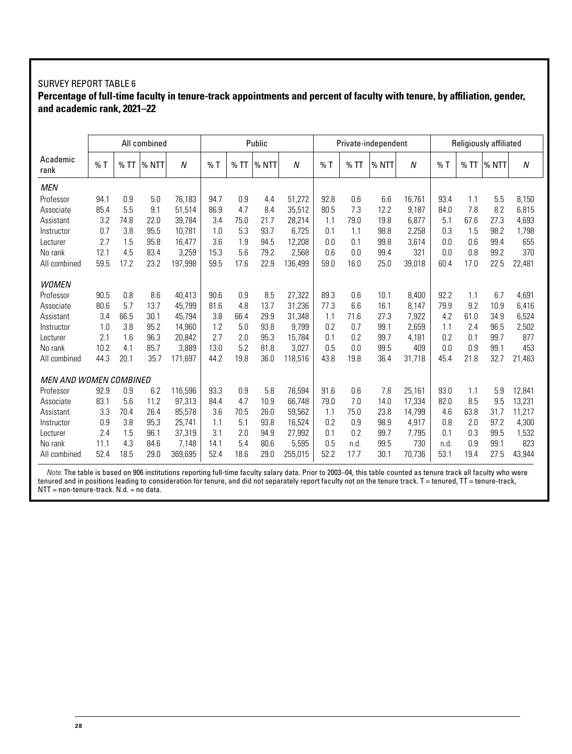SURVEY REPORT TABLE 6

**Percentage of full-time faculty in tenure-track appointments and percent of faculty with tenure, by affiliation, gender, and academic rank, 2021–22**

| Academic rank | All combined | | | | Public | | | | Private-independent | | | | Religiously affiliated | | | |
|---|---|---|---|---|---|---|---|---|---|---|---|---|---|---|---|---|
| | % T | % TT | % NTT | *N* | % T | % TT | % NTT | *N* | % T | % TT | % NTT | *N* | % T | % TT | % NTT | *N* |
| *MEN* | | | | | | | | | | | | | | | | |
| Professor | 94.1 | 0.9 | 5.0 | 76,183 | 94.7 | 0.9 | 4.4 | 51,272 | 92.8 | 0.6 | 6.6 | 16,761 | 93.4 | 1.1 | 5.5 | 8,150 |
| Associate | 85.4 | 5.5 | 9.1 | 51,514 | 86.9 | 4.7 | 8.4 | 35,512 | 80.5 | 7.3 | 12.2 | 9,187 | 84.0 | 7.8 | 8.2 | 6,815 |
| Assistant | 3.2 | 74.8 | 22.0 | 39,784 | 3.4 | 75.0 | 21.7 | 28,214 | 1.1 | 79.0 | 19.8 | 6,877 | 5.1 | 67.6 | 27.3 | 4,693 |
| Instructor | 0.7 | 3.8 | 95.5 | 10,781 | 1.0 | 5.3 | 93.7 | 6,725 | 0.1 | 1.1 | 98.8 | 2,258 | 0.3 | 1.5 | 98.2 | 1,798 |
| Lecturer | 2.7 | 1.5 | 95.8 | 16,477 | 3.6 | 1.9 | 94.5 | 12,208 | 0.0 | 0.1 | 99.8 | 3,614 | 0.0 | 0.6 | 99.4 | 655 |
| No rank | 12.1 | 4.5 | 83.4 | 3,259 | 15.3 | 5.6 | 79.2 | 2,568 | 0.6 | 0.0 | 99.4 | 321 | 0.0 | 0.8 | 99.2 | 370 |
| All combined | 59.5 | 17.2 | 23.2 | 197,998 | 59.5 | 17.6 | 22.9 | 136,499 | 59.0 | 16.0 | 25.0 | 39,018 | 60.4 | 17.0 | 22.5 | 22,481 |
| *WOMEN* | | | | | | | | | | | | | | | | |
| Professor | 90.5 | 0.8 | 8.6 | 40,413 | 90.6 | 0.9 | 8.5 | 27,322 | 89.3 | 0.6 | 10.1 | 8,400 | 92.2 | 1.1 | 6.7 | 4,691 |
| Associate | 80.6 | 5.7 | 13.7 | 45,799 | 81.6 | 4.8 | 13.7 | 31,236 | 77.3 | 6.6 | 16.1 | 8,147 | 79.9 | 9.2 | 10.9 | 6,416 |
| Assistant | 3.4 | 66.5 | 30.1 | 45,794 | 3.8 | 66.4 | 29.9 | 31,348 | 1.1 | 71.6 | 27.3 | 7,922 | 4.2 | 61.0 | 34.9 | 6,524 |
| Instructor | 1.0 | 3.8 | 95.2 | 14,960 | 1.2 | 5.0 | 93.8 | 9,799 | 0.2 | 0.7 | 99.1 | 2,659 | 1.1 | 2.4 | 96.5 | 2,502 |
| Lecturer | 2.1 | 1.6 | 96.3 | 20,842 | 2.7 | 2.0 | 95.3 | 15,784 | 0.1 | 0.2 | 99.7 | 4,181 | 0.2 | 0.1 | 99.7 | 877 |
| No rank | 10.2 | 4.1 | 85.7 | 3,889 | 13.0 | 5.2 | 81.8 | 3,027 | 0.5 | 0.0 | 99.5 | 409 | 0.0 | 0.9 | 99.1 | 453 |
| All combined | 44.3 | 20.1 | 35.7 | 171,697 | 44.2 | 19.8 | 36.0 | 118,516 | 43.8 | 19.8 | 36.4 | 31,718 | 45.4 | 21.8 | 32.7 | 21,463 |
| *MEN AND WOMEN COMBINED* | | | | | | | | | | | | | | | | |
| Professor | 92.9 | 0.9 | 6.2 | 116,596 | 93.3 | 0.9 | 5.8 | 78,594 | 91.6 | 0.6 | 7.8 | 25,161 | 93.0 | 1.1 | 5.9 | 12,841 |
| Associate | 83.1 | 5.6 | 11.2 | 97,313 | 84.4 | 4.7 | 10.9 | 66,748 | 79.0 | 7.0 | 14.0 | 17,334 | 82.0 | 8.5 | 9.5 | 13,231 |
| Assistant | 3.3 | 70.4 | 26.4 | 85,578 | 3.6 | 70.5 | 26.0 | 59,562 | 1.1 | 75.0 | 23.8 | 14,799 | 4.6 | 63.8 | 31.7 | 11,217 |
| Instructor | 0.9 | 3.8 | 95.3 | 25,741 | 1.1 | 5.1 | 93.8 | 16,524 | 0.2 | 0.9 | 98.9 | 4,917 | 0.8 | 2.0 | 97.2 | 4,300 |
| Lecturer | 2.4 | 1.5 | 96.1 | 37,319 | 3.1 | 2.0 | 94.9 | 27,992 | 0.1 | 0.2 | 99.7 | 7,795 | 0.1 | 0.3 | 99.5 | 1,532 |
| No rank | 11.1 | 4.3 | 84.6 | 7,148 | 14.1 | 5.4 | 80.6 | 5,595 | 0.5 | n.d. | 99.5 | 730 | n.d. | 0.9 | 99.1 | 823 |
| All combined | 52.4 | 18.5 | 29.0 | 369,695 | 52.4 | 18.6 | 29.0 | 255,015 | 52.2 | 17.7 | 30.1 | 70,736 | 53.1 | 19.4 | 27.5 | 43,944 |

*Note:* The table is based on 906 institutions reporting full-time faculty salary data. Prior to 2003–04, this table counted as tenure track all faculty who were tenured and in positions leading to consideration for tenure, and did not separately report faculty not on the tenure track. T = tenured, TT = tenure-track, NTT = non-tenure-track. N.d. = no data.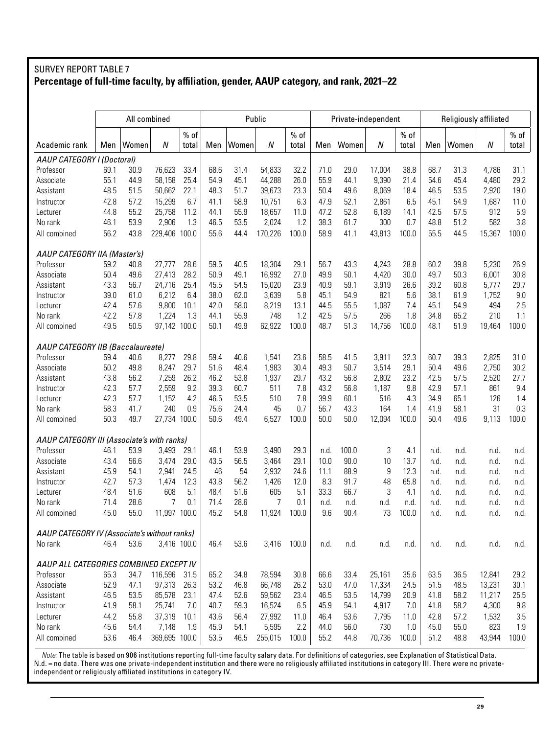SURVEY REPORT TABLE 7

**Percentage of full-time faculty, by affiliation, gender, AAUP category, and rank, 2021–22**

| | All combined | | | | Public | | | | Private-independent | | | | Religiously affiliated | | | |
|---|---|---|---|---|---|---|---|---|---|---|---|---|---|---|---|---|
| Academic rank | Men | Women | *N* | % of total | Men | Women | *N* | % of total | Men | Women | *N* | % of total | Men | Women | *N* | % of total |
| *AAUP CATEGORY I (Doctoral)* | | | | | | | | | | | | | | | | |
| Professor | 69.1 | 30.9 | 76,623 | 33.4 | 68.6 | 31.4 | 54,833 | 32.2 | 71.0 | 29.0 | 17,004 | 38.8 | 68.7 | 31.3 | 4,786 | 31.1 |
| Associate | 55.1 | 44.9 | 58,158 | 25.4 | 54.9 | 45.1 | 44,288 | 26.0 | 55.9 | 44.1 | 9,390 | 21.4 | 54.6 | 45.4 | 4,480 | 29.2 |
| Assistant | 48.5 | 51.5 | 50,662 | 22.1 | 48.3 | 51.7 | 39,673 | 23.3 | 50.4 | 49.6 | 8,069 | 18.4 | 46.5 | 53.5 | 2,920 | 19.0 |
| Instructor | 42.8 | 57.2 | 15,299 | 6.7 | 41.1 | 58.9 | 10,751 | 6.3 | 47.9 | 52.1 | 2,861 | 6.5 | 45.1 | 54.9 | 1,687 | 11.0 |
| Lecturer | 44.8 | 55.2 | 25,758 | 11.2 | 44.1 | 55.9 | 18,657 | 11.0 | 47.2 | 52.8 | 6,189 | 14.1 | 42.5 | 57.5 | 912 | 5.9 |
| No rank | 46.1 | 53.9 | 2,906 | 1.3 | 46.5 | 53.5 | 2,024 | 1.2 | 38.3 | 61.7 | 300 | 0.7 | 48.8 | 51.2 | 582 | 3.8 |
| All combined | 56.2 | 43.8 | 229,406 | 100.0 | 55.6 | 44.4 | 170,226 | 100.0 | 58.9 | 41.1 | 43,813 | 100.0 | 55.5 | 44.5 | 15,367 | 100.0 |
| *AAUP CATEGORY IIA (Master's)* | | | | | | | | | | | | | | | | |
| Professor | 59.2 | 40.8 | 27,777 | 28.6 | 59.5 | 40.5 | 18,304 | 29.1 | 56.7 | 43.3 | 4,243 | 28.8 | 60.2 | 39.8 | 5,230 | 26.9 |
| Associate | 50.4 | 49.6 | 27,413 | 28.2 | 50.9 | 49.1 | 16,992 | 27.0 | 49.9 | 50.1 | 4,420 | 30.0 | 49.7 | 50.3 | 6,001 | 30.8 |
| Assistant | 43.3 | 56.7 | 24,716 | 25.4 | 45.5 | 54.5 | 15,020 | 23.9 | 40.9 | 59.1 | 3,919 | 26.6 | 39.2 | 60.8 | 5,777 | 29.7 |
| Instructor | 39.0 | 61.0 | 6,212 | 6.4 | 38.0 | 62.0 | 3,639 | 5.8 | 45.1 | 54.9 | 821 | 5.6 | 38.1 | 61.9 | 1,752 | 9.0 |
| Lecturer | 42.4 | 57.6 | 9,800 | 10.1 | 42.0 | 58.0 | 8,219 | 13.1 | 44.5 | 55.5 | 1,087 | 7.4 | 45.1 | 54.9 | 494 | 2.5 |
| No rank | 42.2 | 57.8 | 1,224 | 1.3 | 44.1 | 55.9 | 748 | 1.2 | 42.5 | 57.5 | 266 | 1.8 | 34.8 | 65.2 | 210 | 1.1 |
| All combined | 49.5 | 50.5 | 97,142 | 100.0 | 50.1 | 49.9 | 62,922 | 100.0 | 48.7 | 51.3 | 14,756 | 100.0 | 48.1 | 51.9 | 19,464 | 100.0 |
| *AAUP CATEGORY IIB (Baccalaureate)* | | | | | | | | | | | | | | | | |
| Professor | 59.4 | 40.6 | 8,277 | 29.8 | 59.4 | 40.6 | 1,541 | 23.6 | 58.5 | 41.5 | 3,911 | 32.3 | 60.7 | 39.3 | 2,825 | 31.0 |
| Associate | 50.2 | 49.8 | 8,247 | 29.7 | 51.6 | 48.4 | 1,983 | 30.4 | 49.3 | 50.7 | 3,514 | 29.1 | 50.4 | 49.6 | 2,750 | 30.2 |
| Assistant | 43.8 | 56.2 | 7,259 | 26.2 | 46.2 | 53.8 | 1,937 | 29.7 | 43.2 | 56.8 | 2,802 | 23.2 | 42.5 | 57.5 | 2,520 | 27.7 |
| Instructor | 42.3 | 57.7 | 2,559 | 9.2 | 39.3 | 60.7 | 511 | 7.8 | 43.2 | 56.8 | 1,187 | 9.8 | 42.9 | 57.1 | 861 | 9.4 |
| Lecturer | 42.3 | 57.7 | 1,152 | 4.2 | 46.5 | 53.5 | 510 | 7.8 | 39.9 | 60.1 | 516 | 4.3 | 34.9 | 65.1 | 126 | 1.4 |
| No rank | 58.3 | 41.7 | 240 | 0.9 | 75.6 | 24.4 | 45 | 0.7 | 56.7 | 43.3 | 164 | 1.4 | 41.9 | 58.1 | 31 | 0.3 |
| All combined | 50.3 | 49.7 | 27,734 | 100.0 | 50.6 | 49.4 | 6,527 | 100.0 | 50.0 | 50.0 | 12,094 | 100.0 | 50.4 | 49.6 | 9,113 | 100.0 |
| *AAUP CATEGORY III (Associate's with ranks)* | | | | | | | | | | | | | | | | |
| Professor | 46.1 | 53.9 | 3,493 | 29.1 | 46.1 | 53.9 | 3,490 | 29.3 | n.d. | 100.0 | 3 | 4.1 | n.d. | n.d. | n.d. | n.d. |
| Associate | 43.4 | 56.6 | 3,474 | 29.0 | 43.5 | 56.5 | 3,464 | 29.1 | 10.0 | 90.0 | 10 | 13.7 | n.d. | n.d. | n.d. | n.d. |
| Assistant | 45.9 | 54.1 | 2,941 | 24.5 | 46 | 54 | 2,932 | 24.6 | 11.1 | 88.9 | 9 | 12.3 | n.d. | n.d. | n.d. | n.d. |
| Instructor | 42.7 | 57.3 | 1,474 | 12.3 | 43.8 | 56.2 | 1,426 | 12.0 | 8.3 | 91.7 | 48 | 65.8 | n.d. | n.d. | n.d. | n.d. |
| Lecturer | 48.4 | 51.6 | 608 | 5.1 | 48.4 | 51.6 | 605 | 5.1 | 33.3 | 66.7 | 3 | 4.1 | n.d. | n.d. | n.d. | n.d. |
| No rank | 71.4 | 28.6 | 7 | 0.1 | 71.4 | 28.6 | 7 | 0.1 | n.d. | n.d. | n.d. | n.d. | n.d. | n.d. | n.d. | n.d. |
| All combined | 45.0 | 55.0 | 11,997 | 100.0 | 45.2 | 54.8 | 11,924 | 100.0 | 9.6 | 90.4 | 73 | 100.0 | n.d. | n.d. | n.d. | n.d. |
| *AAUP CATEGORY IV (Associate's without ranks)* | | | | | | | | | | | | | | | | |
| No rank | 46.4 | 53.6 | 3,416 | 100.0 | 46.4 | 53.6 | 3,416 | 100.0 | n.d. | n.d. | n.d. | n.d. | n.d. | n.d. | n.d. | n.d. |
| *AAUP ALL CATEGORIES COMBINED EXCEPT IV* | | | | | | | | | | | | | | | | |
| Professor | 65.3 | 34.7 | 116,596 | 31.5 | 65.2 | 34.8 | 78,594 | 30.8 | 66.6 | 33.4 | 25,161 | 35.6 | 63.5 | 36.5 | 12,841 | 29.2 |
| Associate | 52.9 | 47.1 | 97,313 | 26.3 | 53.2 | 46.8 | 66,748 | 26.2 | 53.0 | 47.0 | 17,334 | 24.5 | 51.5 | 48.5 | 13,231 | 30.1 |
| Assistant | 46.5 | 53.5 | 85,578 | 23.1 | 47.4 | 52.6 | 59,562 | 23.4 | 46.5 | 53.5 | 14,799 | 20.9 | 41.8 | 58.2 | 11,217 | 25.5 |
| Instructor | 41.9 | 58.1 | 25,741 | 7.0 | 40.7 | 59.3 | 16,524 | 6.5 | 45.9 | 54.1 | 4,917 | 7.0 | 41.8 | 58.2 | 4,300 | 9.8 |
| Lecturer | 44.2 | 55.8 | 37,319 | 10.1 | 43.6 | 56.4 | 27,992 | 11.0 | 46.4 | 53.6 | 7,795 | 11.0 | 42.8 | 57.2 | 1,532 | 3.5 |
| No rank | 45.6 | 54.4 | 7,148 | 1.9 | 45.9 | 54.1 | 5,595 | 2.2 | 44.0 | 56.0 | 730 | 1.0 | 45.0 | 55.0 | 823 | 1.9 |
| All combined | 53.6 | 46.4 | 369,695 | 100.0 | 53.5 | 46.5 | 255,015 | 100.0 | 55.2 | 44.8 | 70,736 | 100.0 | 51.2 | 48.8 | 43,944 | 100.0 |

*Note:* The table is based on 906 institutions reporting full-time faculty salary data. For definitions of categories, see Explanation of Statistical Data. N.d. = no data. There was one private-independent institution and there were no religiously affiliated institutions in category III. There were no private-independent or religiously affiliated institutions in category IV.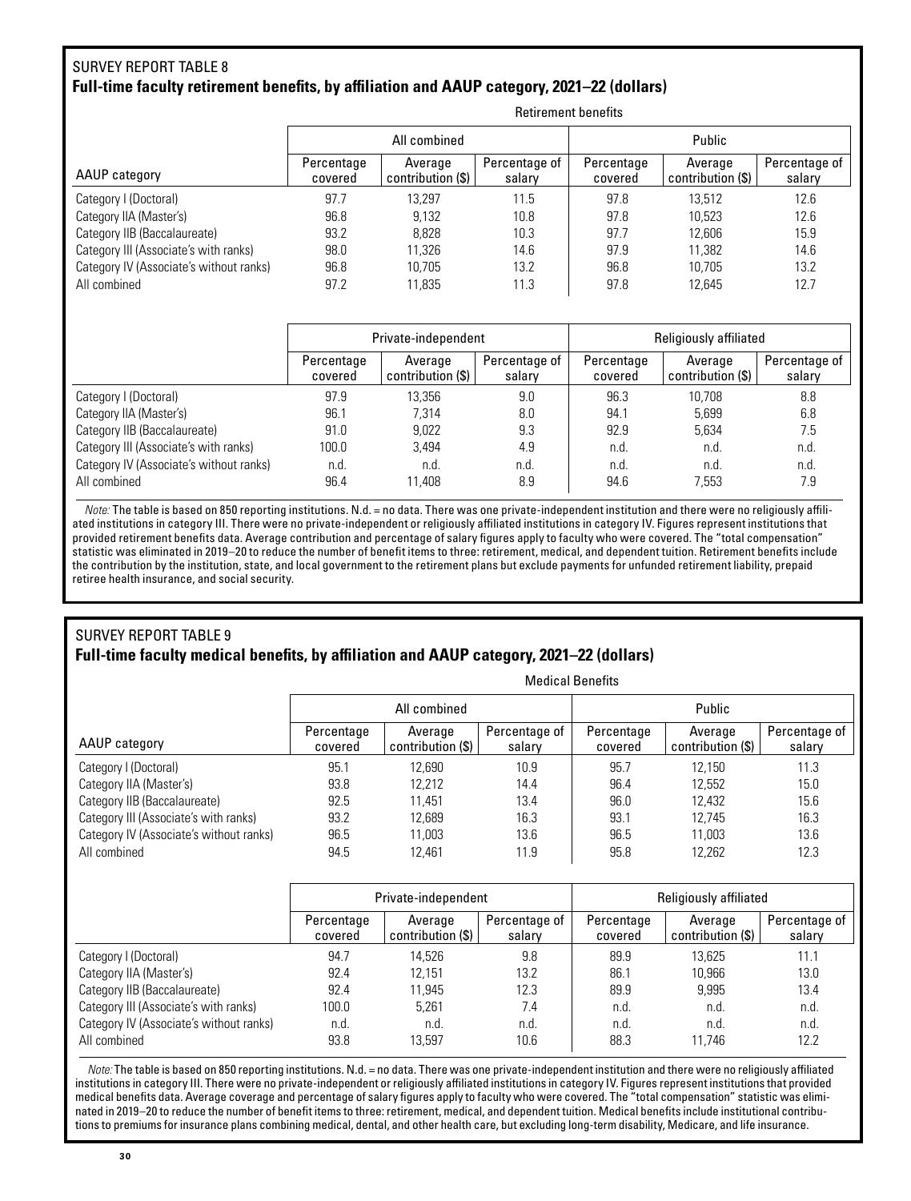## SURVEY REPORT TABLE 8

**Full-time faculty retirement benefits, by affiliation and AAUP category, 2021–22 (dollars)**

| | Retirement benefits | | | | | |
|---|---|---|---|---|---|---|
| | All combined | | | Public | | |
| AAUP category | Percentage covered | Average contribution ($) | Percentage of salary | Percentage covered | Average contribution ($) | Percentage of salary |
| Category I (Doctoral) | 97.7 | 13,297 | 11.5 | 97.8 | 13,512 | 12.6 |
| Category IIA (Master's) | 96.8 | 9,132 | 10.8 | 97.8 | 10,523 | 12.6 |
| Category IIB (Baccalaureate) | 93.2 | 8,828 | 10.3 | 97.7 | 12,606 | 15.9 |
| Category III (Associate's with ranks) | 98.0 | 11,326 | 14.6 | 97.9 | 11,382 | 14.6 |
| Category IV (Associate's without ranks) | 96.8 | 10,705 | 13.2 | 96.8 | 10,705 | 13.2 |
| All combined | 97.2 | 11,835 | 11.3 | 97.8 | 12,645 | 12.7 |

| | Private-independent | | | Religiously affiliated | | |
|---|---|---|---|---|---|---|
| | Percentage covered | Average contribution ($) | Percentage of salary | Percentage covered | Average contribution ($) | Percentage of salary |
| Category I (Doctoral) | 97.9 | 13,356 | 9.0 | 96.3 | 10,708 | 8.8 |
| Category IIA (Master's) | 96.1 | 7,314 | 8.0 | 94.1 | 5,699 | 6.8 |
| Category IIB (Baccalaureate) | 91.0 | 9,022 | 9.3 | 92.9 | 5,634 | 7.5 |
| Category III (Associate's with ranks) | 100.0 | 3,494 | 4.9 | n.d. | n.d. | n.d. |
| Category IV (Associate's without ranks) | n.d. | n.d. | n.d. | n.d. | n.d. | n.d. |
| All combined | 96.4 | 11,408 | 8.9 | 94.6 | 7,553 | 7.9 |

*Note:* The table is based on 850 reporting institutions. N.d. = no data. There was one private-independent institution and there were no religiously affiliated institutions in category III. There were no private-independent or religiously affiliated institutions in category IV. Figures represent institutions that provided retirement benefits data. Average contribution and percentage of salary figures apply to faculty who were covered. The "total compensation" statistic was eliminated in 2019–20 to reduce the number of benefit items to three: retirement, medical, and dependent tuition. Retirement benefits include the contribution by the institution, state, and local government to the retirement plans but exclude payments for unfunded retirement liability, prepaid retiree health insurance, and social security.

## SURVEY REPORT TABLE 9

**Full-time faculty medical benefits, by affiliation and AAUP category, 2021–22 (dollars)**

| | Medical Benefits | | | | | |
|---|---|---|---|---|---|---|
| | All combined | | | Public | | |
| AAUP category | Percentage covered | Average contribution ($) | Percentage of salary | Percentage covered | Average contribution ($) | Percentage of salary |
| Category I (Doctoral) | 95.1 | 12,690 | 10.9 | 95.7 | 12,150 | 11.3 |
| Category IIA (Master's) | 93.8 | 12,212 | 14.4 | 96.4 | 12,552 | 15.0 |
| Category IIB (Baccalaureate) | 92.5 | 11,451 | 13.4 | 96.0 | 12,432 | 15.6 |
| Category III (Associate's with ranks) | 93.2 | 12,689 | 16.3 | 93.1 | 12,745 | 16.3 |
| Category IV (Associate's without ranks) | 96.5 | 11,003 | 13.6 | 96.5 | 11,003 | 13.6 |
| All combined | 94.5 | 12,461 | 11.9 | 95.8 | 12,262 | 12.3 |

| | Private-independent | | | Religiously affiliated | | |
|---|---|---|---|---|---|---|
| | Percentage covered | Average contribution ($) | Percentage of salary | Percentage covered | Average contribution ($) | Percentage of salary |
| Category I (Doctoral) | 94.7 | 14,526 | 9.8 | 89.9 | 13,625 | 11.1 |
| Category IIA (Master's) | 92.4 | 12,151 | 13.2 | 86.1 | 10,966 | 13.0 |
| Category IIB (Baccalaureate) | 92.4 | 11,945 | 12.3 | 89.9 | 9,995 | 13.4 |
| Category III (Associate's with ranks) | 100.0 | 5,261 | 7.4 | n.d. | n.d. | n.d. |
| Category IV (Associate's without ranks) | n.d. | n.d. | n.d. | n.d. | n.d. | n.d. |
| All combined | 93.8 | 13,597 | 10.6 | 88.3 | 11,746 | 12.2 |

*Note:* The table is based on 850 reporting institutions. N.d. = no data. There was one private-independent institution and there were no religiously affiliated institutions in category III. There were no private-independent or religiously affiliated institutions in category IV. Figures represent institutions that provided medical benefits data. Average coverage and percentage of salary figures apply to faculty who were covered. The "total compensation" statistic was eliminated in 2019–20 to reduce the number of benefit items to three: retirement, medical, and dependent tuition. Medical benefits include institutional contributions to premiums for insurance plans combining medical, dental, and other health care, but excluding long-term disability, Medicare, and life insurance.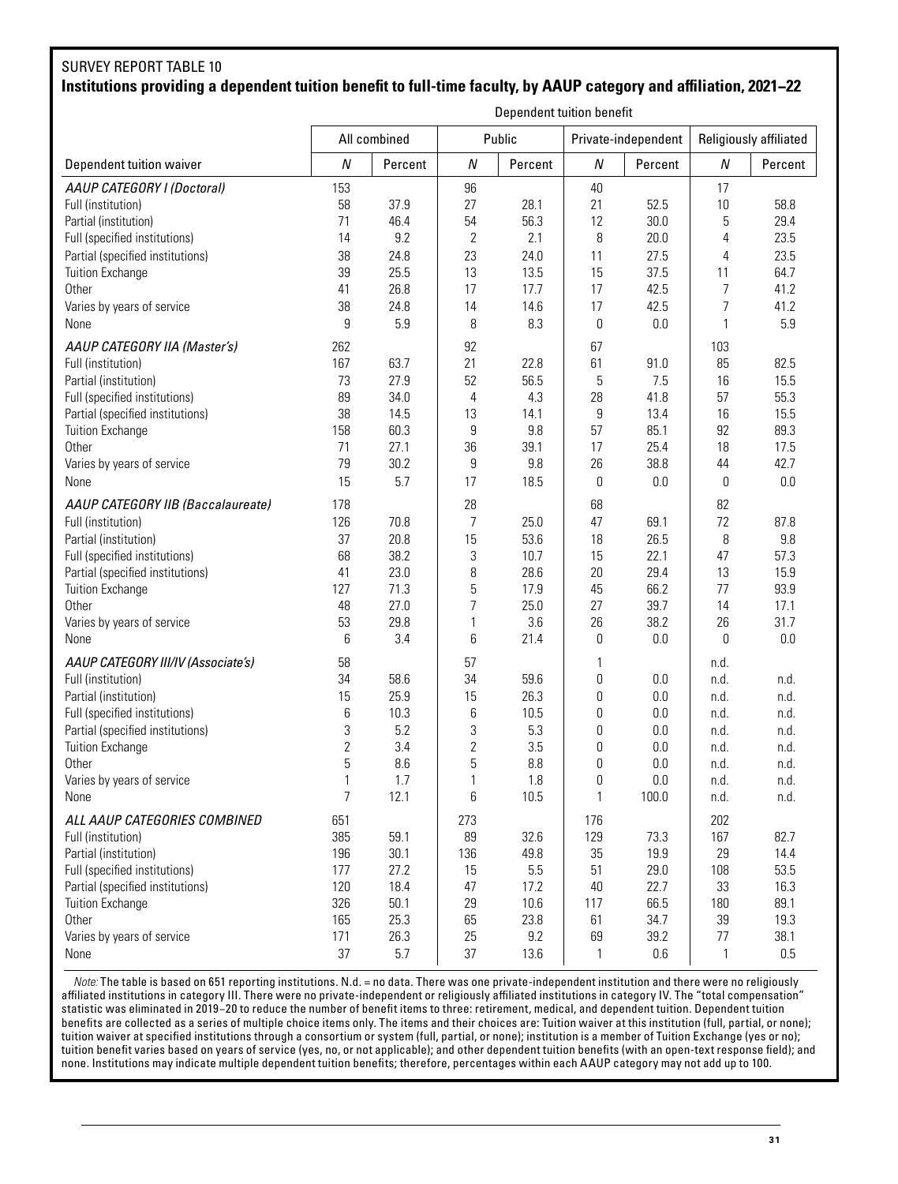## SURVEY REPORT TABLE 10

### Institutions providing a dependent tuition benefit to full-time faculty, by AAUP category and affiliation, 2021–22

| | Dependent tuition benefit | | | | | | | |
|---|---|---|---|---|---|---|---|---|
| | All combined | | Public | | Private-independent | | Religiously affiliated | |
| Dependent tuition waiver | *N* | Percent | *N* | Percent | *N* | Percent | *N* | Percent |
| *AAUP CATEGORY I (Doctoral)* | 153 | | 96 | | 40 | | 17 | |
| Full (institution) | 58 | 37.9 | 27 | 28.1 | 21 | 52.5 | 10 | 58.8 |
| Partial (institution) | 71 | 46.4 | 54 | 56.3 | 12 | 30.0 | 5 | 29.4 |
| Full (specified institutions) | 14 | 9.2 | 2 | 2.1 | 8 | 20.0 | 4 | 23.5 |
| Partial (specified institutions) | 38 | 24.8 | 23 | 24.0 | 11 | 27.5 | 4 | 23.5 |
| Tuition Exchange | 39 | 25.5 | 13 | 13.5 | 15 | 37.5 | 11 | 64.7 |
| Other | 41 | 26.8 | 17 | 17.7 | 17 | 42.5 | 7 | 41.2 |
| Varies by years of service | 38 | 24.8 | 14 | 14.6 | 17 | 42.5 | 7 | 41.2 |
| None | 9 | 5.9 | 8 | 8.3 | 0 | 0.0 | 1 | 5.9 |
| *AAUP CATEGORY IIA (Master's)* | 262 | | 92 | | 67 | | 103 | |
| Full (institution) | 167 | 63.7 | 21 | 22.8 | 61 | 91.0 | 85 | 82.5 |
| Partial (institution) | 73 | 27.9 | 52 | 56.5 | 5 | 7.5 | 16 | 15.5 |
| Full (specified institutions) | 89 | 34.0 | 4 | 4.3 | 28 | 41.8 | 57 | 55.3 |
| Partial (specified institutions) | 38 | 14.5 | 13 | 14.1 | 9 | 13.4 | 16 | 15.5 |
| Tuition Exchange | 158 | 60.3 | 9 | 9.8 | 57 | 85.1 | 92 | 89.3 |
| Other | 71 | 27.1 | 36 | 39.1 | 17 | 25.4 | 18 | 17.5 |
| Varies by years of service | 79 | 30.2 | 9 | 9.8 | 26 | 38.8 | 44 | 42.7 |
| None | 15 | 5.7 | 17 | 18.5 | 0 | 0.0 | 0 | 0.0 |
| *AAUP CATEGORY IIB (Baccalaureate)* | 178 | | 28 | | 68 | | 82 | |
| Full (institution) | 126 | 70.8 | 7 | 25.0 | 47 | 69.1 | 72 | 87.8 |
| Partial (institution) | 37 | 20.8 | 15 | 53.6 | 18 | 26.5 | 8 | 9.8 |
| Full (specified institutions) | 68 | 38.2 | 3 | 10.7 | 15 | 22.1 | 47 | 57.3 |
| Partial (specified institutions) | 41 | 23.0 | 8 | 28.6 | 20 | 29.4 | 13 | 15.9 |
| Tuition Exchange | 127 | 71.3 | 5 | 17.9 | 45 | 66.2 | 77 | 93.9 |
| Other | 48 | 27.0 | 7 | 25.0 | 27 | 39.7 | 14 | 17.1 |
| Varies by years of service | 53 | 29.8 | 1 | 3.6 | 26 | 38.2 | 26 | 31.7 |
| None | 6 | 3.4 | 6 | 21.4 | 0 | 0.0 | 0 | 0.0 |
| *AAUP CATEGORY III/IV (Associate's)* | 58 | | 57 | | 1 | | n.d. | |
| Full (institution) | 34 | 58.6 | 34 | 59.6 | 0 | 0.0 | n.d. | n.d. |
| Partial (institution) | 15 | 25.9 | 15 | 26.3 | 0 | 0.0 | n.d. | n.d. |
| Full (specified institutions) | 6 | 10.3 | 6 | 10.5 | 0 | 0.0 | n.d. | n.d. |
| Partial (specified institutions) | 3 | 5.2 | 3 | 5.3 | 0 | 0.0 | n.d. | n.d. |
| Tuition Exchange | 2 | 3.4 | 2 | 3.5 | 0 | 0.0 | n.d. | n.d. |
| Other | 5 | 8.6 | 5 | 8.8 | 0 | 0.0 | n.d. | n.d. |
| Varies by years of service | 1 | 1.7 | 1 | 1.8 | 0 | 0.0 | n.d. | n.d. |
| None | 7 | 12.1 | 6 | 10.5 | 1 | 100.0 | n.d. | n.d. |
| *ALL AAUP CATEGORIES COMBINED* | 651 | | 273 | | 176 | | 202 | |
| Full (institution) | 385 | 59.1 | 89 | 32.6 | 129 | 73.3 | 167 | 82.7 |
| Partial (institution) | 196 | 30.1 | 136 | 49.8 | 35 | 19.9 | 29 | 14.4 |
| Full (specified institutions) | 177 | 27.2 | 15 | 5.5 | 51 | 29.0 | 108 | 53.5 |
| Partial (specified institutions) | 120 | 18.4 | 47 | 17.2 | 40 | 22.7 | 33 | 16.3 |
| Tuition Exchange | 326 | 50.1 | 29 | 10.6 | 117 | 66.5 | 180 | 89.1 |
| Other | 165 | 25.3 | 65 | 23.8 | 61 | 34.7 | 39 | 19.3 |
| Varies by years of service | 171 | 26.3 | 25 | 9.2 | 69 | 39.2 | 77 | 38.1 |
| None | 37 | 5.7 | 37 | 13.6 | 1 | 0.6 | 1 | 0.5 |

*Note:* The table is based on 651 reporting institutions. N.d. = no data. There was one private-independent institution and there were no religiously affiliated institutions in category III. There were no private-independent or religiously affiliated institutions in category IV. The "total compensation" statistic was eliminated in 2019–20 to reduce the number of benefit items to three: retirement, medical, and dependent tuition. Dependent tuition benefits are collected as a series of multiple choice items only. The items and their choices are: Tuition waiver at this institution (full, partial, or none); tuition waiver at specified institutions through a consortium or system (full, partial, or none); institution is a member of Tuition Exchange (yes or no); tuition benefit varies based on years of service (yes, no, or not applicable); and other dependent tuition benefits (with an open-text response field); and none. Institutions may indicate multiple dependent tuition benefits; therefore, percentages within each AAUP category may not add up to 100.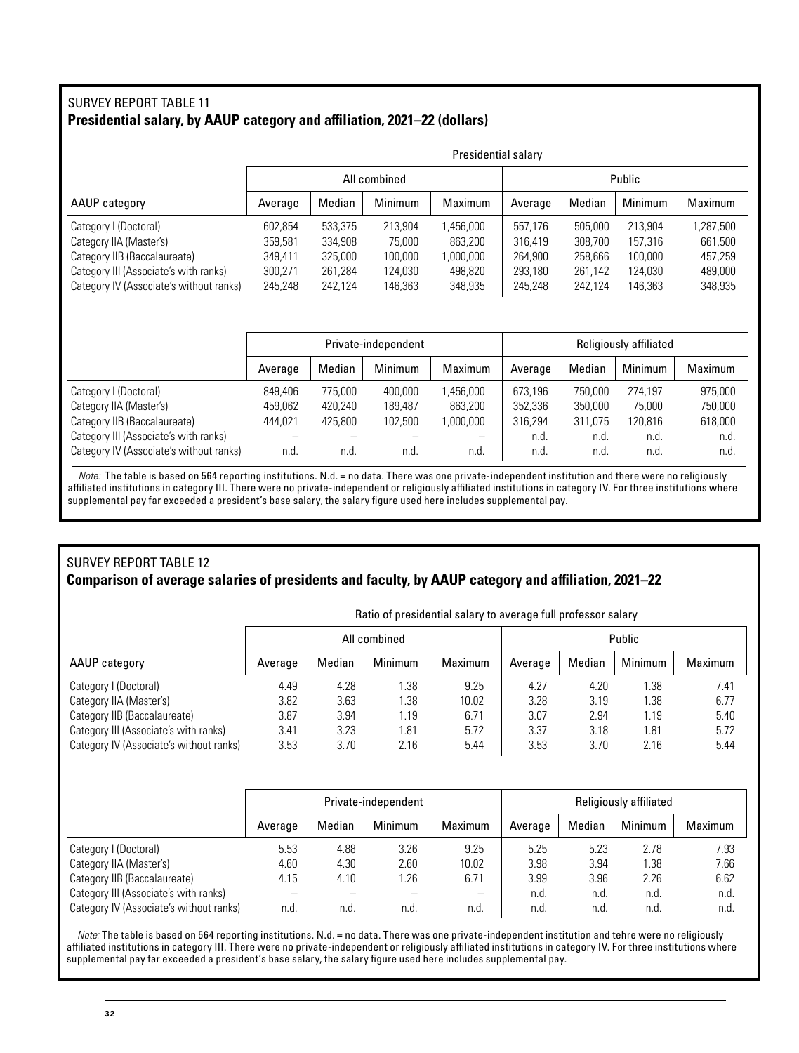## SURVEY REPORT TABLE 11

**Presidential salary, by AAUP category and affiliation, 2021–22 (dollars)**

| | Presidential salary | | | | | | | |
|---|---|---|---|---|---|---|---|---|
| | All combined | | | | Public | | | |
| AAUP category | Average | Median | Minimum | Maximum | Average | Median | Minimum | Maximum |
| Category I (Doctoral) | 602,854 | 533,375 | 213,904 | 1,456,000 | 557,176 | 505,000 | 213,904 | 1,287,500 |
| Category IIA (Master's) | 359,581 | 334,908 | 75,000 | 863,200 | 316,419 | 308,700 | 157,316 | 661,500 |
| Category IIB (Baccalaureate) | 349,411 | 325,000 | 100,000 | 1,000,000 | 264,900 | 258,666 | 100,000 | 457,259 |
| Category III (Associate's with ranks) | 300,271 | 261,284 | 124,030 | 498,820 | 293,180 | 261,142 | 124,030 | 489,000 |
| Category IV (Associate's without ranks) | 245,248 | 242,124 | 146,363 | 348,935 | 245,248 | 242,124 | 146,363 | 348,935 |

| | Private-independent | | | | Religiously affiliated | | | |
|---|---|---|---|---|---|---|---|---|
| | Average | Median | Minimum | Maximum | Average | Median | Minimum | Maximum |
| Category I (Doctoral) | 849,406 | 775,000 | 400,000 | 1,456,000 | 673,196 | 750,000 | 274,197 | 975,000 |
| Category IIA (Master's) | 459,062 | 420,240 | 189,487 | 863,200 | 352,336 | 350,000 | 75,000 | 750,000 |
| Category IIB (Baccalaureate) | 444,021 | 425,800 | 102,500 | 1,000,000 | 316,294 | 311,075 | 120,816 | 618,000 |
| Category III (Associate's with ranks) | – | – | – | – | n.d. | n.d. | n.d. | n.d. |
| Category IV (Associate's without ranks) | n.d. | n.d. | n.d. | n.d. | n.d. | n.d. | n.d. | n.d. |

*Note:* The table is based on 564 reporting institutions. N.d. = no data. There was one private-independent institution and there were no religiously affiliated institutions in category III. There were no private-independent or religiously affiliated institutions in category IV. For three institutions where supplemental pay far exceeded a president's base salary, the salary figure used here includes supplemental pay.

## SURVEY REPORT TABLE 12

**Comparison of average salaries of presidents and faculty, by AAUP category and affiliation, 2021–22**

| | Ratio of presidential salary to average full professor salary | | | | | | | |
|---|---|---|---|---|---|---|---|---|
| | All combined | | | | Public | | | |
| AAUP category | Average | Median | Minimum | Maximum | Average | Median | Minimum | Maximum |
| Category I (Doctoral) | 4.49 | 4.28 | 1.38 | 9.25 | 4.27 | 4.20 | 1.38 | 7.41 |
| Category IIA (Master's) | 3.82 | 3.63 | 1.38 | 10.02 | 3.28 | 3.19 | 1.38 | 6.77 |
| Category IIB (Baccalaureate) | 3.87 | 3.94 | 1.19 | 6.71 | 3.07 | 2.94 | 1.19 | 5.40 |
| Category III (Associate's with ranks) | 3.41 | 3.23 | 1.81 | 5.72 | 3.37 | 3.18 | 1.81 | 5.72 |
| Category IV (Associate's without ranks) | 3.53 | 3.70 | 2.16 | 5.44 | 3.53 | 3.70 | 2.16 | 5.44 |

| | Private-independent | | | | Religiously affiliated | | | |
|---|---|---|---|---|---|---|---|---|
| | Average | Median | Minimum | Maximum | Average | Median | Minimum | Maximum |
| Category I (Doctoral) | 5.53 | 4.88 | 3.26 | 9.25 | 5.25 | 5.23 | 2.78 | 7.93 |
| Category IIA (Master's) | 4.60 | 4.30 | 2.60 | 10.02 | 3.98 | 3.94 | 1.38 | 7.66 |
| Category IIB (Baccalaureate) | 4.15 | 4.10 | 1.26 | 6.71 | 3.99 | 3.96 | 2.26 | 6.62 |
| Category III (Associate's with ranks) | – | – | – | – | n.d. | n.d. | n.d. | n.d. |
| Category IV (Associate's without ranks) | n.d. | n.d. | n.d. | n.d. | n.d. | n.d. | n.d. | n.d. |

*Note:* The table is based on 564 reporting institutions. N.d. = no data. There was one private-independent institution and tehre were no religiously affiliated institutions in category III. There were no private-independent or religiously affiliated institutions in category IV. For three institutions where supplemental pay far exceeded a president's base salary, the salary figure used here includes supplemental pay.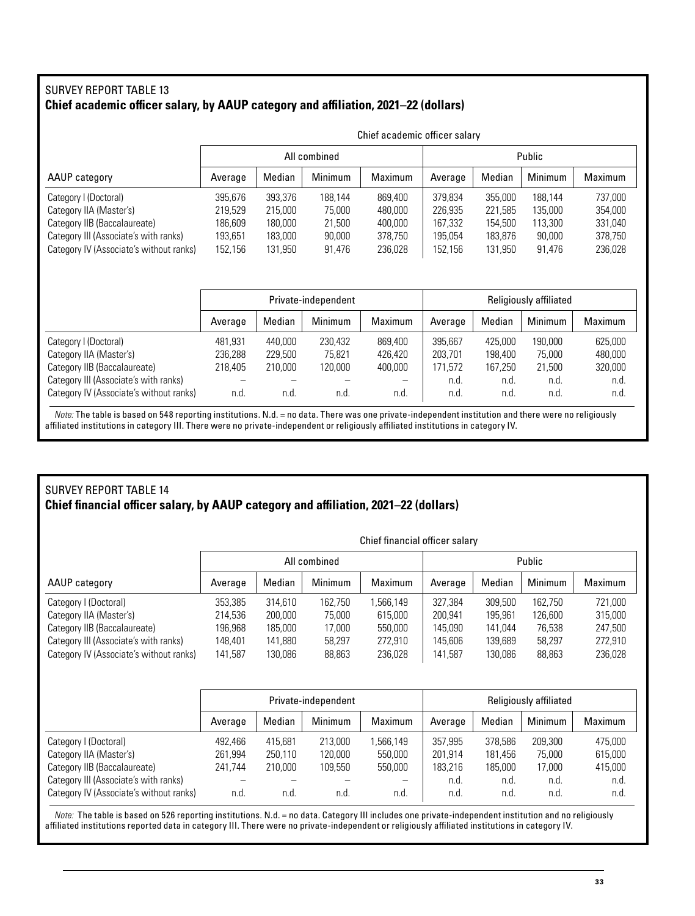## SURVEY REPORT TABLE 13

### Chief academic officer salary, by AAUP category and affiliation, 2021–22 (dollars)

| | Chief academic officer salary | | | | | | | |
|---|---|---|---|---|---|---|---|---|
| | All combined | | | | Public | | | |
| AAUP category | Average | Median | Minimum | Maximum | Average | Median | Minimum | Maximum |
| Category I (Doctoral) | 395,676 | 393,376 | 188,144 | 869,400 | 379,834 | 355,000 | 188,144 | 737,000 |
| Category IIA (Master's) | 219,529 | 215,000 | 75,000 | 480,000 | 226,935 | 221,585 | 135,000 | 354,000 |
| Category IIB (Baccalaureate) | 186,609 | 180,000 | 21,500 | 400,000 | 167,332 | 154,500 | 113,300 | 331,040 |
| Category III (Associate's with ranks) | 193,651 | 183,000 | 90,000 | 378,750 | 195,054 | 183,876 | 90,000 | 378,750 |
| Category IV (Associate's without ranks) | 152,156 | 131,950 | 91,476 | 236,028 | 152,156 | 131,950 | 91,476 | 236,028 |

| | Private-independent | | | | Religiously affiliated | | | |
|---|---|---|---|---|---|---|---|---|
| | Average | Median | Minimum | Maximum | Average | Median | Minimum | Maximum |
| Category I (Doctoral) | 481,931 | 440,000 | 230,432 | 869,400 | 395,667 | 425,000 | 190,000 | 625,000 |
| Category IIA (Master's) | 236,288 | 229,500 | 75,821 | 426,420 | 203,701 | 198,400 | 75,000 | 480,000 |
| Category IIB (Baccalaureate) | 218,405 | 210,000 | 120,000 | 400,000 | 171,572 | 167,250 | 21,500 | 320,000 |
| Category III (Associate's with ranks) | – | – | – | – | n.d. | n.d. | n.d. | n.d. |
| Category IV (Associate's without ranks) | n.d. | n.d. | n.d. | n.d. | n.d. | n.d. | n.d. | n.d. |

*Note:* The table is based on 548 reporting institutions. N.d. = no data. There was one private-independent institution and there were no religiously affiliated institutions in category III. There were no private-independent or religiously affiliated institutions in category IV.

## SURVEY REPORT TABLE 14

### Chief financial officer salary, by AAUP category and affiliation, 2021–22 (dollars)

| | Chief financial officer salary | | | | | | | |
|---|---|---|---|---|---|---|---|---|
| | All combined | | | | Public | | | |
| AAUP category | Average | Median | Minimum | Maximum | Average | Median | Minimum | Maximum |
| Category I (Doctoral) | 353,385 | 314,610 | 162,750 | 1,566,149 | 327,384 | 309,500 | 162,750 | 721,000 |
| Category IIA (Master's) | 214,536 | 200,000 | 75,000 | 615,000 | 200,941 | 195,961 | 126,600 | 315,000 |
| Category IIB (Baccalaureate) | 196,968 | 185,000 | 17,000 | 550,000 | 145,090 | 141,044 | 76,538 | 247,500 |
| Category III (Associate's with ranks) | 148,401 | 141,880 | 58,297 | 272,910 | 145,606 | 139,689 | 58,297 | 272,910 |
| Category IV (Associate's without ranks) | 141,587 | 130,086 | 88,863 | 236,028 | 141,587 | 130,086 | 88,863 | 236,028 |

| | Private-independent | | | | Religiously affiliated | | | |
|---|---|---|---|---|---|---|---|---|
| | Average | Median | Minimum | Maximum | Average | Median | Minimum | Maximum |
| Category I (Doctoral) | 492,466 | 415,681 | 213,000 | 1,566,149 | 357,995 | 378,586 | 209,300 | 475,000 |
| Category IIA (Master's) | 261,994 | 250,110 | 120,000 | 550,000 | 201,914 | 181,456 | 75,000 | 615,000 |
| Category IIB (Baccalaureate) | 241,744 | 210,000 | 109,550 | 550,000 | 183,216 | 185,000 | 17,000 | 415,000 |
| Category III (Associate's with ranks) | – | – | – | – | n.d. | n.d. | n.d. | n.d. |
| Category IV (Associate's without ranks) | n.d. | n.d. | n.d. | n.d. | n.d. | n.d. | n.d. | n.d. |

*Note:* The table is based on 526 reporting institutions. N.d. = no data. Category III includes one private-independent institution and no religiously affiliated institutions reported data in category III. There were no private-independent or religiously affiliated institutions in category IV.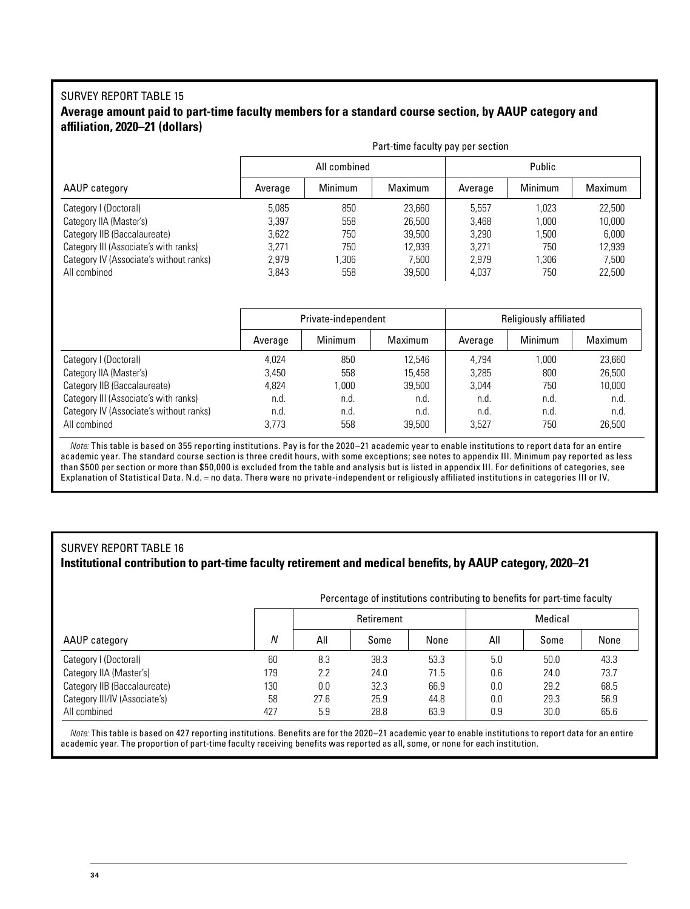SURVEY REPORT TABLE 15

**Average amount paid to part-time faculty members for a standard course section, by AAUP category and affiliation, 2020–21 (dollars)**

| | Part-time faculty pay per section | | | | | |
|---|---|---|---|---|---|---|
| | All combined | | | Public | | |
| AAUP category | Average | Minimum | Maximum | Average | Minimum | Maximum |
| Category I (Doctoral) | 5,085 | 850 | 23,660 | 5,557 | 1,023 | 22,500 |
| Category IIA (Master's) | 3,397 | 558 | 26,500 | 3,468 | 1,000 | 10,000 |
| Category IIB (Baccalaureate) | 3,622 | 750 | 39,500 | 3,290 | 1,500 | 6,000 |
| Category III (Associate's with ranks) | 3,271 | 750 | 12,939 | 3,271 | 750 | 12,939 |
| Category IV (Associate's without ranks) | 2,979 | 1,306 | 7,500 | 2,979 | 1,306 | 7,500 |
| All combined | 3,843 | 558 | 39,500 | 4,037 | 750 | 22,500 |

| | Private-independent | | | Religiously affiliated | | |
|---|---|---|---|---|---|---|
| | Average | Minimum | Maximum | Average | Minimum | Maximum |
| Category I (Doctoral) | 4,024 | 850 | 12,546 | 4,794 | 1,000 | 23,660 |
| Category IIA (Master's) | 3,450 | 558 | 15,458 | 3,285 | 800 | 26,500 |
| Category IIB (Baccalaureate) | 4,824 | 1,000 | 39,500 | 3,044 | 750 | 10,000 |
| Category III (Associate's with ranks) | n.d. | n.d. | n.d. | n.d. | n.d. | n.d. |
| Category IV (Associate's without ranks) | n.d. | n.d. | n.d. | n.d. | n.d. | n.d. |
| All combined | 3,773 | 558 | 39,500 | 3,527 | 750 | 26,500 |

*Note:* This table is based on 355 reporting institutions. Pay is for the 2020–21 academic year to enable institutions to report data for an entire academic year. The standard course section is three credit hours, with some exceptions; see notes to appendix III. Minimum pay reported as less than $500 per section or more than $50,000 is excluded from the table and analysis but is listed in appendix III. For definitions of categories, see Explanation of Statistical Data. N.d. = no data. There were no private-independent or religiously affiliated institutions in categories III or IV.

SURVEY REPORT TABLE 16

**Institutional contribution to part-time faculty retirement and medical benefits, by AAUP category, 2020–21**

| | | Percentage of institutions contributing to benefits for part-time faculty | | | | | |
|---|---|---|---|---|---|---|---|
| | | Retirement | | | Medical | | |
| AAUP category | *N* | All | Some | None | All | Some | None |
| Category I (Doctoral) | 60 | 8.3 | 38.3 | 53.3 | 5.0 | 50.0 | 43.3 |
| Category IIA (Master's) | 179 | 2.2 | 24.0 | 71.5 | 0.6 | 24.0 | 73.7 |
| Category IIB (Baccalaureate) | 130 | 0.0 | 32.3 | 66.9 | 0.0 | 29.2 | 68.5 |
| Category III/IV (Associate's) | 58 | 27.6 | 25.9 | 44.8 | 0.0 | 29.3 | 56.9 |
| All combined | 427 | 5.9 | 28.8 | 63.9 | 0.9 | 30.0 | 65.6 |

*Note:* This table is based on 427 reporting institutions. Benefits are for the 2020–21 academic year to enable institutions to report data for an entire academic year. The proportion of part-time faculty receiving benefits was reported as all, some, or none for each institution.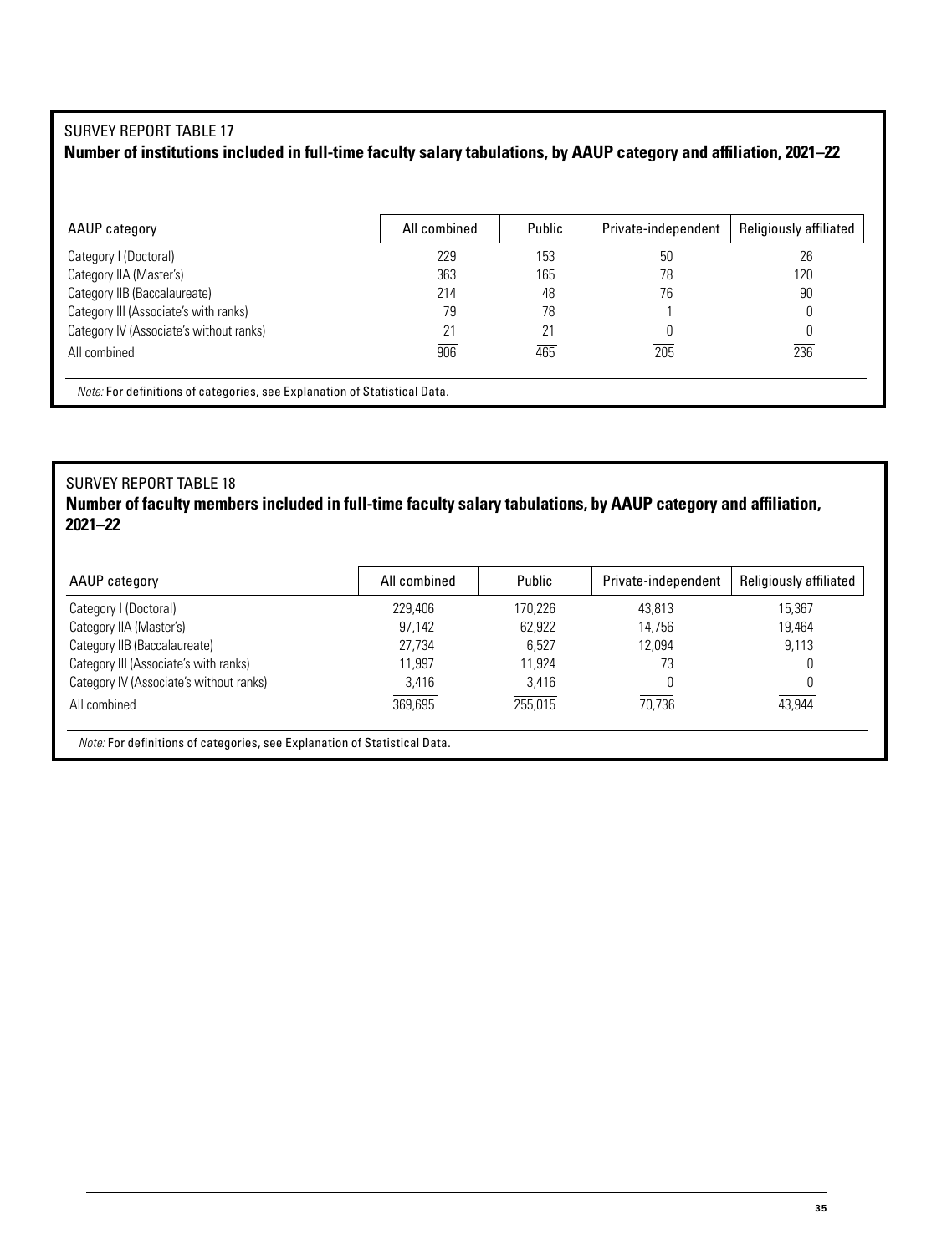## SURVEY REPORT TABLE 17

**Number of institutions included in full-time faculty salary tabulations, by AAUP category and affiliation, 2021–22**

| AAUP category | All combined | Public | Private-independent | Religiously affiliated |
|---|---|---|---|---|
| Category I (Doctoral) | 229 | 153 | 50 | 26 |
| Category IIA (Master's) | 363 | 165 | 78 | 120 |
| Category IIB (Baccalaureate) | 214 | 48 | 76 | 90 |
| Category III (Associate's with ranks) | 79 | 78 | 1 | 0 |
| Category IV (Associate's without ranks) | 21 | 21 | 0 | 0 |
| All combined | 906 | 465 | 205 | 236 |

*Note:* For definitions of categories, see Explanation of Statistical Data.

## SURVEY REPORT TABLE 18

**Number of faculty members included in full-time faculty salary tabulations, by AAUP category and affiliation, 2021–22**

| AAUP category | All combined | Public | Private-independent | Religiously affiliated |
|---|---|---|---|---|
| Category I (Doctoral) | 229,406 | 170,226 | 43,813 | 15,367 |
| Category IIA (Master's) | 97,142 | 62,922 | 14,756 | 19,464 |
| Category IIB (Baccalaureate) | 27,734 | 6,527 | 12,094 | 9,113 |
| Category III (Associate's with ranks) | 11,997 | 11,924 | 73 | 0 |
| Category IV (Associate's without ranks) | 3,416 | 3,416 | 0 | 0 |
| All combined | 369,695 | 255,015 | 70,736 | 43,944 |

*Note:* For definitions of categories, see Explanation of Statistical Data.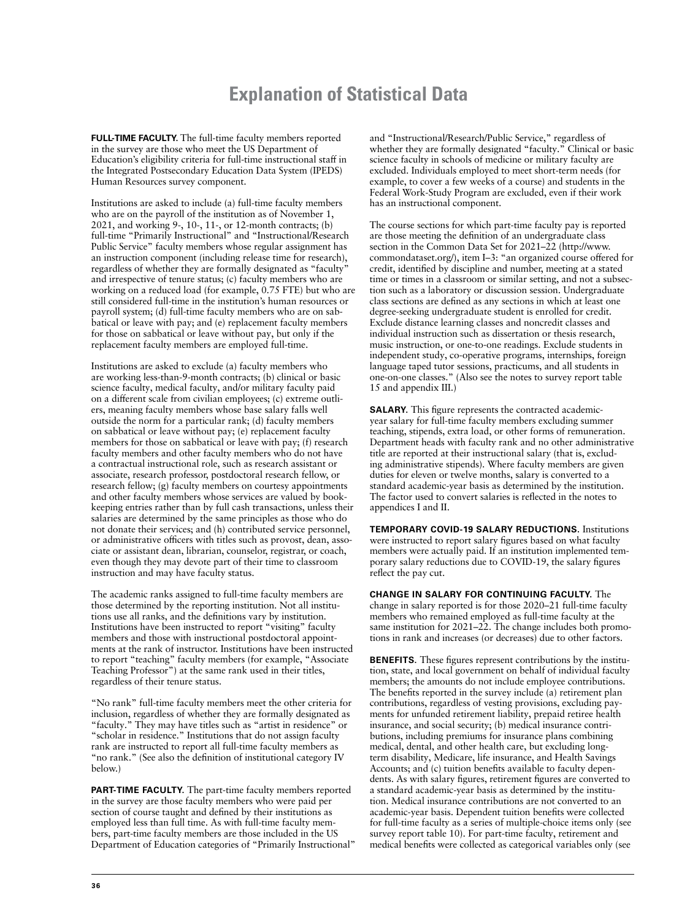# Explanation of Statistical Data

**FULL-TIME FACULTY.** The full-time faculty members reported in the survey are those who meet the US Department of Education's eligibility criteria for full-time instructional staff in the Integrated Postsecondary Education Data System (IPEDS) Human Resources survey component.

Institutions are asked to include (a) full-time faculty members who are on the payroll of the institution as of November 1, 2021, and working 9-, 10-, 11-, or 12-month contracts; (b) full-time "Primarily Instructional" and "Instructional/Research Public Service" faculty members whose regular assignment has an instruction component (including release time for research), regardless of whether they are formally designated as "faculty" and irrespective of tenure status; (c) faculty members who are working on a reduced load (for example, 0.75 FTE) but who are still considered full-time in the institution's human resources or payroll system; (d) full-time faculty members who are on sabbatical or leave with pay; and (e) replacement faculty members for those on sabbatical or leave without pay, but only if the replacement faculty members are employed full-time.

Institutions are asked to exclude (a) faculty members who are working less-than-9-month contracts; (b) clinical or basic science faculty, medical faculty, and/or military faculty paid on a different scale from civilian employees; (c) extreme outliers, meaning faculty members whose base salary falls well outside the norm for a particular rank; (d) faculty members on sabbatical or leave without pay; (e) replacement faculty members for those on sabbatical or leave with pay; (f) research faculty members and other faculty members who do not have a contractual instructional role, such as research assistant or associate, research professor, postdoctoral research fellow, or research fellow; (g) faculty members on courtesy appointments and other faculty members whose services are valued by bookkeeping entries rather than by full cash transactions, unless their salaries are determined by the same principles as those who do not donate their services; and (h) contributed service personnel, or administrative officers with titles such as provost, dean, associate or assistant dean, librarian, counselor, registrar, or coach, even though they may devote part of their time to classroom instruction and may have faculty status.

The academic ranks assigned to full-time faculty members are those determined by the reporting institution. Not all institutions use all ranks, and the definitions vary by institution. Institutions have been instructed to report "visiting" faculty members and those with instructional postdoctoral appointments at the rank of instructor. Institutions have been instructed to report "teaching" faculty members (for example, "Associate Teaching Professor") at the same rank used in their titles, regardless of their tenure status.

"No rank" full-time faculty members meet the other criteria for inclusion, regardless of whether they are formally designated as "faculty." They may have titles such as "artist in residence" or "scholar in residence." Institutions that do not assign faculty rank are instructed to report all full-time faculty members as "no rank." (See also the definition of institutional category IV below.)

**PART-TIME FACULTY.** The part-time faculty members reported in the survey are those faculty members who were paid per section of course taught and defined by their institutions as employed less than full time. As with full-time faculty members, part-time faculty members are those included in the US Department of Education categories of "Primarily Instructional" and "Instructional/Research/Public Service," regardless of whether they are formally designated "faculty." Clinical or basic science faculty in schools of medicine or military faculty are excluded. Individuals employed to meet short-term needs (for example, to cover a few weeks of a course) and students in the Federal Work-Study Program are excluded, even if their work has an instructional component.

The course sections for which part-time faculty pay is reported are those meeting the definition of an undergraduate class section in the Common Data Set for 2021–22 (http://www.commondataset.org/), item I–3: "an organized course offered for credit, identified by discipline and number, meeting at a stated time or times in a classroom or similar setting, and not a subsection such as a laboratory or discussion session. Undergraduate class sections are defined as any sections in which at least one degree-seeking undergraduate student is enrolled for credit. Exclude distance learning classes and noncredit classes and individual instruction such as dissertation or thesis research, music instruction, or one-to-one readings. Exclude students in independent study, co-operative programs, internships, foreign language taped tutor sessions, practicums, and all students in one-on-one classes." (Also see the notes to survey report table 15 and appendix III.)

**SALARY.** This figure represents the contracted academic-year salary for full-time faculty members excluding summer teaching, stipends, extra load, or other forms of remuneration. Department heads with faculty rank and no other administrative title are reported at their instructional salary (that is, excluding administrative stipends). Where faculty members are given duties for eleven or twelve months, salary is converted to a standard academic-year basis as determined by the institution. The factor used to convert salaries is reflected in the notes to appendices I and II.

**TEMPORARY COVID-19 SALARY REDUCTIONS.** Institutions were instructed to report salary figures based on what faculty members were actually paid. If an institution implemented temporary salary reductions due to COVID-19, the salary figures reflect the pay cut.

**CHANGE IN SALARY FOR CONTINUING FACULTY.** The change in salary reported is for those 2020–21 full-time faculty members who remained employed as full-time faculty at the same institution for 2021–22. The change includes both promotions in rank and increases (or decreases) due to other factors.

**BENEFITS.** These figures represent contributions by the institution, state, and local government on behalf of individual faculty members; the amounts do not include employee contributions. The benefits reported in the survey include (a) retirement plan contributions, regardless of vesting provisions, excluding payments for unfunded retirement liability, prepaid retiree health insurance, and social security; (b) medical insurance contributions, including premiums for insurance plans combining medical, dental, and other health care, but excluding long-term disability, Medicare, life insurance, and Health Savings Accounts; and (c) tuition benefits available to faculty dependents. As with salary figures, retirement figures are converted to a standard academic-year basis as determined by the institution. Medical insurance contributions are not converted to an academic-year basis. Dependent tuition benefits were collected for full-time faculty as a series of multiple-choice items only (see survey report table 10). For part-time faculty, retirement and medical benefits were collected as categorical variables only (see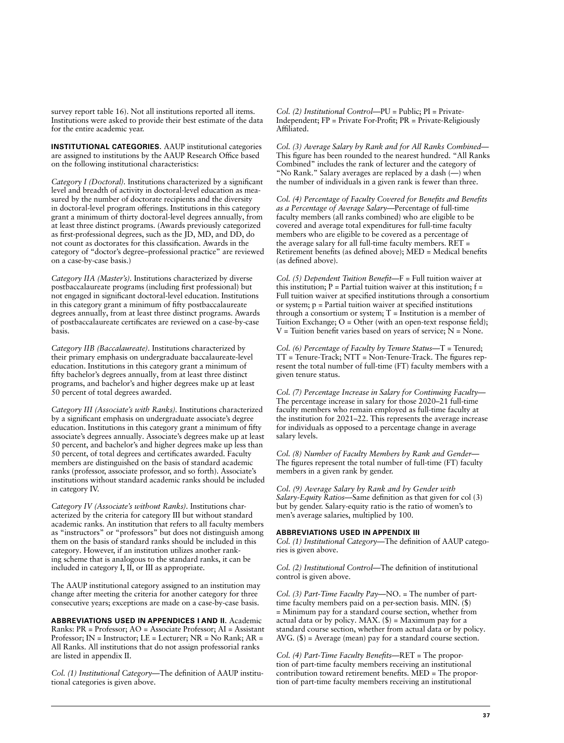survey report table 16). Not all institutions reported all items. Institutions were asked to provide their best estimate of the data for the entire academic year.

**INSTITUTIONAL CATEGORIES.** AAUP institutional categories are assigned to institutions by the AAUP Research Office based on the following institutional characteristics:

*Category I (Doctoral).* Institutions characterized by a significant level and breadth of activity in doctoral-level education as measured by the number of doctorate recipients and the diversity in doctoral-level program offerings. Institutions in this category grant a minimum of thirty doctoral-level degrees annually, from at least three distinct programs. (Awards previously categorized as first-professional degrees, such as the JD, MD, and DD, do not count as doctorates for this classification. Awards in the category of "doctor's degree–professional practice" are reviewed on a case-by-case basis.)

*Category IIA (Master's).* Institutions characterized by diverse postbaccalaureate programs (including first professional) but not engaged in significant doctoral-level education. Institutions in this category grant a minimum of fifty postbaccalaureate degrees annually, from at least three distinct programs. Awards of postbaccalaureate certificates are reviewed on a case-by-case basis.

*Category IIB (Baccalaureate).* Institutions characterized by their primary emphasis on undergraduate baccalaureate-level education. Institutions in this category grant a minimum of fifty bachelor's degrees annually, from at least three distinct programs, and bachelor's and higher degrees make up at least 50 percent of total degrees awarded.

*Category III (Associate's with Ranks).* Institutions characterized by a significant emphasis on undergraduate associate's degree education. Institutions in this category grant a minimum of fifty associate's degrees annually. Associate's degrees make up at least 50 percent, and bachelor's and higher degrees make up less than 50 percent, of total degrees and certificates awarded. Faculty members are distinguished on the basis of standard academic ranks (professor, associate professor, and so forth). Associate's institutions without standard academic ranks should be included in category IV.

*Category IV (Associate's without Ranks).* Institutions characterized by the criteria for category III but without standard academic ranks. An institution that refers to all faculty members as "instructors" or "professors" but does not distinguish among them on the basis of standard ranks should be included in this category. However, if an institution utilizes another ranking scheme that is analogous to the standard ranks, it can be included in category I, II, or III as appropriate.

The AAUP institutional category assigned to an institution may change after meeting the criteria for another category for three consecutive years; exceptions are made on a case-by-case basis.

**ABBREVIATIONS USED IN APPENDICES I AND II.** Academic Ranks: PR = Professor; AO = Associate Professor; AI = Assistant Professor; IN = Instructor; LE = Lecturer; NR = No Rank; AR = All Ranks. All institutions that do not assign professorial ranks are listed in appendix II.

*Col. (1) Institutional Category*—The definition of AAUP institutional categories is given above.

*Col. (2) Institutional Control*—PU = Public; PI = Private-Independent; FP = Private For-Profit; PR = Private-Religiously Affiliated.

*Col. (3) Average Salary by Rank and for All Ranks Combined*—This figure has been rounded to the nearest hundred. "All Ranks Combined" includes the rank of lecturer and the category of "No Rank." Salary averages are replaced by a dash (—) when the number of individuals in a given rank is fewer than three.

*Col. (4) Percentage of Faculty Covered for Benefits and Benefits as a Percentage of Average Salary*—Percentage of full-time faculty members (all ranks combined) who are eligible to be covered and average total expenditures for full-time faculty members who are eligible to be covered as a percentage of the average salary for all full-time faculty members. RET = Retirement benefits (as defined above); MED = Medical benefits (as defined above).

*Col. (5) Dependent Tuition Benefit*—F = Full tuition waiver at this institution; P = Partial tuition waiver at this institution; f = Full tuition waiver at specified institutions through a consortium or system; p = Partial tuition waiver at specified institutions through a consortium or system; T = Institution is a member of Tuition Exchange; O = Other (with an open-text response field); V = Tuition benefit varies based on years of service; N = None.

*Col. (6) Percentage of Faculty by Tenure Status*—T = Tenured; TT = Tenure-Track; NTT = Non-Tenure-Track. The figures represent the total number of full-time (FT) faculty members with a given tenure status.

*Col. (7) Percentage Increase in Salary for Continuing Faculty*—The percentage increase in salary for those 2020–21 full-time faculty members who remain employed as full-time faculty at the institution for 2021–22. This represents the average increase for individuals as opposed to a percentage change in average salary levels.

*Col. (8) Number of Faculty Members by Rank and Gender*—The figures represent the total number of full-time (FT) faculty members in a given rank by gender.

*Col. (9) Average Salary by Rank and by Gender with Salary-Equity Ratios*—Same definition as that given for col (3) but by gender. Salary-equity ratio is the ratio of women's to men's average salaries, multiplied by 100.

**ABBREVIATIONS USED IN APPENDIX III**

*Col. (1) Institutional Category*—The definition of AAUP categories is given above.

*Col. (2) Institutional Control*—The definition of institutional control is given above.

*Col. (3) Part-Time Faculty Pay*—NO. = The number of part-time faculty members paid on a per-section basis. MIN. ($) = Minimum pay for a standard course section, whether from actual data or by policy. MAX. ($) = Maximum pay for a standard course section, whether from actual data or by policy. AVG. ($) = Average (mean) pay for a standard course section.

*Col. (4) Part-Time Faculty Benefits*—RET = The proportion of part-time faculty members receiving an institutional contribution toward retirement benefits. MED = The proportion of part-time faculty members receiving an institutional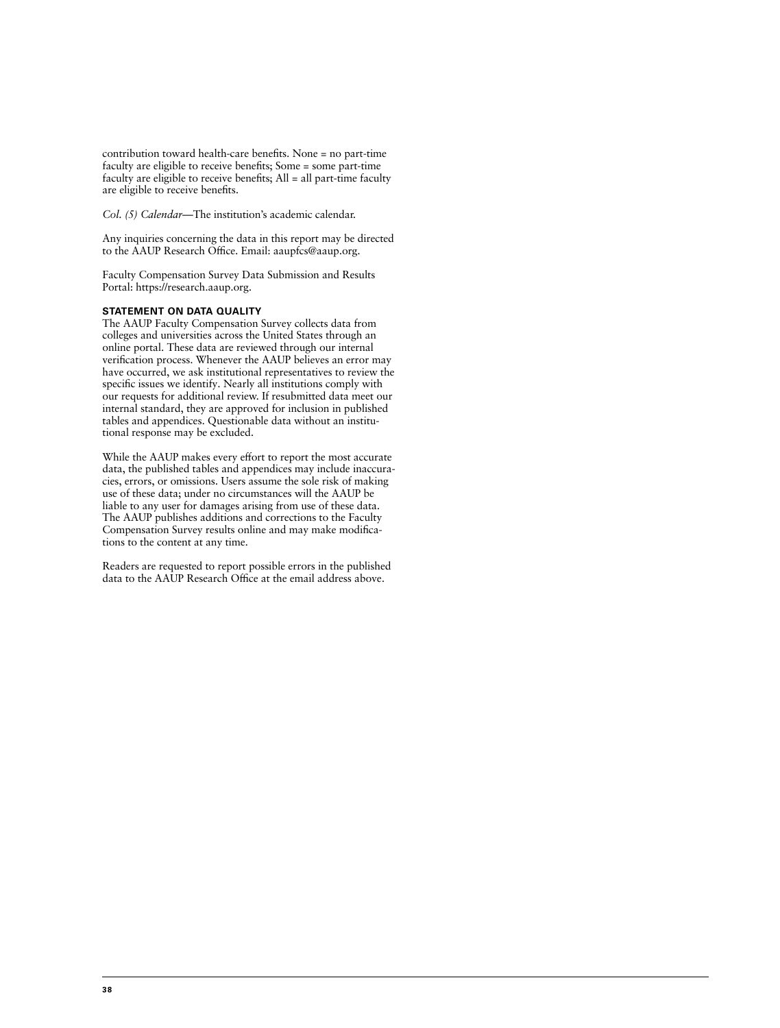contribution toward health-care benefits. None = no part-time faculty are eligible to receive benefits; Some = some part-time faculty are eligible to receive benefits; All = all part-time faculty are eligible to receive benefits.

*Col. (5) Calendar*—The institution's academic calendar.

Any inquiries concerning the data in this report may be directed to the AAUP Research Office. Email: aaupfcs@aaup.org.

Faculty Compensation Survey Data Submission and Results Portal: https://research.aaup.org.

**STATEMENT ON DATA QUALITY**

The AAUP Faculty Compensation Survey collects data from colleges and universities across the United States through an online portal. These data are reviewed through our internal verification process. Whenever the AAUP believes an error may have occurred, we ask institutional representatives to review the specific issues we identify. Nearly all institutions comply with our requests for additional review. If resubmitted data meet our internal standard, they are approved for inclusion in published tables and appendices. Questionable data without an institutional response may be excluded.

While the AAUP makes every effort to report the most accurate data, the published tables and appendices may include inaccuracies, errors, or omissions. Users assume the sole risk of making use of these data; under no circumstances will the AAUP be liable to any user for damages arising from use of these data. The AAUP publishes additions and corrections to the Faculty Compensation Survey results online and may make modifications to the content at any time.

Readers are requested to report possible errors in the published data to the AAUP Research Office at the email address above.